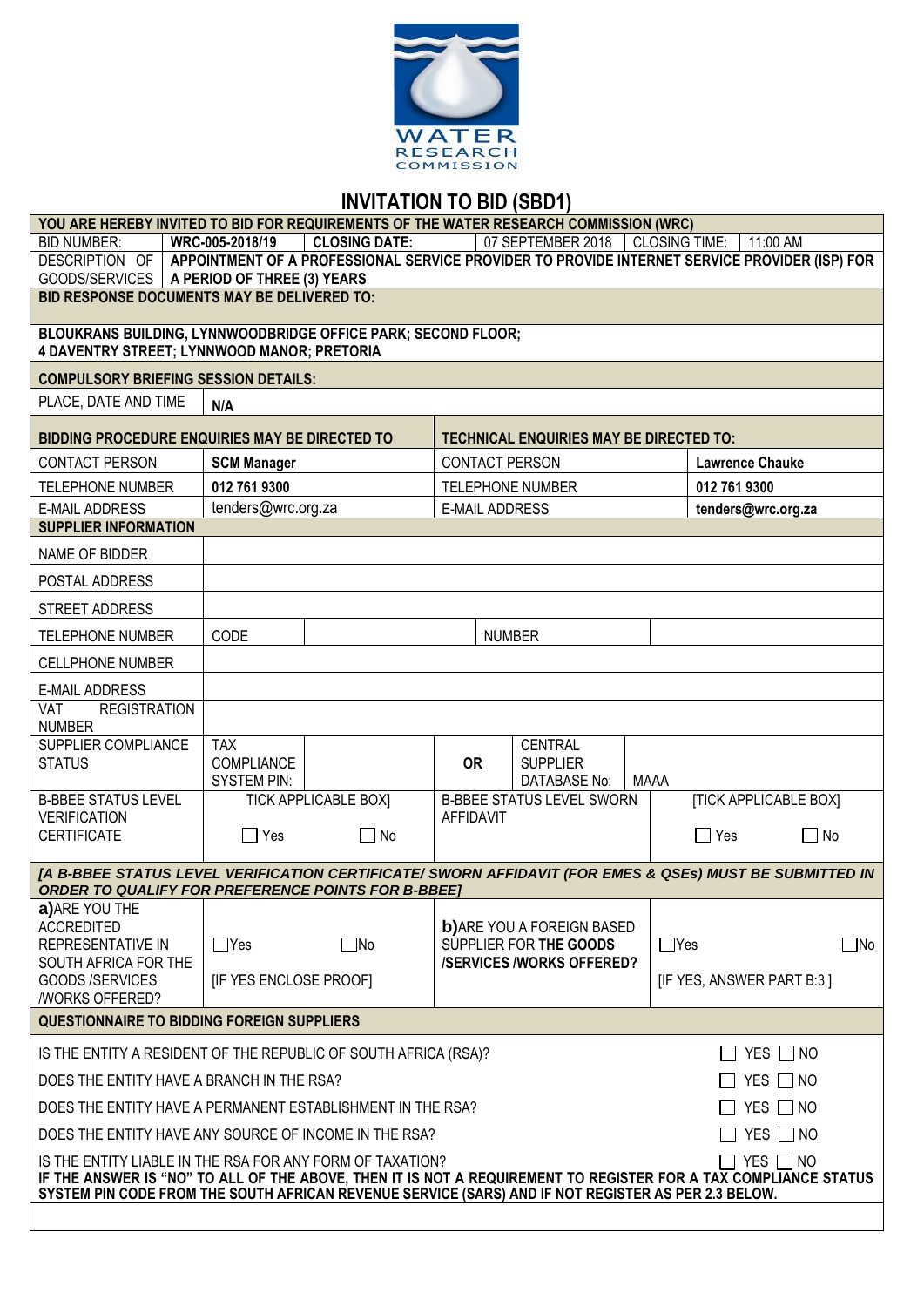# INVITATION TO BID (SBD1)

| YOU ARE HEREBY INVITED TO BID FOR REQUIREMENTS OF THE WATER RESEARCH COMMISSION (WRC) | | | | | | |
|---|---|---|---|---|---|---|
| BID NUMBER: | **WRC-005-2018/19** | **CLOSING DATE:** | 07 SEPTEMBER 2018 | CLOSING TIME: | 11:00 AM | |
| DESCRIPTION OF GOODS/SERVICES | **APPOINTMENT OF A PROFESSIONAL SERVICE PROVIDER TO PROVIDE INTERNET SERVICE PROVIDER (ISP) FOR A PERIOD OF THREE (3) YEARS** | | | | | |
| **BID RESPONSE DOCUMENTS MAY BE DELIVERED TO:** | | | | | | |
| **BLOUKRANS BUILDING, LYNNWOODBRIDGE OFFICE PARK; SECOND FLOOR; 4 DAVENTRY STREET; LYNNWOOD MANOR; PRETORIA** | | | | | | |
| **COMPULSORY BRIEFING SESSION DETAILS:** | | | | | | |
| PLACE, DATE AND TIME | **N/A** | | | | | |

| **BIDDING PROCEDURE ENQUIRIES MAY BE DIRECTED TO** | | **TECHNICAL ENQUIRIES MAY BE DIRECTED TO:** | |
|---|---|---|---|
| CONTACT PERSON | **SCM Manager** | CONTACT PERSON | **Lawrence Chauke** |
| TELEPHONE NUMBER | **012 761 9300** | TELEPHONE NUMBER | **012 761 9300** |
| E-MAIL ADDRESS | tenders@wrc.org.za | E-MAIL ADDRESS | **tenders@wrc.org.za** |

| **SUPPLIER INFORMATION** | | | | | |
|---|---|---|---|---|---|
| NAME OF BIDDER | | | | | |
| POSTAL ADDRESS | | | | | |
| STREET ADDRESS | | | | | |
| TELEPHONE NUMBER | CODE | | NUMBER | | |
| CELLPHONE NUMBER | | | | | |
| E-MAIL ADDRESS | | | | | |
| VAT REGISTRATION NUMBER | | | | | |
| SUPPLIER COMPLIANCE STATUS | TAX COMPLIANCE SYSTEM PIN: | | **OR** | CENTRAL SUPPLIER DATABASE No: | MAAA |
| B-BBEE STATUS LEVEL VERIFICATION CERTIFICATE | TICK APPLICABLE BOX] ☐ Yes ☐ No | | B-BBEE STATUS LEVEL SWORN AFFIDAVIT | | [TICK APPLICABLE BOX] ☐ Yes ☐ No |

***[A B-BBEE STATUS LEVEL VERIFICATION CERTIFICATE/ SWORN AFFIDAVIT (FOR EMES & QSEs) MUST BE SUBMITTED IN ORDER TO QUALIFY FOR PREFERENCE POINTS FOR B-BBEE]***

| **a)** ARE YOU THE ACCREDITED REPRESENTATIVE IN SOUTH AFRICA FOR THE GOODS /SERVICES /WORKS OFFERED? | ☐Yes ☐No [IF YES ENCLOSE PROOF] | **b)** ARE YOU A FOREIGN BASED SUPPLIER FOR **THE GOODS /SERVICES /WORKS OFFERED?** | ☐Yes ☐No [IF YES, ANSWER PART B:3 ] |
|---|---|---|---|

**QUESTIONNAIRE TO BIDDING FOREIGN SUPPLIERS**

| | |
|---|---|
| IS THE ENTITY A RESIDENT OF THE REPUBLIC OF SOUTH AFRICA (RSA)? | ☐ YES ☐ NO |
| DOES THE ENTITY HAVE A BRANCH IN THE RSA? | ☐ YES ☐ NO |
| DOES THE ENTITY HAVE A PERMANENT ESTABLISHMENT IN THE RSA? | ☐ YES ☐ NO |
| DOES THE ENTITY HAVE ANY SOURCE OF INCOME IN THE RSA? | ☐ YES ☐ NO |
| IS THE ENTITY LIABLE IN THE RSA FOR ANY FORM OF TAXATION? | ☐ YES ☐ NO |

**IF THE ANSWER IS "NO" TO ALL OF THE ABOVE, THEN IT IS NOT A REQUIREMENT TO REGISTER FOR A TAX COMPLIANCE STATUS SYSTEM PIN CODE FROM THE SOUTH AFRICAN REVENUE SERVICE (SARS) AND IF NOT REGISTER AS PER 2.3 BELOW.**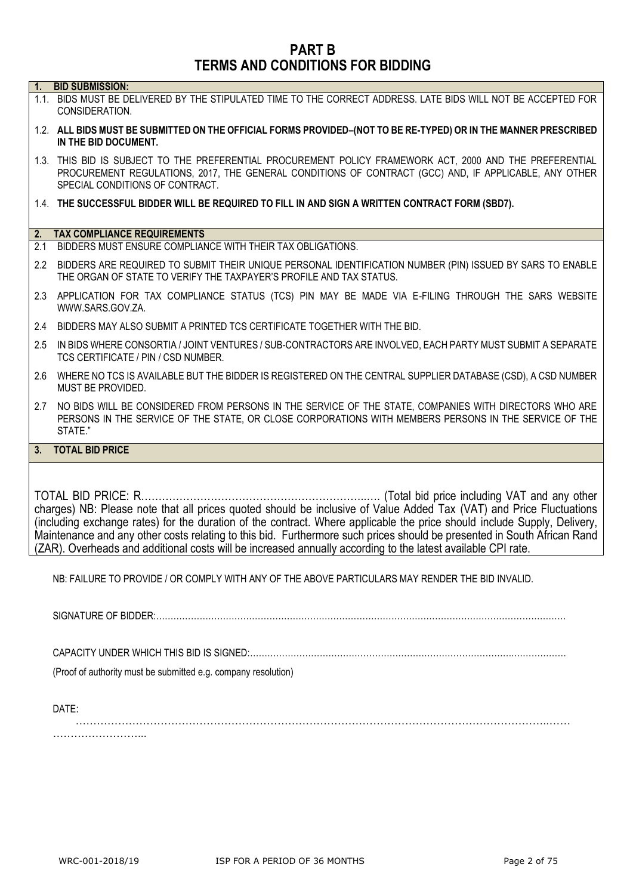# PART B
# TERMS AND CONDITIONS FOR BIDDING

**1. BID SUBMISSION:**

1.1. BIDS MUST BE DELIVERED BY THE STIPULATED TIME TO THE CORRECT ADDRESS. LATE BIDS WILL NOT BE ACCEPTED FOR CONSIDERATION.

1.2. **ALL BIDS MUST BE SUBMITTED ON THE OFFICIAL FORMS PROVIDED–(NOT TO BE RE-TYPED) OR IN THE MANNER PRESCRIBED IN THE BID DOCUMENT.**

1.3. THIS BID IS SUBJECT TO THE PREFERENTIAL PROCUREMENT POLICY FRAMEWORK ACT, 2000 AND THE PREFERENTIAL PROCUREMENT REGULATIONS, 2017, THE GENERAL CONDITIONS OF CONTRACT (GCC) AND, IF APPLICABLE, ANY OTHER SPECIAL CONDITIONS OF CONTRACT.

1.4. **THE SUCCESSFUL BIDDER WILL BE REQUIRED TO FILL IN AND SIGN A WRITTEN CONTRACT FORM (SBD7).**

**2. TAX COMPLIANCE REQUIREMENTS**

2.1 BIDDERS MUST ENSURE COMPLIANCE WITH THEIR TAX OBLIGATIONS.

2.2 BIDDERS ARE REQUIRED TO SUBMIT THEIR UNIQUE PERSONAL IDENTIFICATION NUMBER (PIN) ISSUED BY SARS TO ENABLE THE ORGAN OF STATE TO VERIFY THE TAXPAYER'S PROFILE AND TAX STATUS.

2.3 APPLICATION FOR TAX COMPLIANCE STATUS (TCS) PIN MAY BE MADE VIA E-FILING THROUGH THE SARS WEBSITE WWW.SARS.GOV.ZA.

2.4 BIDDERS MAY ALSO SUBMIT A PRINTED TCS CERTIFICATE TOGETHER WITH THE BID.

2.5 IN BIDS WHERE CONSORTIA / JOINT VENTURES / SUB-CONTRACTORS ARE INVOLVED, EACH PARTY MUST SUBMIT A SEPARATE TCS CERTIFICATE / PIN / CSD NUMBER.

2.6 WHERE NO TCS IS AVAILABLE BUT THE BIDDER IS REGISTERED ON THE CENTRAL SUPPLIER DATABASE (CSD), A CSD NUMBER MUST BE PROVIDED.

2.7 NO BIDS WILL BE CONSIDERED FROM PERSONS IN THE SERVICE OF THE STATE, COMPANIES WITH DIRECTORS WHO ARE PERSONS IN THE SERVICE OF THE STATE, OR CLOSE CORPORATIONS WITH MEMBERS PERSONS IN THE SERVICE OF THE STATE."

**3. TOTAL BID PRICE**

TOTAL BID PRICE: R………………………………………………………..…. (Total bid price including VAT and any other charges) NB: Please note that all prices quoted should be inclusive of Value Added Tax (VAT) and Price Fluctuations (including exchange rates) for the duration of the contract. Where applicable the price should include Supply, Delivery, Maintenance and any other costs relating to this bid. Furthermore such prices should be presented in South African Rand (ZAR). Overheads and additional costs will be increased annually according to the latest available CPI rate.

NB: FAILURE TO PROVIDE / OR COMPLY WITH ANY OF THE ABOVE PARTICULARS MAY RENDER THE BID INVALID.

SIGNATURE OF BIDDER:……………………………………………………………………………………………………………

CAPACITY UNDER WHICH THIS BID IS SIGNED:……………………………………………………………………………………

(Proof of authority must be submitted e.g. company resolution)

DATE:
……………………………………………………………………………………………………………………………………
……………………...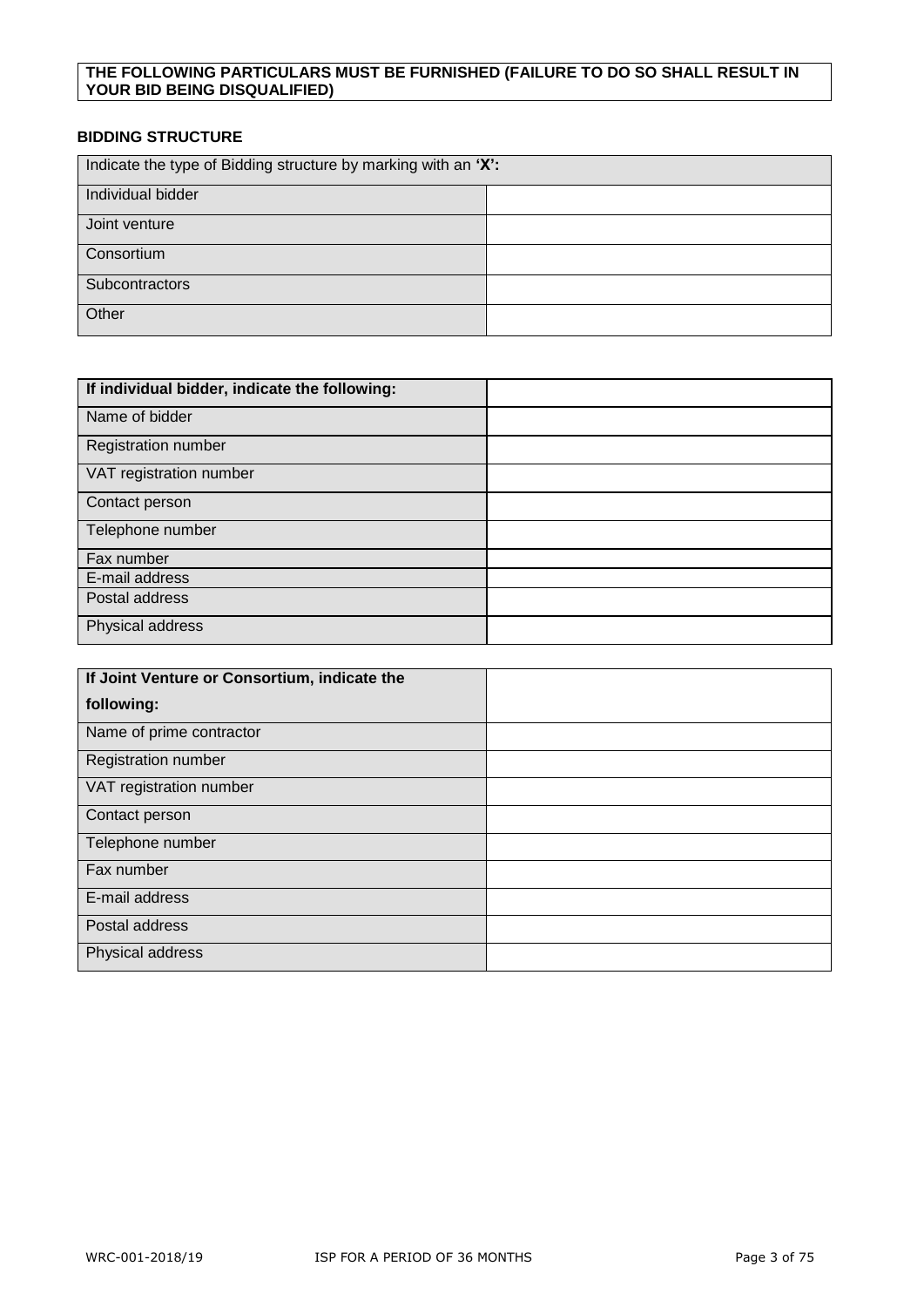**THE FOLLOWING PARTICULARS MUST BE FURNISHED (FAILURE TO DO SO SHALL RESULT IN YOUR BID BEING DISQUALIFIED)**

**BIDDING STRUCTURE**

| Indicate the type of Bidding structure by marking with an **'X':** | |
|---|---|
| Individual bidder | |
| Joint venture | |
| Consortium | |
| Subcontractors | |
| Other | |

| **If individual bidder, indicate the following:** | |
|---|---|
| Name of bidder | |
| Registration number | |
| VAT registration number | |
| Contact person | |
| Telephone number | |
| Fax number | |
| E-mail address | |
| Postal address | |
| Physical address | |

| **If Joint Venture or Consortium, indicate the following:** | |
|---|---|
| Name of prime contractor | |
| Registration number | |
| VAT registration number | |
| Contact person | |
| Telephone number | |
| Fax number | |
| E-mail address | |
| Postal address | |
| Physical address | |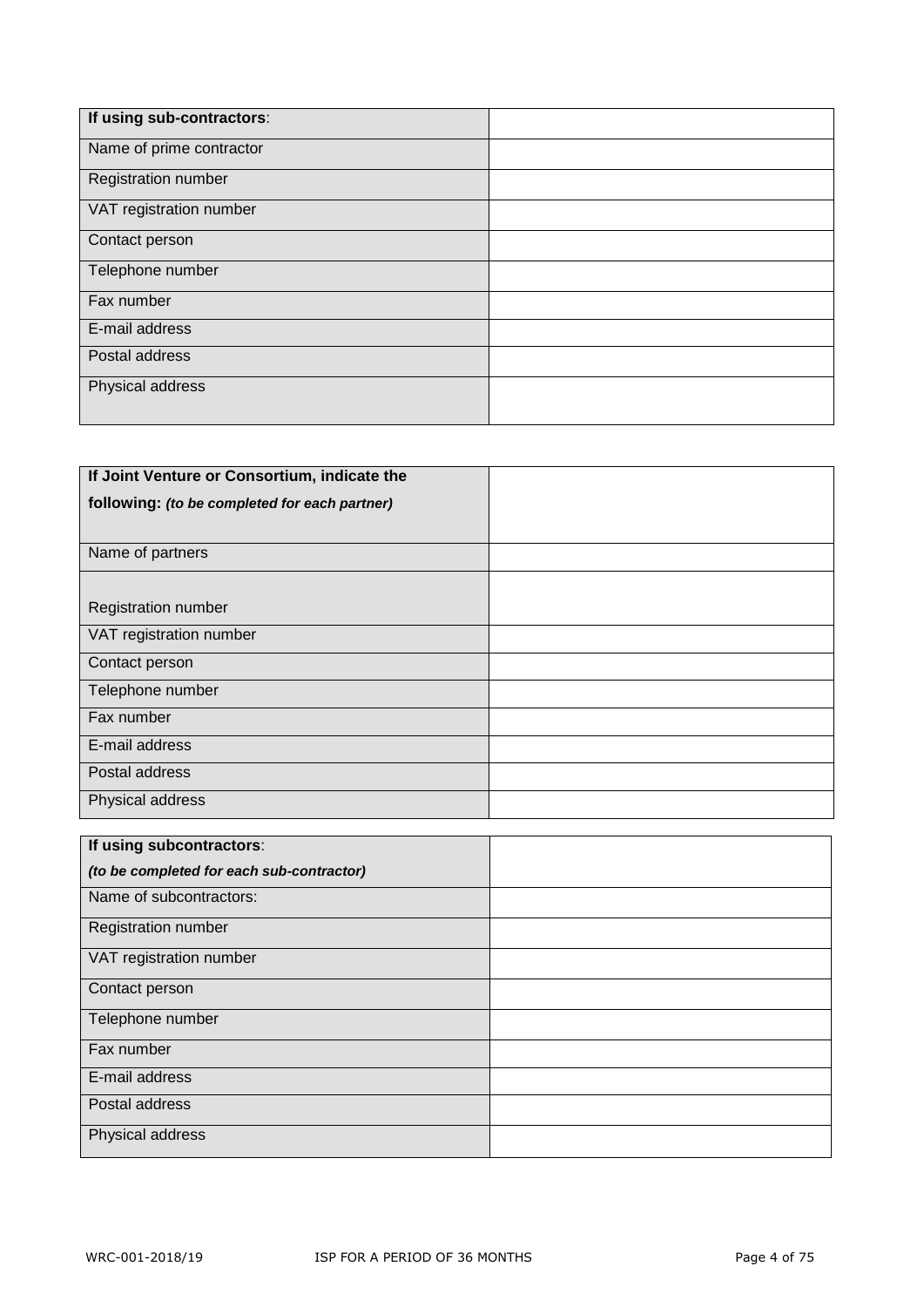| **If using sub-contractors**: | |
|---|---|
| Name of prime contractor | |
| Registration number | |
| VAT registration number | |
| Contact person | |
| Telephone number | |
| Fax number | |
| E-mail address | |
| Postal address | |
| Physical address | |

| **If Joint Venture or Consortium, indicate the following:** ***(to be completed for each partner)*** | |
|---|---|
| Name of partners | |
| Registration number | |
| VAT registration number | |
| Contact person | |
| Telephone number | |
| Fax number | |
| E-mail address | |
| Postal address | |
| Physical address | |

| **If using subcontractors**: ***(to be completed for each sub-contractor)*** | |
|---|---|
| Name of subcontractors: | |
| Registration number | |
| VAT registration number | |
| Contact person | |
| Telephone number | |
| Fax number | |
| E-mail address | |
| Postal address | |
| Physical address | |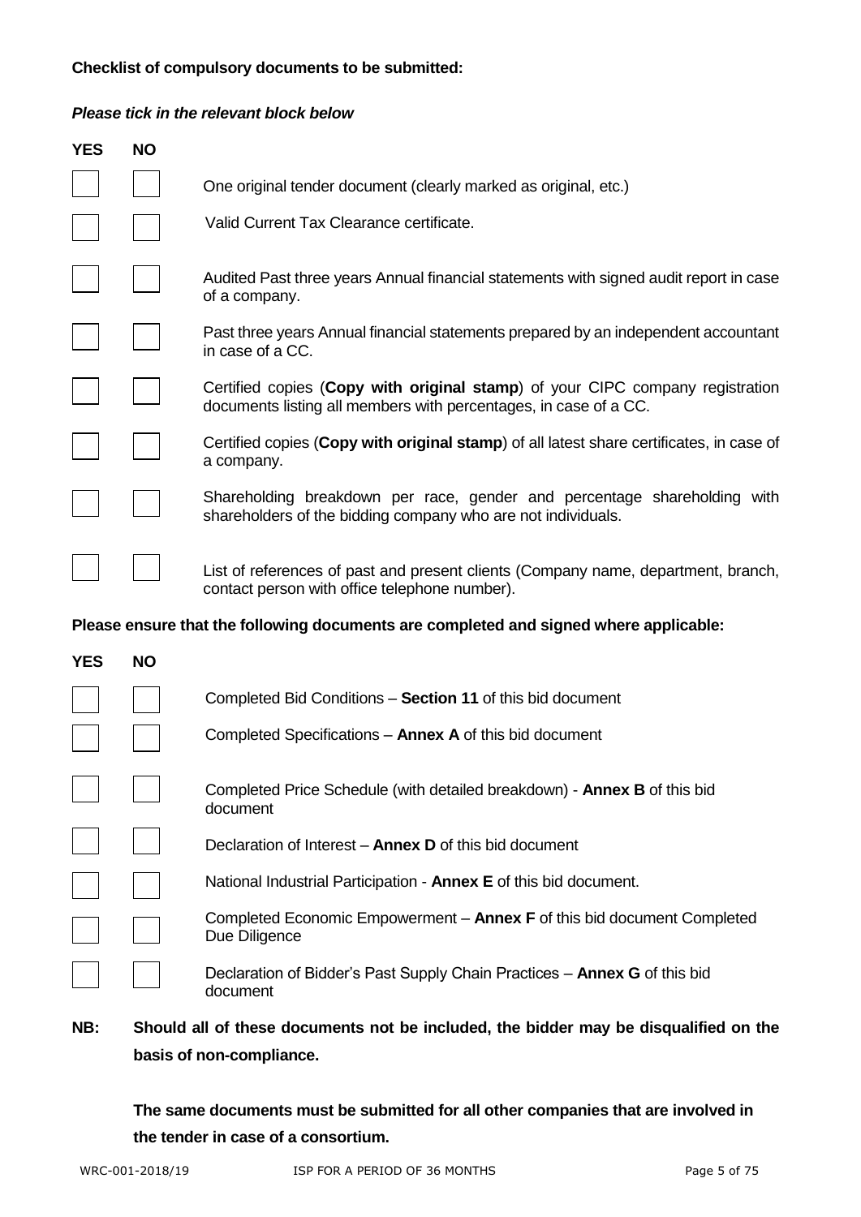**Checklist of compulsory documents to be submitted:**

***Please tick in the relevant block below***

| YES | NO | |
|---|---|---|
| | | One original tender document (clearly marked as original, etc.) |
| | | Valid Current Tax Clearance certificate. |
| | | Audited Past three years Annual financial statements with signed audit report in case of a company. |
| | | Past three years Annual financial statements prepared by an independent accountant in case of a CC. |
| | | Certified copies (**Copy with original stamp**) of your CIPC company registration documents listing all members with percentages, in case of a CC. |
| | | Certified copies (**Copy with original stamp**) of all latest share certificates, in case of a company. |
| | | Shareholding breakdown per race, gender and percentage shareholding with shareholders of the bidding company who are not individuals. |
| | | List of references of past and present clients (Company name, department, branch, contact person with office telephone number). |

**Please ensure that the following documents are completed and signed where applicable:**

| YES | NO | |
|---|---|---|
| | | Completed Bid Conditions – **Section 11** of this bid document |
| | | Completed Specifications – **Annex A** of this bid document |
| | | Completed Price Schedule (with detailed breakdown) - **Annex B** of this bid document |
| | | Declaration of Interest – **Annex D** of this bid document |
| | | National Industrial Participation - **Annex E** of this bid document. |
| | | Completed Economic Empowerment – **Annex F** of this bid document Completed Due Diligence |
| | | Declaration of Bidder's Past Supply Chain Practices – **Annex G** of this bid document |

**NB: Should all of these documents not be included, the bidder may be disqualified on the basis of non-compliance.**

**The same documents must be submitted for all other companies that are involved in the tender in case of a consortium.**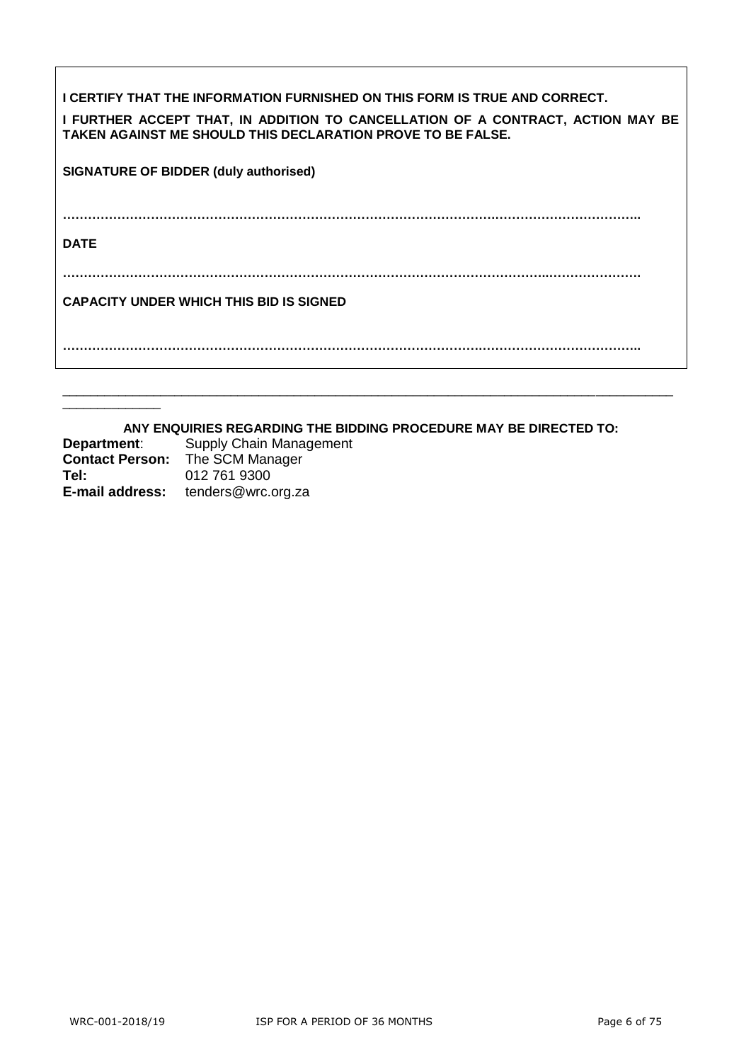**I CERTIFY THAT THE INFORMATION FURNISHED ON THIS FORM IS TRUE AND CORRECT.**

**I FURTHER ACCEPT THAT, IN ADDITION TO CANCELLATION OF A CONTRACT, ACTION MAY BE TAKEN AGAINST ME SHOULD THIS DECLARATION PROVE TO BE FALSE.**

**SIGNATURE OF BIDDER (duly authorised)**

**……………………………………………………………………………………………………………………..**

**DATE**

**……………………………………………………………………………………………………………………….**

**CAPACITY UNDER WHICH THIS BID IS SIGNED**

**……………………………………………………………………………………………………………………..**

---

**ANY ENQUIRIES REGARDING THE BIDDING PROCEDURE MAY BE DIRECTED TO:**

**Department**: Supply Chain Management
**Contact Person:** The SCM Manager
**Tel:** 012 761 9300
**E-mail address:** tenders@wrc.org.za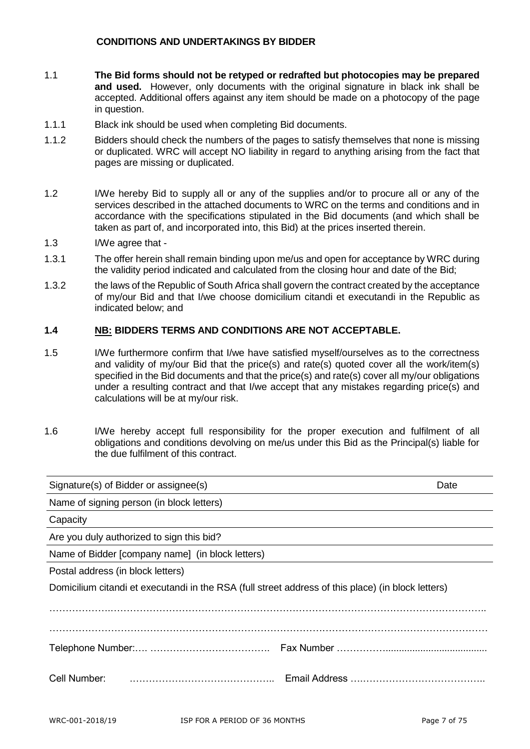## CONDITIONS AND UNDERTAKINGS BY BIDDER

1.1 **The Bid forms should not be retyped or redrafted but photocopies may be prepared and used.** However, only documents with the original signature in black ink shall be accepted. Additional offers against any item should be made on a photocopy of the page in question.

1.1.1 Black ink should be used when completing Bid documents.

1.1.2 Bidders should check the numbers of the pages to satisfy themselves that none is missing or duplicated. WRC will accept NO liability in regard to anything arising from the fact that pages are missing or duplicated.

1.2 I/We hereby Bid to supply all or any of the supplies and/or to procure all or any of the services described in the attached documents to WRC on the terms and conditions and in accordance with the specifications stipulated in the Bid documents (and which shall be taken as part of, and incorporated into, this Bid) at the prices inserted therein.

1.3 I/We agree that -

1.3.1 The offer herein shall remain binding upon me/us and open for acceptance by WRC during the validity period indicated and calculated from the closing hour and date of the Bid;

1.3.2 the laws of the Republic of South Africa shall govern the contract created by the acceptance of my/our Bid and that I/we choose domicilium citandi et executandi in the Republic as indicated below; and

**1.4 NB: BIDDERS TERMS AND CONDITIONS ARE NOT ACCEPTABLE.**

1.5 I/We furthermore confirm that I/we have satisfied myself/ourselves as to the correctness and validity of my/our Bid that the price(s) and rate(s) quoted cover all the work/item(s) specified in the Bid documents and that the price(s) and rate(s) cover all my/our obligations under a resulting contract and that I/we accept that any mistakes regarding price(s) and calculations will be at my/our risk.

1.6 I/We hereby accept full responsibility for the proper execution and fulfilment of all obligations and conditions devolving on me/us under this Bid as the Principal(s) liable for the due fulfilment of this contract.

| Signature(s) of Bidder or assignee(s) | Date |
|---|---|
| Name of signing person (in block letters) | |
| Capacity | |
| Are you duly authorized to sign this bid? | |
| Name of Bidder [company name] (in block letters) | |
| Postal address (in block letters) | |

Domicilium citandi et executandi in the RSA (full street address of this place) (in block letters)

…………………………………………………………………………………………………………………..

…………………………………………………………………………………………………………………

Telephone Number:…. ………………………………. Fax Number ……………......................................

Cell Number: …………………………………….. Email Address ….………………………………..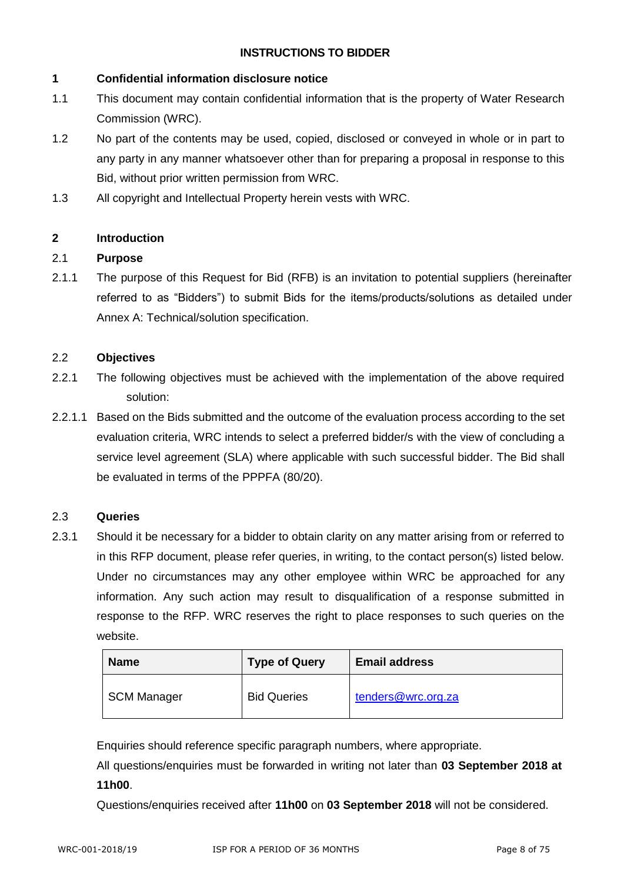## INSTRUCTIONS TO BIDDER

**1 Confidential information disclosure notice**

1.1 This document may contain confidential information that is the property of Water Research Commission (WRC).

1.2 No part of the contents may be used, copied, disclosed or conveyed in whole or in part to any party in any manner whatsoever other than for preparing a proposal in response to this Bid, without prior written permission from WRC.

1.3 All copyright and Intellectual Property herein vests with WRC.

**2 Introduction**

2.1 **Purpose**

2.1.1 The purpose of this Request for Bid (RFB) is an invitation to potential suppliers (hereinafter referred to as "Bidders") to submit Bids for the items/products/solutions as detailed under Annex A: Technical/solution specification.

2.2 **Objectives**

2.2.1 The following objectives must be achieved with the implementation of the above required solution:

2.2.1.1 Based on the Bids submitted and the outcome of the evaluation process according to the set evaluation criteria, WRC intends to select a preferred bidder/s with the view of concluding a service level agreement (SLA) where applicable with such successful bidder. The Bid shall be evaluated in terms of the PPPFA (80/20).

2.3 **Queries**

2.3.1 Should it be necessary for a bidder to obtain clarity on any matter arising from or referred to in this RFP document, please refer queries, in writing, to the contact person(s) listed below. Under no circumstances may any other employee within WRC be approached for any information. Any such action may result to disqualification of a response submitted in response to the RFP. WRC reserves the right to place responses to such queries on the website.

| Name | Type of Query | Email address |
|---|---|---|
| SCM Manager | Bid Queries | tenders@wrc.org.za |

Enquiries should reference specific paragraph numbers, where appropriate.

All questions/enquiries must be forwarded in writing not later than **03 September 2018 at 11h00**.

Questions/enquiries received after **11h00** on **03 September 2018** will not be considered.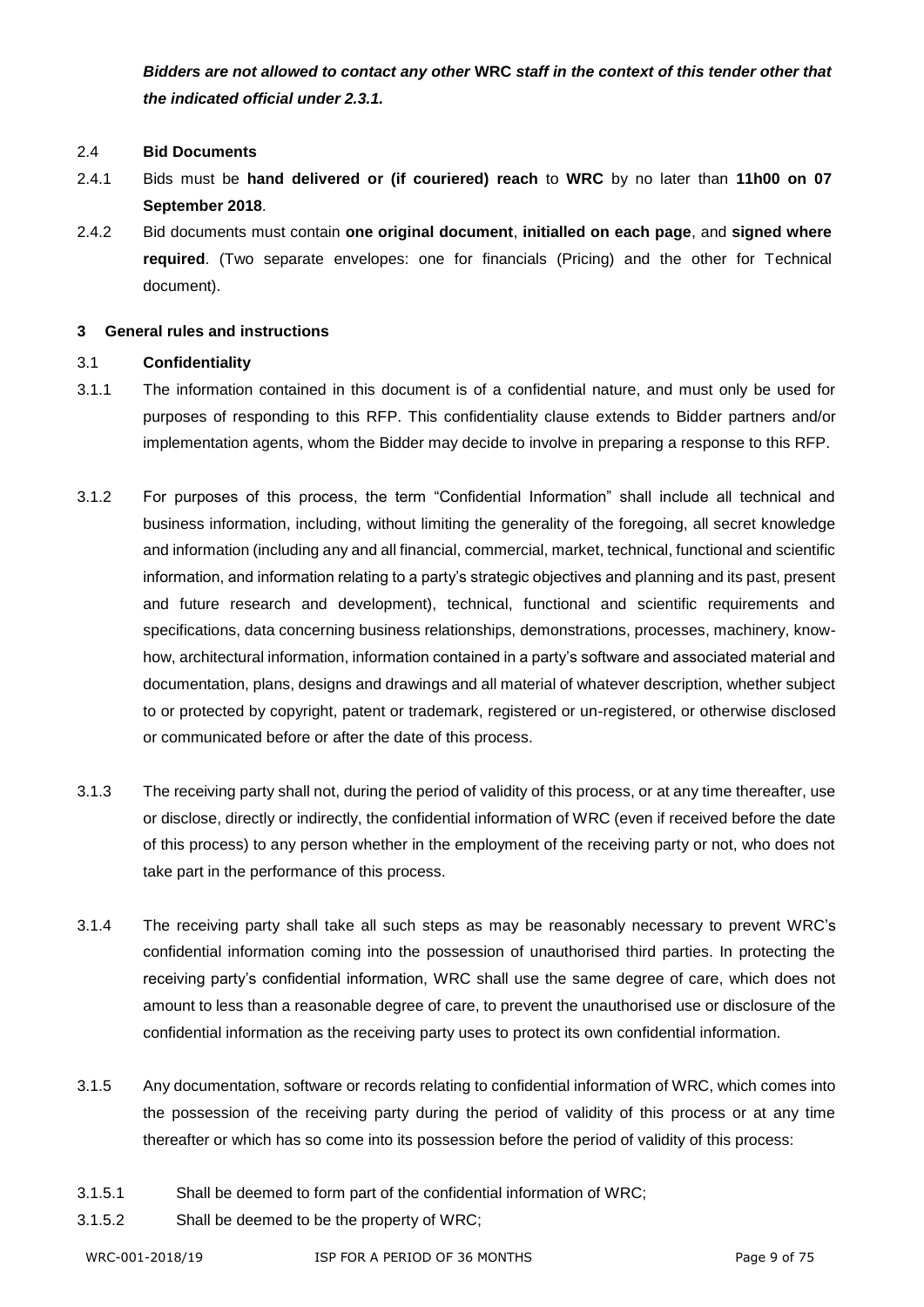***Bidders are not allowed to contact any other* WRC *staff in the context of this tender other that the indicated official under 2.3.1.***

2.4 **Bid Documents**

2.4.1 Bids must be **hand delivered or (if couriered) reach** to **WRC** by no later than **11h00 on 07 September 2018**.

2.4.2 Bid documents must contain **one original document**, **initialled on each page**, and **signed where required**. (Two separate envelopes: one for financials (Pricing) and the other for Technical document).

## 3 General rules and instructions

3.1 **Confidentiality**

3.1.1 The information contained in this document is of a confidential nature, and must only be used for purposes of responding to this RFP. This confidentiality clause extends to Bidder partners and/or implementation agents, whom the Bidder may decide to involve in preparing a response to this RFP.

3.1.2 For purposes of this process, the term "Confidential Information" shall include all technical and business information, including, without limiting the generality of the foregoing, all secret knowledge and information (including any and all financial, commercial, market, technical, functional and scientific information, and information relating to a party's strategic objectives and planning and its past, present and future research and development), technical, functional and scientific requirements and specifications, data concerning business relationships, demonstrations, processes, machinery, know-how, architectural information, information contained in a party's software and associated material and documentation, plans, designs and drawings and all material of whatever description, whether subject to or protected by copyright, patent or trademark, registered or un-registered, or otherwise disclosed or communicated before or after the date of this process.

3.1.3 The receiving party shall not, during the period of validity of this process, or at any time thereafter, use or disclose, directly or indirectly, the confidential information of WRC (even if received before the date of this process) to any person whether in the employment of the receiving party or not, who does not take part in the performance of this process.

3.1.4 The receiving party shall take all such steps as may be reasonably necessary to prevent WRC's confidential information coming into the possession of unauthorised third parties. In protecting the receiving party's confidential information, WRC shall use the same degree of care, which does not amount to less than a reasonable degree of care, to prevent the unauthorised use or disclosure of the confidential information as the receiving party uses to protect its own confidential information.

3.1.5 Any documentation, software or records relating to confidential information of WRC, which comes into the possession of the receiving party during the period of validity of this process or at any time thereafter or which has so come into its possession before the period of validity of this process:

3.1.5.1 Shall be deemed to form part of the confidential information of WRC;

3.1.5.2 Shall be deemed to be the property of WRC;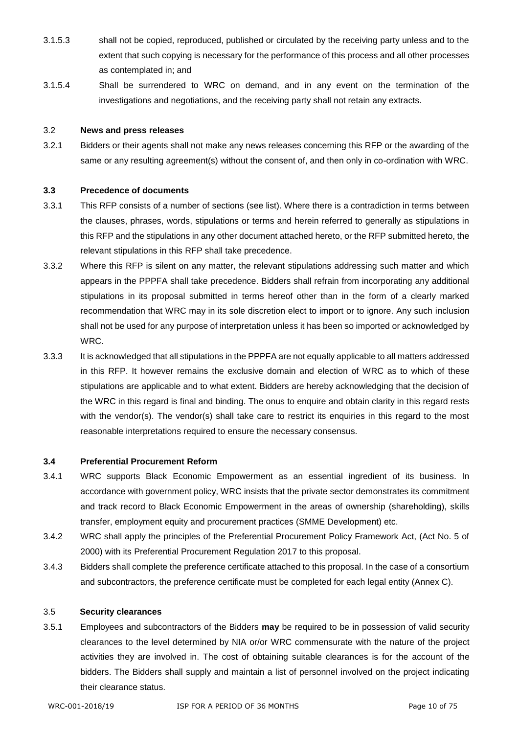3.1.5.3 shall not be copied, reproduced, published or circulated by the receiving party unless and to the extent that such copying is necessary for the performance of this process and all other processes as contemplated in; and

3.1.5.4 Shall be surrendered to WRC on demand, and in any event on the termination of the investigations and negotiations, and the receiving party shall not retain any extracts.

### 3.2 News and press releases

3.2.1 Bidders or their agents shall not make any news releases concerning this RFP or the awarding of the same or any resulting agreement(s) without the consent of, and then only in co-ordination with WRC.

### 3.3 Precedence of documents

3.3.1 This RFP consists of a number of sections (see list). Where there is a contradiction in terms between the clauses, phrases, words, stipulations or terms and herein referred to generally as stipulations in this RFP and the stipulations in any other document attached hereto, or the RFP submitted hereto, the relevant stipulations in this RFP shall take precedence.

3.3.2 Where this RFP is silent on any matter, the relevant stipulations addressing such matter and which appears in the PPPFA shall take precedence. Bidders shall refrain from incorporating any additional stipulations in its proposal submitted in terms hereof other than in the form of a clearly marked recommendation that WRC may in its sole discretion elect to import or to ignore. Any such inclusion shall not be used for any purpose of interpretation unless it has been so imported or acknowledged by WRC.

3.3.3 It is acknowledged that all stipulations in the PPPFA are not equally applicable to all matters addressed in this RFP. It however remains the exclusive domain and election of WRC as to which of these stipulations are applicable and to what extent. Bidders are hereby acknowledging that the decision of the WRC in this regard is final and binding. The onus to enquire and obtain clarity in this regard rests with the vendor(s). The vendor(s) shall take care to restrict its enquiries in this regard to the most reasonable interpretations required to ensure the necessary consensus.

### 3.4 Preferential Procurement Reform

3.4.1 WRC supports Black Economic Empowerment as an essential ingredient of its business. In accordance with government policy, WRC insists that the private sector demonstrates its commitment and track record to Black Economic Empowerment in the areas of ownership (shareholding), skills transfer, employment equity and procurement practices (SMME Development) etc.

3.4.2 WRC shall apply the principles of the Preferential Procurement Policy Framework Act, (Act No. 5 of 2000) with its Preferential Procurement Regulation 2017 to this proposal.

3.4.3 Bidders shall complete the preference certificate attached to this proposal. In the case of a consortium and subcontractors, the preference certificate must be completed for each legal entity (Annex C).

### 3.5 Security clearances

3.5.1 Employees and subcontractors of the Bidders **may** be required to be in possession of valid security clearances to the level determined by NIA or/or WRC commensurate with the nature of the project activities they are involved in. The cost of obtaining suitable clearances is for the account of the bidders. The Bidders shall supply and maintain a list of personnel involved on the project indicating their clearance status.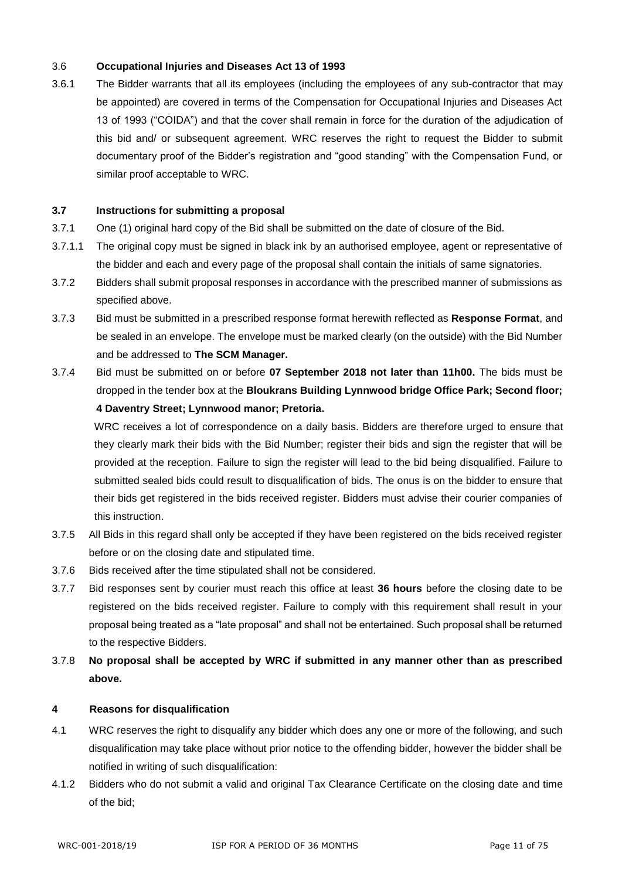3.6 **Occupational Injuries and Diseases Act 13 of 1993**

3.6.1 The Bidder warrants that all its employees (including the employees of any sub-contractor that may be appointed) are covered in terms of the Compensation for Occupational Injuries and Diseases Act 13 of 1993 ("COIDA") and that the cover shall remain in force for the duration of the adjudication of this bid and/ or subsequent agreement. WRC reserves the right to request the Bidder to submit documentary proof of the Bidder's registration and "good standing" with the Compensation Fund, or similar proof acceptable to WRC.

**3.7 Instructions for submitting a proposal**

3.7.1 One (1) original hard copy of the Bid shall be submitted on the date of closure of the Bid.

3.7.1.1 The original copy must be signed in black ink by an authorised employee, agent or representative of the bidder and each and every page of the proposal shall contain the initials of same signatories.

3.7.2 Bidders shall submit proposal responses in accordance with the prescribed manner of submissions as specified above.

3.7.3 Bid must be submitted in a prescribed response format herewith reflected as **Response Format**, and be sealed in an envelope. The envelope must be marked clearly (on the outside) with the Bid Number and be addressed to **The SCM Manager.**

3.7.4 Bid must be submitted on or before **07 September 2018 not later than 11h00.** The bids must be dropped in the tender box at the **Bloukrans Building Lynnwood bridge Office Park; Second floor; 4 Daventry Street; Lynnwood manor; Pretoria.**

WRC receives a lot of correspondence on a daily basis. Bidders are therefore urged to ensure that they clearly mark their bids with the Bid Number; register their bids and sign the register that will be provided at the reception. Failure to sign the register will lead to the bid being disqualified. Failure to submitted sealed bids could result to disqualification of bids. The onus is on the bidder to ensure that their bids get registered in the bids received register. Bidders must advise their courier companies of this instruction.

3.7.5 All Bids in this regard shall only be accepted if they have been registered on the bids received register before or on the closing date and stipulated time.

3.7.6 Bids received after the time stipulated shall not be considered.

3.7.7 Bid responses sent by courier must reach this office at least **36 hours** before the closing date to be registered on the bids received register. Failure to comply with this requirement shall result in your proposal being treated as a "late proposal" and shall not be entertained. Such proposal shall be returned to the respective Bidders.

3.7.8 **No proposal shall be accepted by WRC if submitted in any manner other than as prescribed above.**

**4 Reasons for disqualification**

4.1 WRC reserves the right to disqualify any bidder which does any one or more of the following, and such disqualification may take place without prior notice to the offending bidder, however the bidder shall be notified in writing of such disqualification:

4.1.2 Bidders who do not submit a valid and original Tax Clearance Certificate on the closing date and time of the bid;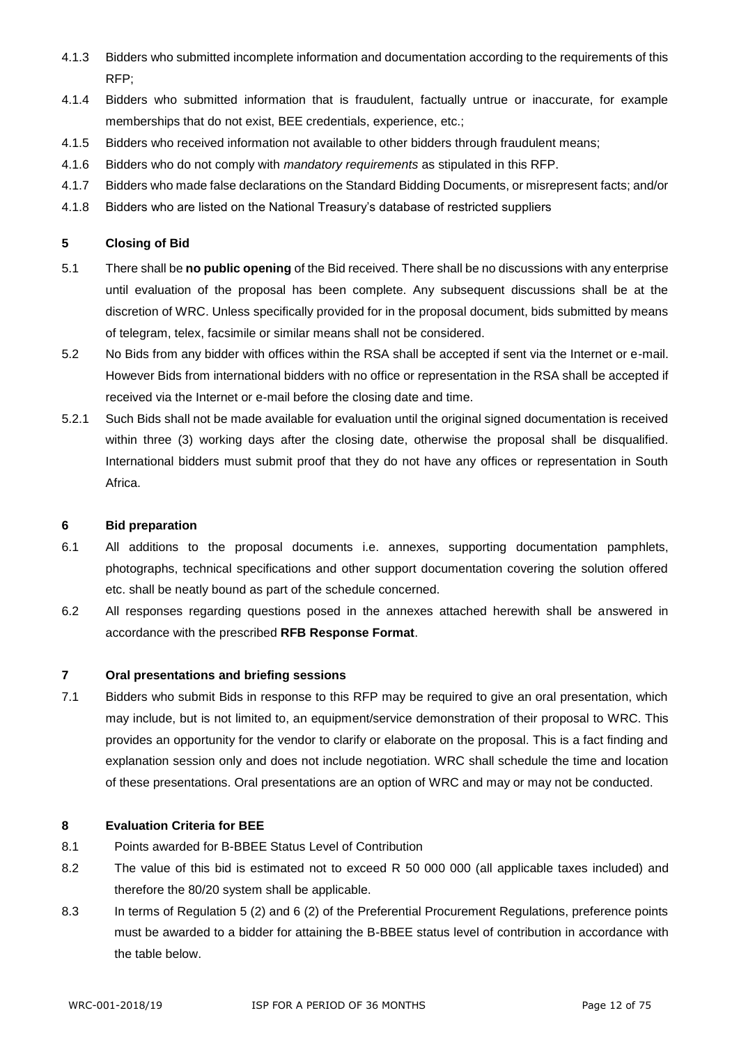4.1.3 Bidders who submitted incomplete information and documentation according to the requirements of this RFP;

4.1.4 Bidders who submitted information that is fraudulent, factually untrue or inaccurate, for example memberships that do not exist, BEE credentials, experience, etc.;

4.1.5 Bidders who received information not available to other bidders through fraudulent means;

4.1.6 Bidders who do not comply with *mandatory requirements* as stipulated in this RFP.

4.1.7 Bidders who made false declarations on the Standard Bidding Documents, or misrepresent facts; and/or

4.1.8 Bidders who are listed on the National Treasury's database of restricted suppliers

## 5 Closing of Bid

5.1 There shall be **no public opening** of the Bid received. There shall be no discussions with any enterprise until evaluation of the proposal has been complete. Any subsequent discussions shall be at the discretion of WRC. Unless specifically provided for in the proposal document, bids submitted by means of telegram, telex, facsimile or similar means shall not be considered.

5.2 No Bids from any bidder with offices within the RSA shall be accepted if sent via the Internet or e-mail. However Bids from international bidders with no office or representation in the RSA shall be accepted if received via the Internet or e-mail before the closing date and time.

5.2.1 Such Bids shall not be made available for evaluation until the original signed documentation is received within three (3) working days after the closing date, otherwise the proposal shall be disqualified. International bidders must submit proof that they do not have any offices or representation in South Africa.

## 6 Bid preparation

6.1 All additions to the proposal documents i.e. annexes, supporting documentation pamphlets, photographs, technical specifications and other support documentation covering the solution offered etc. shall be neatly bound as part of the schedule concerned.

6.2 All responses regarding questions posed in the annexes attached herewith shall be answered in accordance with the prescribed **RFB Response Format**.

## 7 Oral presentations and briefing sessions

7.1 Bidders who submit Bids in response to this RFP may be required to give an oral presentation, which may include, but is not limited to, an equipment/service demonstration of their proposal to WRC. This provides an opportunity for the vendor to clarify or elaborate on the proposal. This is a fact finding and explanation session only and does not include negotiation. WRC shall schedule the time and location of these presentations. Oral presentations are an option of WRC and may or may not be conducted.

## 8 Evaluation Criteria for BEE

8.1 Points awarded for B-BBEE Status Level of Contribution

8.2 The value of this bid is estimated not to exceed R 50 000 000 (all applicable taxes included) and therefore the 80/20 system shall be applicable.

8.3 In terms of Regulation 5 (2) and 6 (2) of the Preferential Procurement Regulations, preference points must be awarded to a bidder for attaining the B-BBEE status level of contribution in accordance with the table below.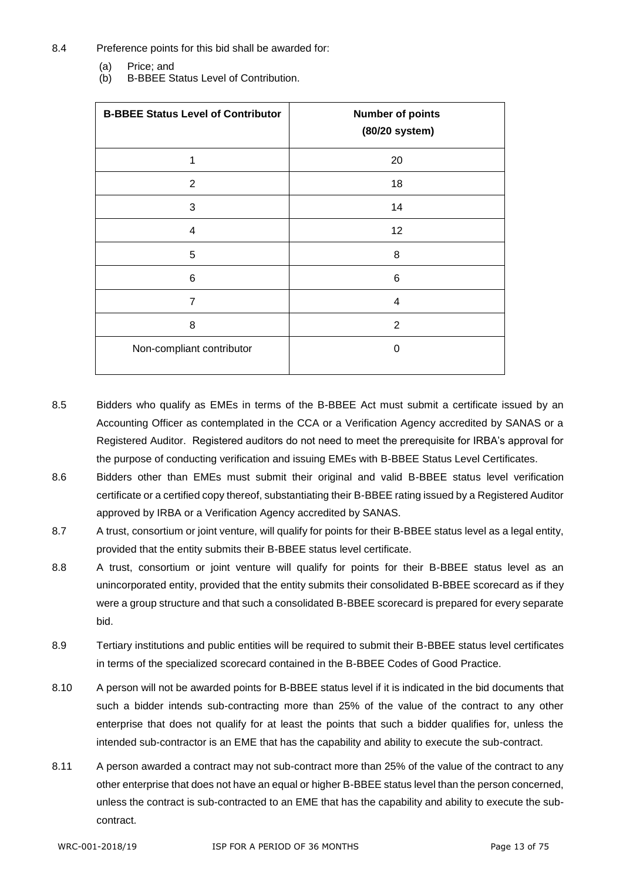8.4 Preference points for this bid shall be awarded for:

(a) Price; and
(b) B-BBEE Status Level of Contribution.

| B-BBEE Status Level of Contributor | Number of points (80/20 system) |
|---|---|
| 1 | 20 |
| 2 | 18 |
| 3 | 14 |
| 4 | 12 |
| 5 | 8 |
| 6 | 6 |
| 7 | 4 |
| 8 | 2 |
| Non-compliant contributor | 0 |

8.5 Bidders who qualify as EMEs in terms of the B-BBEE Act must submit a certificate issued by an Accounting Officer as contemplated in the CCA or a Verification Agency accredited by SANAS or a Registered Auditor. Registered auditors do not need to meet the prerequisite for IRBA's approval for the purpose of conducting verification and issuing EMEs with B-BBEE Status Level Certificates.

8.6 Bidders other than EMEs must submit their original and valid B-BBEE status level verification certificate or a certified copy thereof, substantiating their B-BBEE rating issued by a Registered Auditor approved by IRBA or a Verification Agency accredited by SANAS.

8.7 A trust, consortium or joint venture, will qualify for points for their B-BBEE status level as a legal entity, provided that the entity submits their B-BBEE status level certificate.

8.8 A trust, consortium or joint venture will qualify for points for their B-BBEE status level as an unincorporated entity, provided that the entity submits their consolidated B-BBEE scorecard as if they were a group structure and that such a consolidated B-BBEE scorecard is prepared for every separate bid.

8.9 Tertiary institutions and public entities will be required to submit their B-BBEE status level certificates in terms of the specialized scorecard contained in the B-BBEE Codes of Good Practice.

8.10 A person will not be awarded points for B-BBEE status level if it is indicated in the bid documents that such a bidder intends sub-contracting more than 25% of the value of the contract to any other enterprise that does not qualify for at least the points that such a bidder qualifies for, unless the intended sub-contractor is an EME that has the capability and ability to execute the sub-contract.

8.11 A person awarded a contract may not sub-contract more than 25% of the value of the contract to any other enterprise that does not have an equal or higher B-BBEE status level than the person concerned, unless the contract is sub-contracted to an EME that has the capability and ability to execute the sub-contract.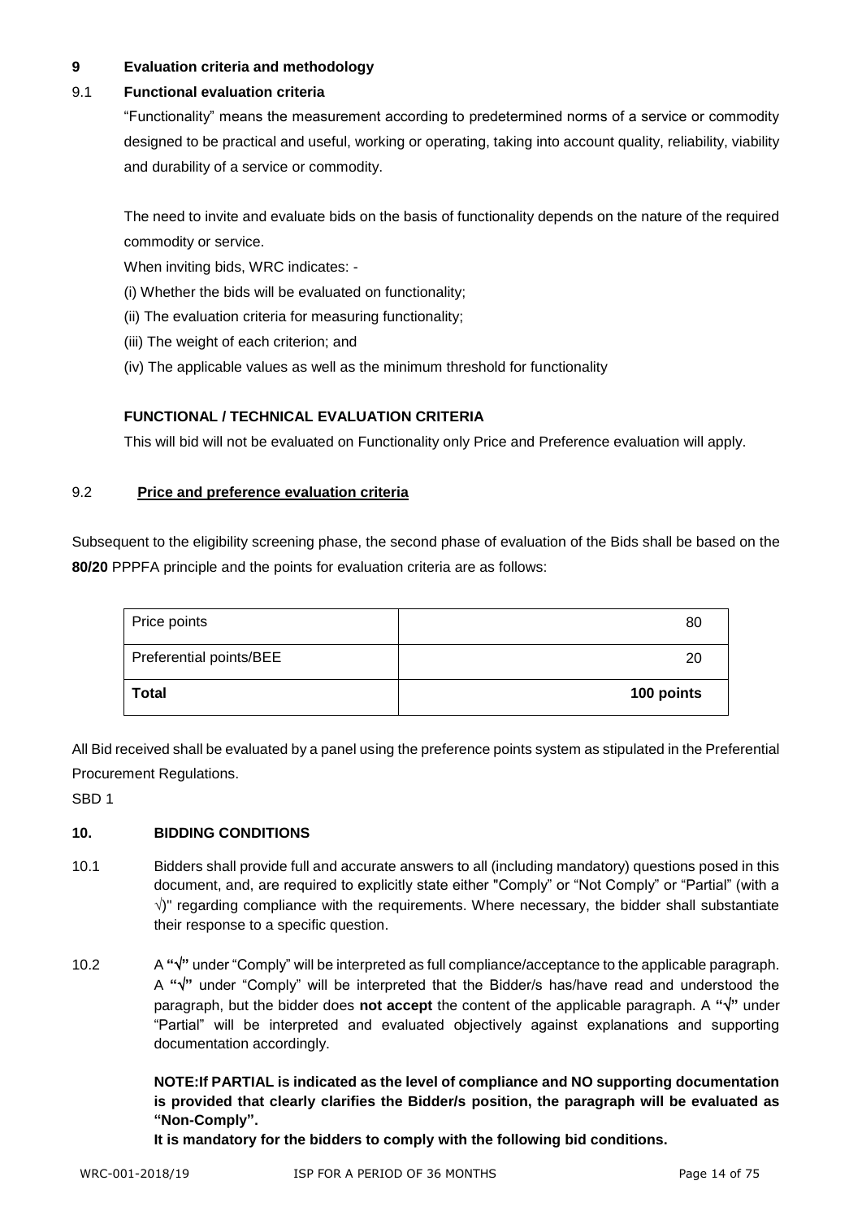## 9 Evaluation criteria and methodology

### 9.1 Functional evaluation criteria

"Functionality" means the measurement according to predetermined norms of a service or commodity designed to be practical and useful, working or operating, taking into account quality, reliability, viability and durability of a service or commodity.

The need to invite and evaluate bids on the basis of functionality depends on the nature of the required commodity or service.

When inviting bids, WRC indicates: -

(i) Whether the bids will be evaluated on functionality;

(ii) The evaluation criteria for measuring functionality;

(iii) The weight of each criterion; and

(iv) The applicable values as well as the minimum threshold for functionality

**FUNCTIONAL / TECHNICAL EVALUATION CRITERIA**

This will bid will not be evaluated on Functionality only Price and Preference evaluation will apply.

### 9.2 <u>Price and preference evaluation criteria</u>

Subsequent to the eligibility screening phase, the second phase of evaluation of the Bids shall be based on the **80/20** PPPFA principle and the points for evaluation criteria are as follows:

| Price points | 80 |
|---|---|
| Preferential points/BEE | 20 |
| **Total** | **100 points** |

All Bid received shall be evaluated by a panel using the preference points system as stipulated in the Preferential Procurement Regulations.

SBD 1

## 10. BIDDING CONDITIONS

10.1 Bidders shall provide full and accurate answers to all (including mandatory) questions posed in this document, and, are required to explicitly state either "Comply" or "Not Comply" or "Partial" (with a √)" regarding compliance with the requirements. Where necessary, the bidder shall substantiate their response to a specific question.

10.2 A **"√"** under "Comply" will be interpreted as full compliance/acceptance to the applicable paragraph. A **"√"** under "Comply" will be interpreted that the Bidder/s has/have read and understood the paragraph, but the bidder does **not accept** the content of the applicable paragraph. A **"√"** under "Partial" will be interpreted and evaluated objectively against explanations and supporting documentation accordingly.

**NOTE:If PARTIAL is indicated as the level of compliance and NO supporting documentation is provided that clearly clarifies the Bidder/s position, the paragraph will be evaluated as "Non-Comply".**

**It is mandatory for the bidders to comply with the following bid conditions.**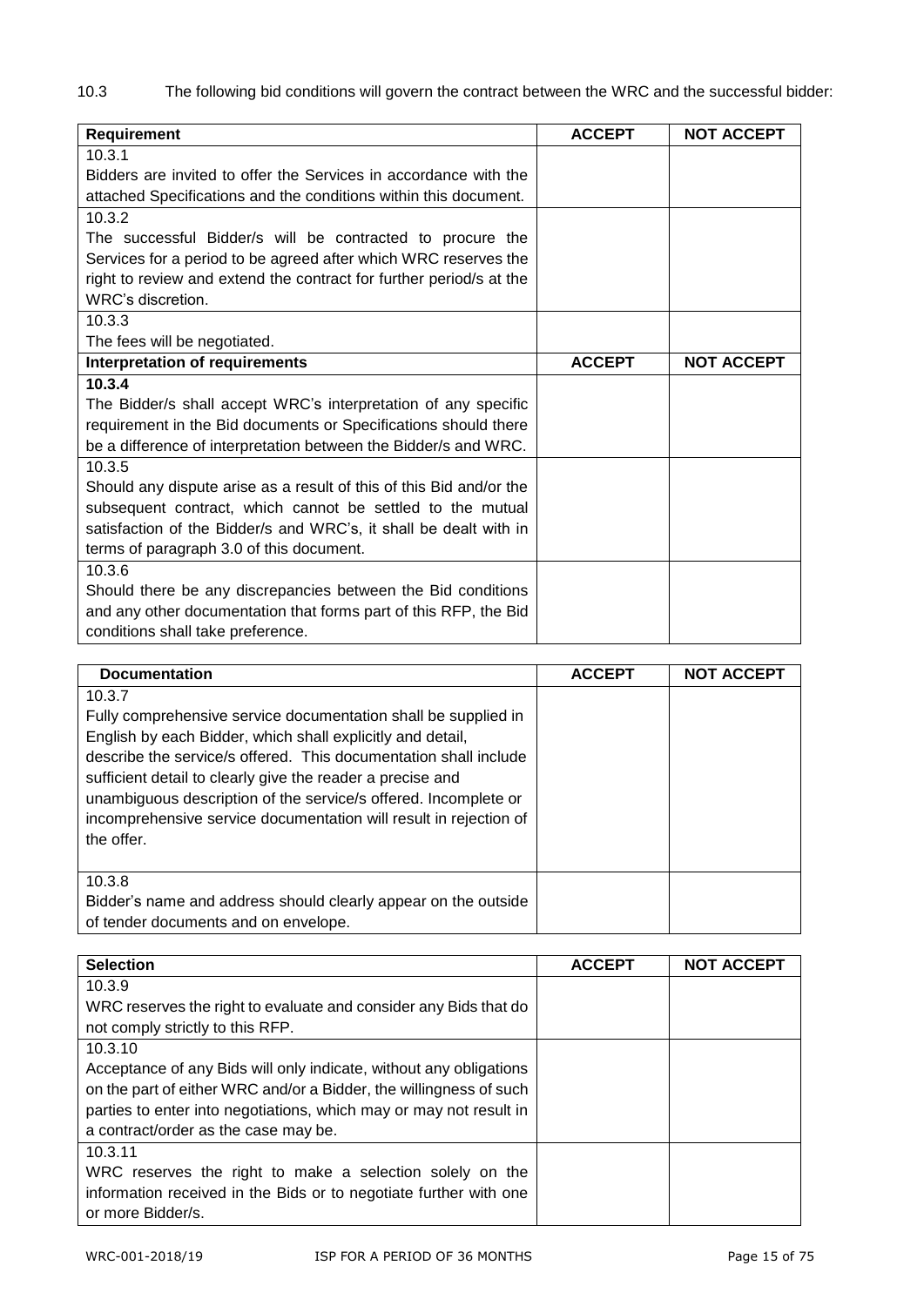10.3 The following bid conditions will govern the contract between the WRC and the successful bidder:

| **Requirement** | **ACCEPT** | **NOT ACCEPT** |
|---|---|---|
| 10.3.1<br>Bidders are invited to offer the Services in accordance with the attached Specifications and the conditions within this document. | | |
| 10.3.2<br>The successful Bidder/s will be contracted to procure the Services for a period to be agreed after which WRC reserves the right to review and extend the contract for further period/s at the WRC's discretion. | | |
| 10.3.3<br>The fees will be negotiated. | | |
| **Interpretation of requirements** | **ACCEPT** | **NOT ACCEPT** |
| **10.3.4**<br>The Bidder/s shall accept WRC's interpretation of any specific requirement in the Bid documents or Specifications should there be a difference of interpretation between the Bidder/s and WRC. | | |
| 10.3.5<br>Should any dispute arise as a result of this of this Bid and/or the subsequent contract, which cannot be settled to the mutual satisfaction of the Bidder/s and WRC's, it shall be dealt with in terms of paragraph 3.0 of this document. | | |
| 10.3.6<br>Should there be any discrepancies between the Bid conditions and any other documentation that forms part of this RFP, the Bid conditions shall take preference. | | |

| **Documentation** | **ACCEPT** | **NOT ACCEPT** |
|---|---|---|
| 10.3.7<br>Fully comprehensive service documentation shall be supplied in English by each Bidder, which shall explicitly and detail, describe the service/s offered. This documentation shall include sufficient detail to clearly give the reader a precise and unambiguous description of the service/s offered. Incomplete or incomprehensive service documentation will result in rejection of the offer. | | |
| 10.3.8<br>Bidder's name and address should clearly appear on the outside of tender documents and on envelope. | | |

| **Selection** | **ACCEPT** | **NOT ACCEPT** |
|---|---|---|
| 10.3.9<br>WRC reserves the right to evaluate and consider any Bids that do not comply strictly to this RFP. | | |
| 10.3.10<br>Acceptance of any Bids will only indicate, without any obligations on the part of either WRC and/or a Bidder, the willingness of such parties to enter into negotiations, which may or may not result in a contract/order as the case may be. | | |
| 10.3.11<br>WRC reserves the right to make a selection solely on the information received in the Bids or to negotiate further with one or more Bidder/s. | | |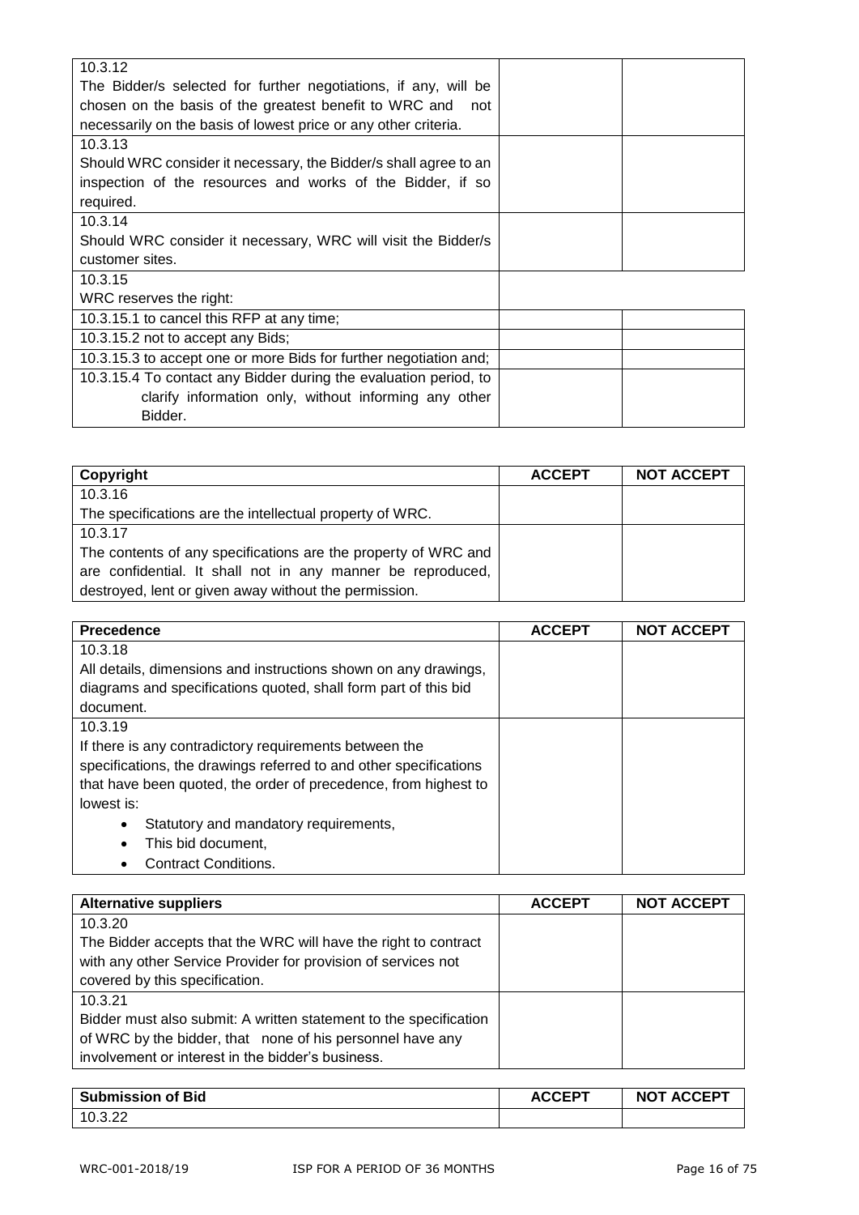| | | |
|---|---|---|
| 10.3.12<br>The Bidder/s selected for further negotiations, if any, will be chosen on the basis of the greatest benefit to WRC and not necessarily on the basis of lowest price or any other criteria. | | |
| 10.3.13<br>Should WRC consider it necessary, the Bidder/s shall agree to an inspection of the resources and works of the Bidder, if so required. | | |
| 10.3.14<br>Should WRC consider it necessary, WRC will visit the Bidder/s customer sites. | | |
| 10.3.15<br>WRC reserves the right: | | |
| 10.3.15.1 to cancel this RFP at any time; | | |
| 10.3.15.2 not to accept any Bids; | | |
| 10.3.15.3 to accept one or more Bids for further negotiation and; | | |
| 10.3.15.4 To contact any Bidder during the evaluation period, to clarify information only, without informing any other Bidder. | | |

| Copyright | ACCEPT | NOT ACCEPT |
|---|---|---|
| 10.3.16<br>The specifications are the intellectual property of WRC. | | |
| 10.3.17<br>The contents of any specifications are the property of WRC and are confidential. It shall not in any manner be reproduced, destroyed, lent or given away without the permission. | | |

| Precedence | ACCEPT | NOT ACCEPT |
|---|---|---|
| 10.3.18<br>All details, dimensions and instructions shown on any drawings, diagrams and specifications quoted, shall form part of this bid document. | | |
| 10.3.19<br>If there is any contradictory requirements between the specifications, the drawings referred to and other specifications that have been quoted, the order of precedence, from highest to lowest is:<br>• Statutory and mandatory requirements,<br>• This bid document,<br>• Contract Conditions. | | |

| Alternative suppliers | ACCEPT | NOT ACCEPT |
|---|---|---|
| 10.3.20<br>The Bidder accepts that the WRC will have the right to contract with any other Service Provider for provision of services not covered by this specification. | | |
| 10.3.21<br>Bidder must also submit: A written statement to the specification of WRC by the bidder, that none of his personnel have any involvement or interest in the bidder's business. | | |

| Submission of Bid | ACCEPT | NOT ACCEPT |
|---|---|---|
| 10.3.22 | | |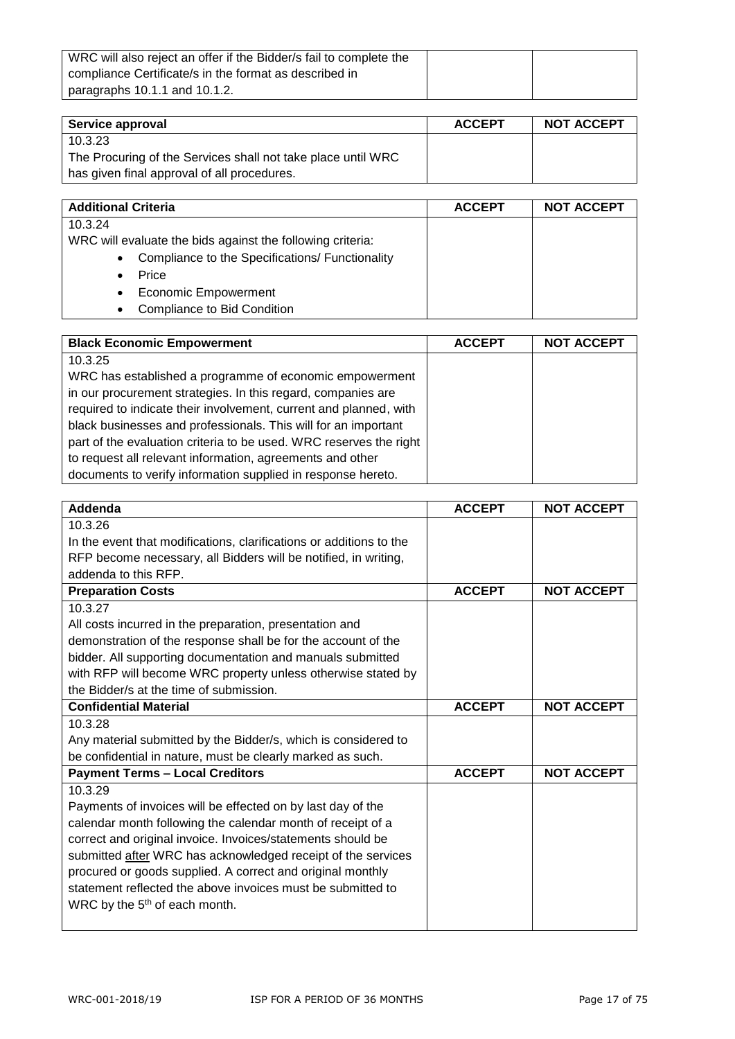| WRC will also reject an offer if the Bidder/s fail to complete the compliance Certificate/s in the format as described in paragraphs 10.1.1 and 10.1.2. | | |
|---|---|---|

| Service approval | ACCEPT | NOT ACCEPT |
|---|---|---|
| 10.3.23<br>The Procuring of the Services shall not take place until WRC has given final approval of all procedures. | | |

| Additional Criteria | ACCEPT | NOT ACCEPT |
|---|---|---|
| 10.3.24<br>WRC will evaluate the bids against the following criteria:<br>• Compliance to the Specifications/ Functionality<br>• Price<br>• Economic Empowerment<br>• Compliance to Bid Condition | | |

| Black Economic Empowerment | ACCEPT | NOT ACCEPT |
|---|---|---|
| 10.3.25<br>WRC has established a programme of economic empowerment in our procurement strategies. In this regard, companies are required to indicate their involvement, current and planned, with black businesses and professionals. This will for an important part of the evaluation criteria to be used. WRC reserves the right to request all relevant information, agreements and other documents to verify information supplied in response hereto. | | |

| Addenda | ACCEPT | NOT ACCEPT |
|---|---|---|
| 10.3.26<br>In the event that modifications, clarifications or additions to the RFP become necessary, all Bidders will be notified, in writing, addenda to this RFP. | | |
| **Preparation Costs** | **ACCEPT** | **NOT ACCEPT** |
| 10.3.27<br>All costs incurred in the preparation, presentation and demonstration of the response shall be for the account of the bidder. All supporting documentation and manuals submitted with RFP will become WRC property unless otherwise stated by the Bidder/s at the time of submission. | | |
| **Confidential Material** | **ACCEPT** | **NOT ACCEPT** |
| 10.3.28<br>Any material submitted by the Bidder/s, which is considered to be confidential in nature, must be clearly marked as such. | | |
| **Payment Terms – Local Creditors** | **ACCEPT** | **NOT ACCEPT** |
| 10.3.29<br>Payments of invoices will be effected on by last day of the calendar month following the calendar month of receipt of a correct and original invoice. Invoices/statements should be submitted after WRC has acknowledged receipt of the services procured or goods supplied. A correct and original monthly statement reflected the above invoices must be submitted to WRC by the 5th of each month. | | |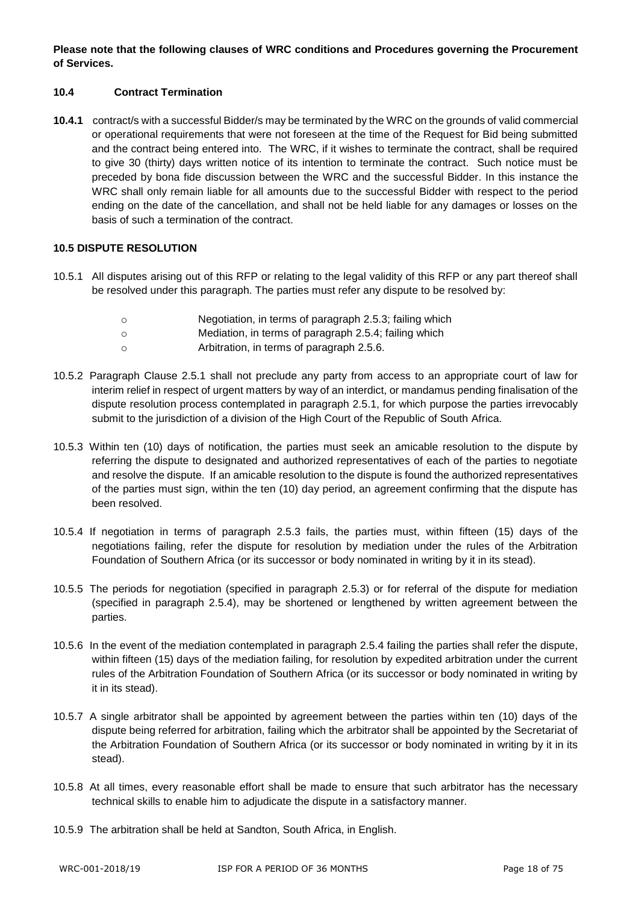**Please note that the following clauses of WRC conditions and Procedures governing the Procurement of Services.**

### 10.4 Contract Termination

**10.4.1** contract/s with a successful Bidder/s may be terminated by the WRC on the grounds of valid commercial or operational requirements that were not foreseen at the time of the Request for Bid being submitted and the contract being entered into. The WRC, if it wishes to terminate the contract, shall be required to give 30 (thirty) days written notice of its intention to terminate the contract. Such notice must be preceded by bona fide discussion between the WRC and the successful Bidder. In this instance the WRC shall only remain liable for all amounts due to the successful Bidder with respect to the period ending on the date of the cancellation, and shall not be held liable for any damages or losses on the basis of such a termination of the contract.

### 10.5 DISPUTE RESOLUTION

10.5.1 All disputes arising out of this RFP or relating to the legal validity of this RFP or any part thereof shall be resolved under this paragraph. The parties must refer any dispute to be resolved by:

- Negotiation, in terms of paragraph 2.5.3; failing which
- Mediation, in terms of paragraph 2.5.4; failing which
- Arbitration, in terms of paragraph 2.5.6.

10.5.2 Paragraph Clause 2.5.1 shall not preclude any party from access to an appropriate court of law for interim relief in respect of urgent matters by way of an interdict, or mandamus pending finalisation of the dispute resolution process contemplated in paragraph 2.5.1, for which purpose the parties irrevocably submit to the jurisdiction of a division of the High Court of the Republic of South Africa.

10.5.3 Within ten (10) days of notification, the parties must seek an amicable resolution to the dispute by referring the dispute to designated and authorized representatives of each of the parties to negotiate and resolve the dispute. If an amicable resolution to the dispute is found the authorized representatives of the parties must sign, within the ten (10) day period, an agreement confirming that the dispute has been resolved.

10.5.4 If negotiation in terms of paragraph 2.5.3 fails, the parties must, within fifteen (15) days of the negotiations failing, refer the dispute for resolution by mediation under the rules of the Arbitration Foundation of Southern Africa (or its successor or body nominated in writing by it in its stead).

10.5.5 The periods for negotiation (specified in paragraph 2.5.3) or for referral of the dispute for mediation (specified in paragraph 2.5.4), may be shortened or lengthened by written agreement between the parties.

10.5.6 In the event of the mediation contemplated in paragraph 2.5.4 failing the parties shall refer the dispute, within fifteen (15) days of the mediation failing, for resolution by expedited arbitration under the current rules of the Arbitration Foundation of Southern Africa (or its successor or body nominated in writing by it in its stead).

10.5.7 A single arbitrator shall be appointed by agreement between the parties within ten (10) days of the dispute being referred for arbitration, failing which the arbitrator shall be appointed by the Secretariat of the Arbitration Foundation of Southern Africa (or its successor or body nominated in writing by it in its stead).

10.5.8 At all times, every reasonable effort shall be made to ensure that such arbitrator has the necessary technical skills to enable him to adjudicate the dispute in a satisfactory manner.

10.5.9 The arbitration shall be held at Sandton, South Africa, in English.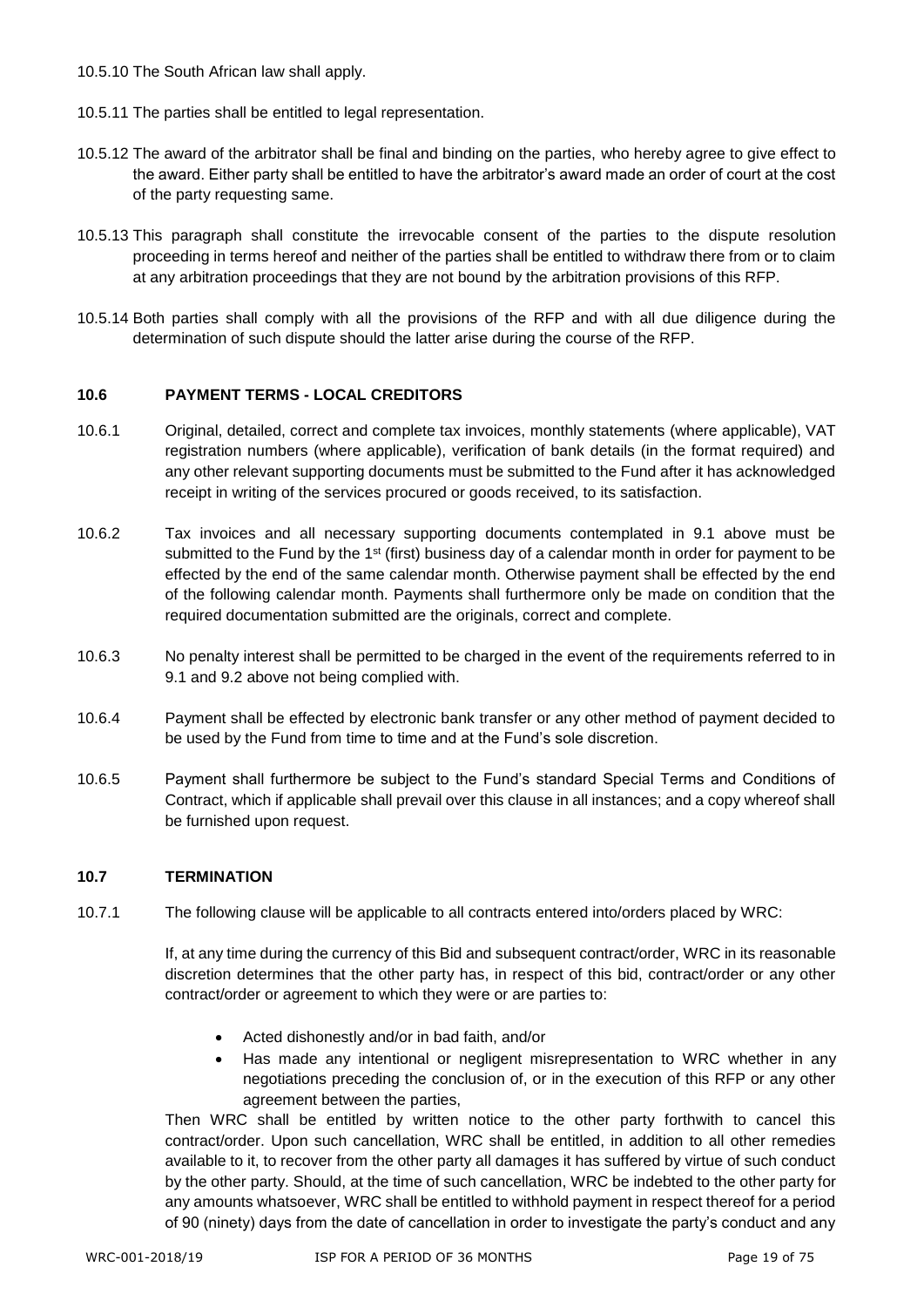10.5.10 The South African law shall apply.

10.5.11 The parties shall be entitled to legal representation.

10.5.12 The award of the arbitrator shall be final and binding on the parties, who hereby agree to give effect to the award. Either party shall be entitled to have the arbitrator's award made an order of court at the cost of the party requesting same.

10.5.13 This paragraph shall constitute the irrevocable consent of the parties to the dispute resolution proceeding in terms hereof and neither of the parties shall be entitled to withdraw there from or to claim at any arbitration proceedings that they are not bound by the arbitration provisions of this RFP.

10.5.14 Both parties shall comply with all the provisions of the RFP and with all due diligence during the determination of such dispute should the latter arise during the course of the RFP.

## 10.6 PAYMENT TERMS - LOCAL CREDITORS

10.6.1 Original, detailed, correct and complete tax invoices, monthly statements (where applicable), VAT registration numbers (where applicable), verification of bank details (in the format required) and any other relevant supporting documents must be submitted to the Fund after it has acknowledged receipt in writing of the services procured or goods received, to its satisfaction.

10.6.2 Tax invoices and all necessary supporting documents contemplated in 9.1 above must be submitted to the Fund by the 1st (first) business day of a calendar month in order for payment to be effected by the end of the same calendar month. Otherwise payment shall be effected by the end of the following calendar month. Payments shall furthermore only be made on condition that the required documentation submitted are the originals, correct and complete.

10.6.3 No penalty interest shall be permitted to be charged in the event of the requirements referred to in 9.1 and 9.2 above not being complied with.

10.6.4 Payment shall be effected by electronic bank transfer or any other method of payment decided to be used by the Fund from time to time and at the Fund's sole discretion.

10.6.5 Payment shall furthermore be subject to the Fund's standard Special Terms and Conditions of Contract, which if applicable shall prevail over this clause in all instances; and a copy whereof shall be furnished upon request.

## 10.7 TERMINATION

10.7.1 The following clause will be applicable to all contracts entered into/orders placed by WRC:

If, at any time during the currency of this Bid and subsequent contract/order, WRC in its reasonable discretion determines that the other party has, in respect of this bid, contract/order or any other contract/order or agreement to which they were or are parties to:

- Acted dishonestly and/or in bad faith, and/or
- Has made any intentional or negligent misrepresentation to WRC whether in any negotiations preceding the conclusion of, or in the execution of this RFP or any other agreement between the parties,

Then WRC shall be entitled by written notice to the other party forthwith to cancel this contract/order. Upon such cancellation, WRC shall be entitled, in addition to all other remedies available to it, to recover from the other party all damages it has suffered by virtue of such conduct by the other party. Should, at the time of such cancellation, WRC be indebted to the other party for any amounts whatsoever, WRC shall be entitled to withhold payment in respect thereof for a period of 90 (ninety) days from the date of cancellation in order to investigate the party's conduct and any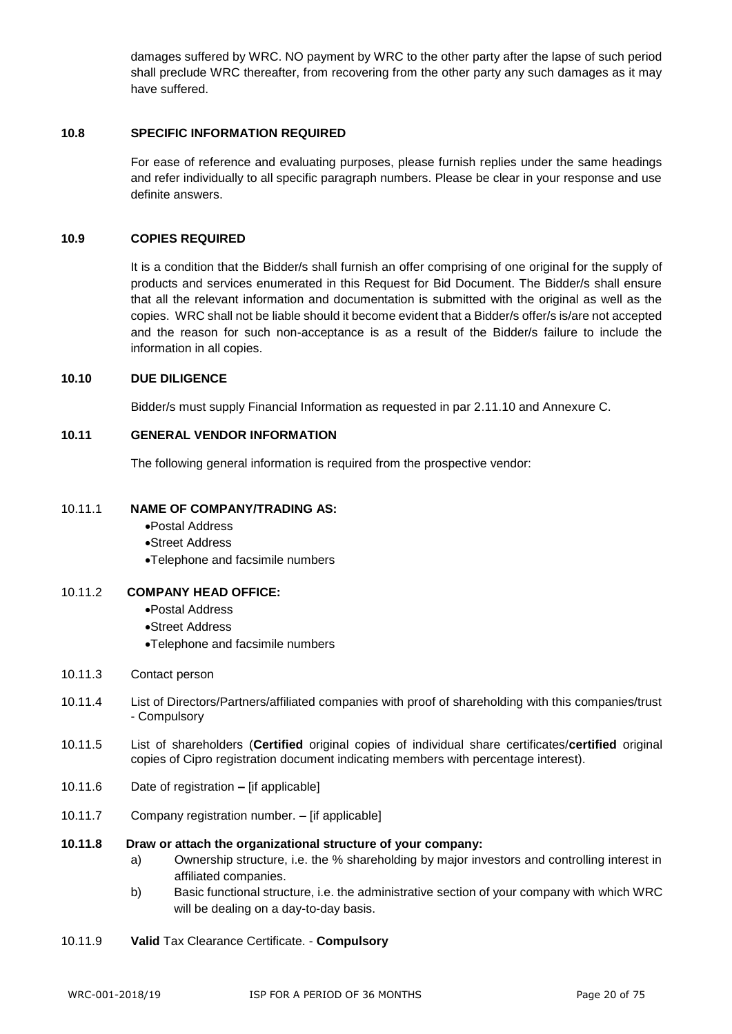damages suffered by WRC. NO payment by WRC to the other party after the lapse of such period shall preclude WRC thereafter, from recovering from the other party any such damages as it may have suffered.

### 10.8 SPECIFIC INFORMATION REQUIRED

For ease of reference and evaluating purposes, please furnish replies under the same headings and refer individually to all specific paragraph numbers. Please be clear in your response and use definite answers.

### 10.9 COPIES REQUIRED

It is a condition that the Bidder/s shall furnish an offer comprising of one original for the supply of products and services enumerated in this Request for Bid Document. The Bidder/s shall ensure that all the relevant information and documentation is submitted with the original as well as the copies. WRC shall not be liable should it become evident that a Bidder/s offer/s is/are not accepted and the reason for such non-acceptance is as a result of the Bidder/s failure to include the information in all copies.

### 10.10 DUE DILIGENCE

Bidder/s must supply Financial Information as requested in par 2.11.10 and Annexure C.

### 10.11 GENERAL VENDOR INFORMATION

The following general information is required from the prospective vendor:

10.11.1 **NAME OF COMPANY/TRADING AS:**

- Postal Address
- Street Address
- Telephone and facsimile numbers

10.11.2 **COMPANY HEAD OFFICE:**

- Postal Address
- Street Address
- Telephone and facsimile numbers

10.11.3 Contact person

10.11.4 List of Directors/Partners/affiliated companies with proof of shareholding with this companies/trust - Compulsory

10.11.5 List of shareholders (**Certified** original copies of individual share certificates/**certified** original copies of Cipro registration document indicating members with percentage interest).

10.11.6 Date of registration **–** [if applicable]

10.11.7 Company registration number. – [if applicable]

**10.11.8 Draw or attach the organizational structure of your company:**

a) Ownership structure, i.e. the % shareholding by major investors and controlling interest in affiliated companies.

b) Basic functional structure, i.e. the administrative section of your company with which WRC will be dealing on a day-to-day basis.

10.11.9 **Valid** Tax Clearance Certificate. - **Compulsory**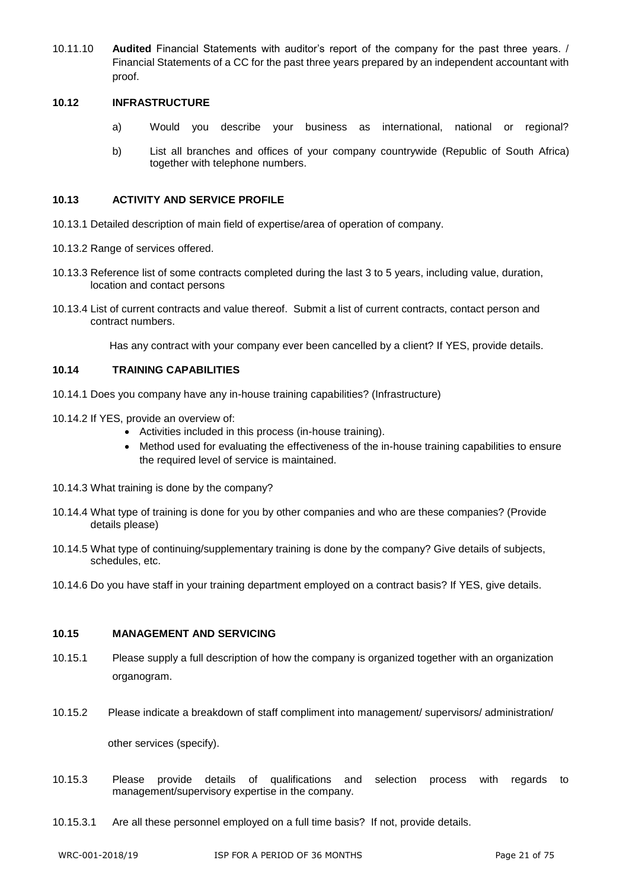10.11.10 **Audited** Financial Statements with auditor's report of the company for the past three years. / Financial Statements of a CC for the past three years prepared by an independent accountant with proof.

## 10.12 INFRASTRUCTURE

a) Would you describe your business as international, national or regional?

b) List all branches and offices of your company countrywide (Republic of South Africa) together with telephone numbers.

## 10.13 ACTIVITY AND SERVICE PROFILE

10.13.1 Detailed description of main field of expertise/area of operation of company.

10.13.2 Range of services offered.

10.13.3 Reference list of some contracts completed during the last 3 to 5 years, including value, duration, location and contact persons

10.13.4 List of current contracts and value thereof. Submit a list of current contracts, contact person and contract numbers.

Has any contract with your company ever been cancelled by a client? If YES, provide details.

## 10.14 TRAINING CAPABILITIES

10.14.1 Does you company have any in-house training capabilities? (Infrastructure)

10.14.2 If YES, provide an overview of:

- Activities included in this process (in-house training).
- Method used for evaluating the effectiveness of the in-house training capabilities to ensure the required level of service is maintained.

10.14.3 What training is done by the company?

10.14.4 What type of training is done for you by other companies and who are these companies? (Provide details please)

10.14.5 What type of continuing/supplementary training is done by the company? Give details of subjects, schedules, etc.

10.14.6 Do you have staff in your training department employed on a contract basis? If YES, give details.

## 10.15 MANAGEMENT AND SERVICING

10.15.1 Please supply a full description of how the company is organized together with an organization organogram.

10.15.2 Please indicate a breakdown of staff compliment into management/ supervisors/ administration/ other services (specify).

10.15.3 Please provide details of qualifications and selection process with regards to management/supervisory expertise in the company.

10.15.3.1 Are all these personnel employed on a full time basis? If not, provide details.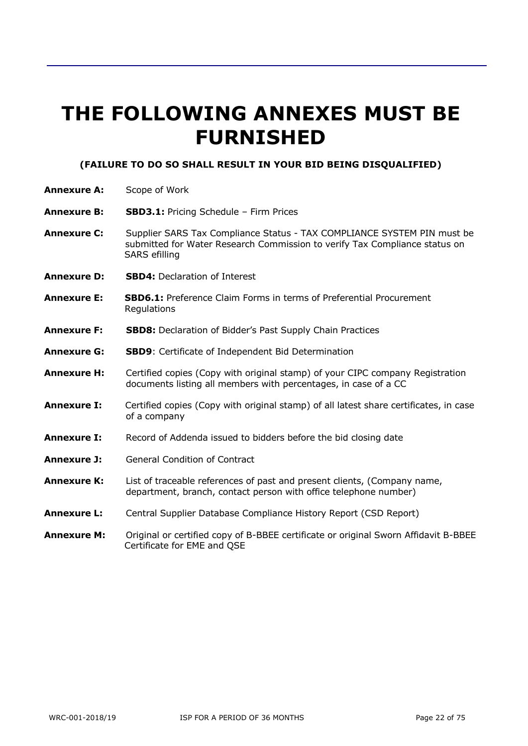# THE FOLLOWING ANNEXES MUST BE FURNISHED

**(FAILURE TO DO SO SHALL RESULT IN YOUR BID BEING DISQUALIFIED)**

**Annexure A:** Scope of Work

**Annexure B:** **SBD3.1:** Pricing Schedule – Firm Prices

**Annexure C:** Supplier SARS Tax Compliance Status - TAX COMPLIANCE SYSTEM PIN must be submitted for Water Research Commission to verify Tax Compliance status on SARS efilling

**Annexure D:** **SBD4:** Declaration of Interest

**Annexure E:** **SBD6.1:** Preference Claim Forms in terms of Preferential Procurement Regulations

**Annexure F:** **SBD8:** Declaration of Bidder's Past Supply Chain Practices

**Annexure G:** **SBD9**: Certificate of Independent Bid Determination

**Annexure H:** Certified copies (Copy with original stamp) of your CIPC company Registration documents listing all members with percentages, in case of a CC

**Annexure I:** Certified copies (Copy with original stamp) of all latest share certificates, in case of a company

**Annexure I:** Record of Addenda issued to bidders before the bid closing date

**Annexure J:** General Condition of Contract

**Annexure K:** List of traceable references of past and present clients, (Company name, department, branch, contact person with office telephone number)

**Annexure L:** Central Supplier Database Compliance History Report (CSD Report)

**Annexure M:** Original or certified copy of B-BBEE certificate or original Sworn Affidavit B-BBEE Certificate for EME and QSE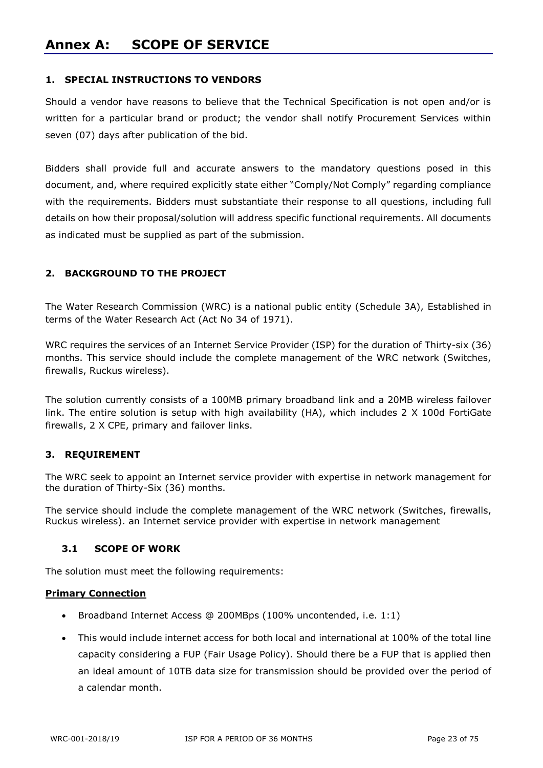# Annex A: SCOPE OF SERVICE

## 1. SPECIAL INSTRUCTIONS TO VENDORS

Should a vendor have reasons to believe that the Technical Specification is not open and/or is written for a particular brand or product; the vendor shall notify Procurement Services within seven (07) days after publication of the bid.

Bidders shall provide full and accurate answers to the mandatory questions posed in this document, and, where required explicitly state either "Comply/Not Comply" regarding compliance with the requirements. Bidders must substantiate their response to all questions, including full details on how their proposal/solution will address specific functional requirements. All documents as indicated must be supplied as part of the submission.

## 2. BACKGROUND TO THE PROJECT

The Water Research Commission (WRC) is a national public entity (Schedule 3A), Established in terms of the Water Research Act (Act No 34 of 1971).

WRC requires the services of an Internet Service Provider (ISP) for the duration of Thirty-six (36) months. This service should include the complete management of the WRC network (Switches, firewalls, Ruckus wireless).

The solution currently consists of a 100MB primary broadband link and a 20MB wireless failover link. The entire solution is setup with high availability (HA), which includes 2 X 100d FortiGate firewalls, 2 X CPE, primary and failover links.

## 3. REQUIREMENT

The WRC seek to appoint an Internet service provider with expertise in network management for the duration of Thirty-Six (36) months.

The service should include the complete management of the WRC network (Switches, firewalls, Ruckus wireless). an Internet service provider with expertise in network management

### 3.1 SCOPE OF WORK

The solution must meet the following requirements:

**Primary Connection**

- Broadband Internet Access @ 200MBps (100% uncontended, i.e. 1:1)
- This would include internet access for both local and international at 100% of the total line capacity considering a FUP (Fair Usage Policy). Should there be a FUP that is applied then an ideal amount of 10TB data size for transmission should be provided over the period of a calendar month.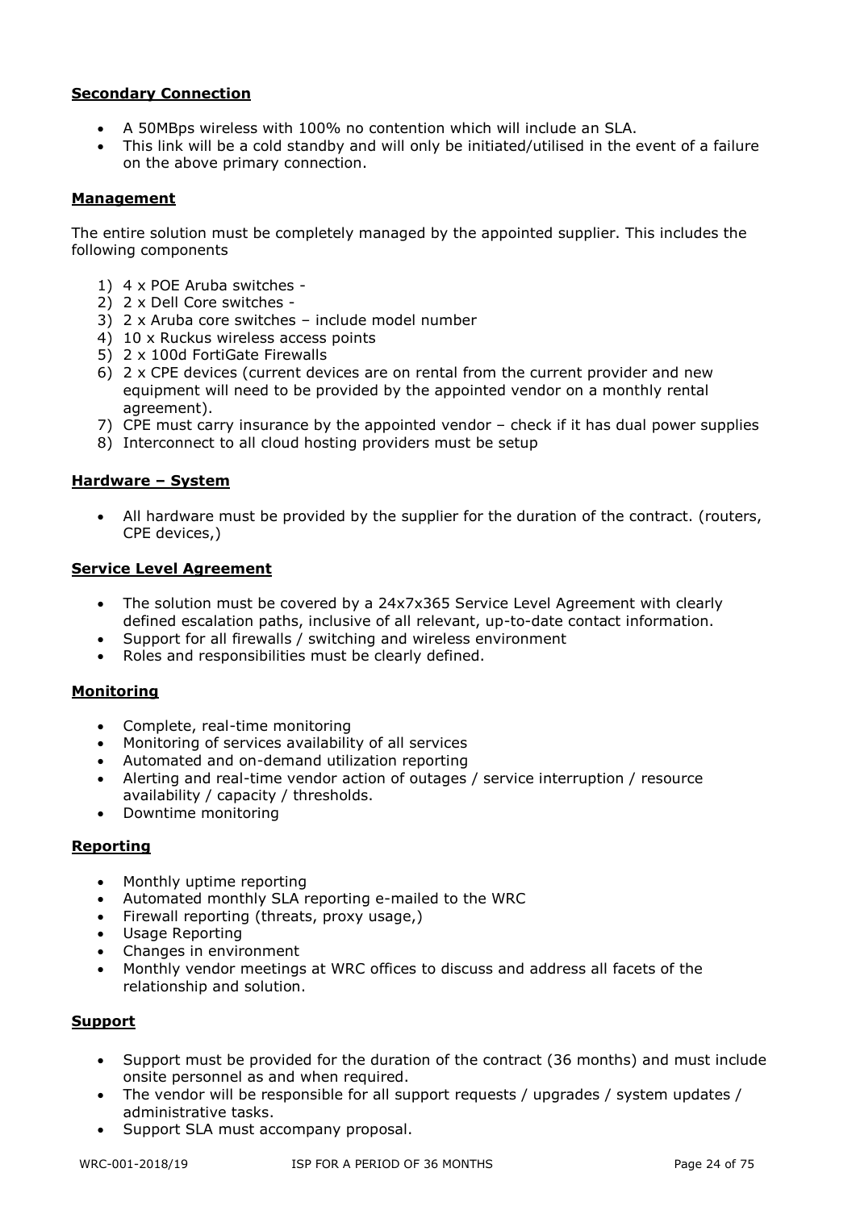**Secondary Connection**

- A 50MBps wireless with 100% no contention which will include an SLA.
- This link will be a cold standby and will only be initiated/utilised in the event of a failure on the above primary connection.

**Management**

The entire solution must be completely managed by the appointed supplier. This includes the following components

1) 4 x POE Aruba switches -
2) 2 x Dell Core switches -
3) 2 x Aruba core switches – include model number
4) 10 x Ruckus wireless access points
5) 2 x 100d FortiGate Firewalls
6) 2 x CPE devices (current devices are on rental from the current provider and new equipment will need to be provided by the appointed vendor on a monthly rental agreement).
7) CPE must carry insurance by the appointed vendor – check if it has dual power supplies
8) Interconnect to all cloud hosting providers must be setup

**Hardware – System**

- All hardware must be provided by the supplier for the duration of the contract. (routers, CPE devices,)

**Service Level Agreement**

- The solution must be covered by a 24x7x365 Service Level Agreement with clearly defined escalation paths, inclusive of all relevant, up-to-date contact information.
- Support for all firewalls / switching and wireless environment
- Roles and responsibilities must be clearly defined.

**Monitoring**

- Complete, real-time monitoring
- Monitoring of services availability of all services
- Automated and on-demand utilization reporting
- Alerting and real-time vendor action of outages / service interruption / resource availability / capacity / thresholds.
- Downtime monitoring

**Reporting**

- Monthly uptime reporting
- Automated monthly SLA reporting e-mailed to the WRC
- Firewall reporting (threats, proxy usage,)
- Usage Reporting
- Changes in environment
- Monthly vendor meetings at WRC offices to discuss and address all facets of the relationship and solution.

**Support**

- Support must be provided for the duration of the contract (36 months) and must include onsite personnel as and when required.
- The vendor will be responsible for all support requests / upgrades / system updates / administrative tasks.
- Support SLA must accompany proposal.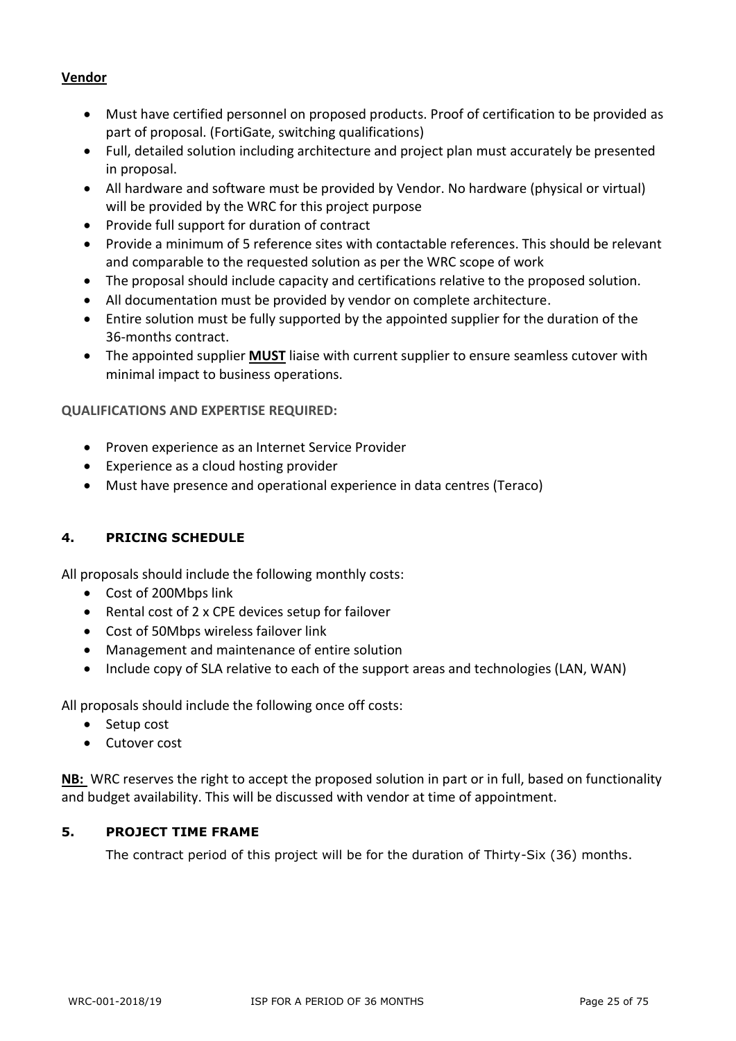**<u>Vendor</u>**

- Must have certified personnel on proposed products. Proof of certification to be provided as part of proposal. (FortiGate, switching qualifications)
- Full, detailed solution including architecture and project plan must accurately be presented in proposal.
- All hardware and software must be provided by Vendor. No hardware (physical or virtual) will be provided by the WRC for this project purpose
- Provide full support for duration of contract
- Provide a minimum of 5 reference sites with contactable references. This should be relevant and comparable to the requested solution as per the WRC scope of work
- The proposal should include capacity and certifications relative to the proposed solution.
- All documentation must be provided by vendor on complete architecture.
- Entire solution must be fully supported by the appointed supplier for the duration of the 36-months contract.
- The appointed supplier **<u>MUST</u>** liaise with current supplier to ensure seamless cutover with minimal impact to business operations.

**QUALIFICATIONS AND EXPERTISE REQUIRED:**

- Proven experience as an Internet Service Provider
- Experience as a cloud hosting provider
- Must have presence and operational experience in data centres (Teraco)

## 4. PRICING SCHEDULE

All proposals should include the following monthly costs:

- Cost of 200Mbps link
- Rental cost of 2 x CPE devices setup for failover
- Cost of 50Mbps wireless failover link
- Management and maintenance of entire solution
- Include copy of SLA relative to each of the support areas and technologies (LAN, WAN)

All proposals should include the following once off costs:

- Setup cost
- Cutover cost

**<u>NB:</u>** WRC reserves the right to accept the proposed solution in part or in full, based on functionality and budget availability. This will be discussed with vendor at time of appointment.

## 5. PROJECT TIME FRAME

The contract period of this project will be for the duration of Thirty-Six (36) months.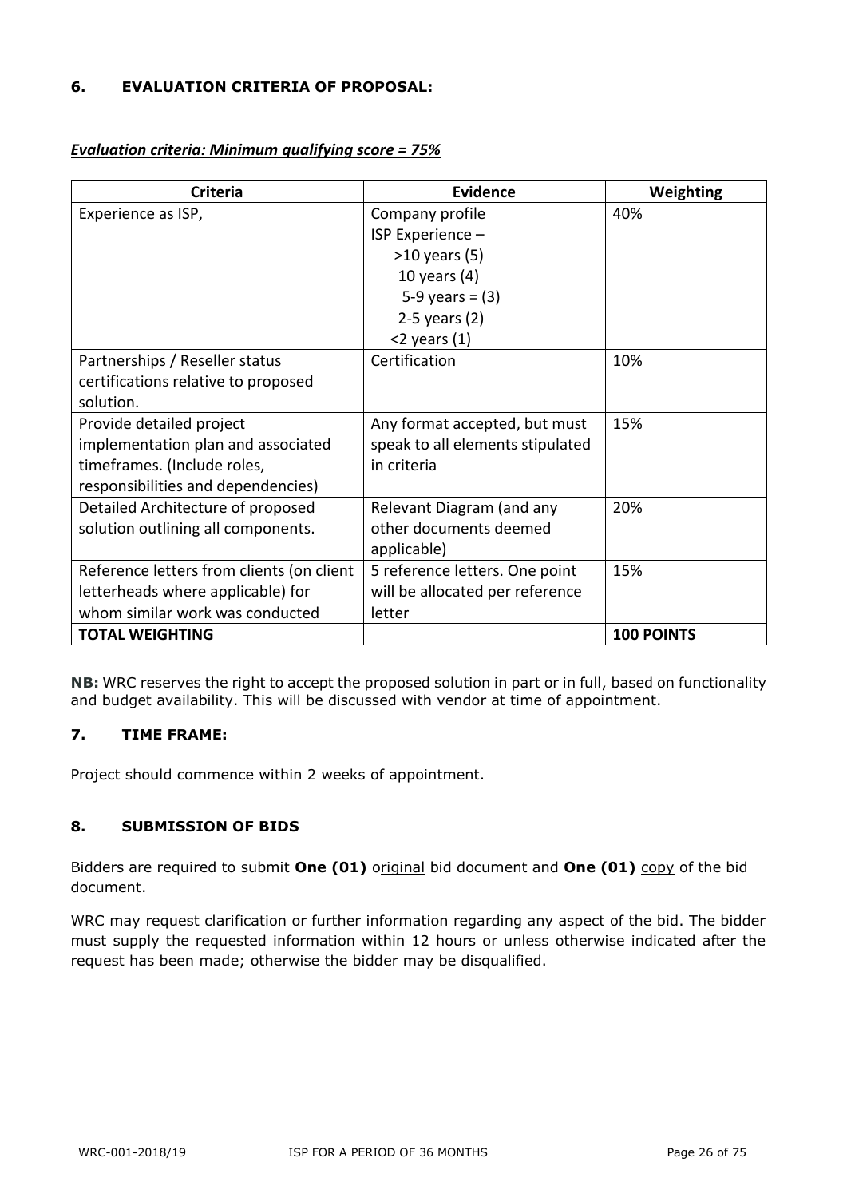### 6. EVALUATION CRITERIA OF PROPOSAL:

***Evaluation criteria: Minimum qualifying score = 75%***

| Criteria | Evidence | Weighting |
|---|---|---|
| Experience as ISP, | Company profile<br>ISP Experience –<br>>10 years (5)<br>10 years (4)<br>5-9 years = (3)<br>2-5 years (2)<br><2 years (1) | 40% |
| Partnerships / Reseller status certifications relative to proposed solution. | Certification | 10% |
| Provide detailed project implementation plan and associated timeframes. (Include roles, responsibilities and dependencies) | Any format accepted, but must speak to all elements stipulated in criteria | 15% |
| Detailed Architecture of proposed solution outlining all components. | Relevant Diagram (and any other documents deemed applicable) | 20% |
| Reference letters from clients (on client letterheads where applicable) for whom similar work was conducted | 5 reference letters. One point will be allocated per reference letter | 15% |
| **TOTAL WEIGHTING** | | **100 POINTS** |

**NB:** WRC reserves the right to accept the proposed solution in part or in full, based on functionality and budget availability. This will be discussed with vendor at time of appointment.

### 7. TIME FRAME:

Project should commence within 2 weeks of appointment.

### 8. SUBMISSION OF BIDS

Bidders are required to submit **One (01)** original bid document and **One (01)** copy of the bid document.

WRC may request clarification or further information regarding any aspect of the bid. The bidder must supply the requested information within 12 hours or unless otherwise indicated after the request has been made; otherwise the bidder may be disqualified.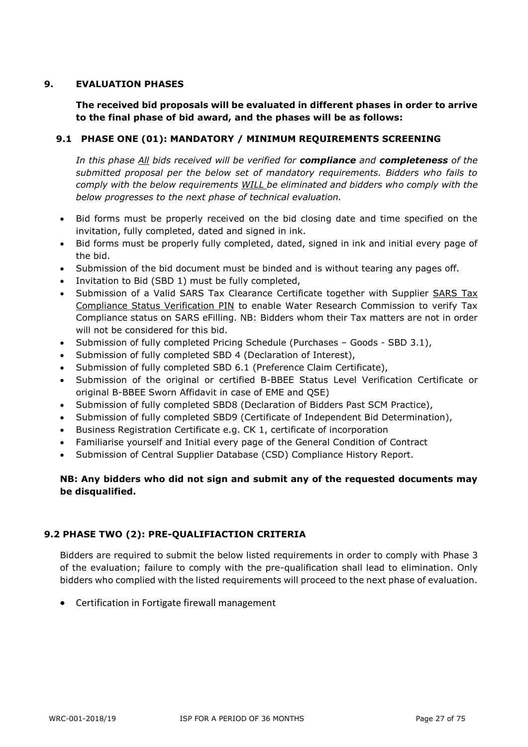## 9. EVALUATION PHASES

**The received bid proposals will be evaluated in different phases in order to arrive to the final phase of bid award, and the phases will be as follows:**

### 9.1 PHASE ONE (01): MANDATORY / MINIMUM REQUIREMENTS SCREENING

*In this phase All bids received will be verified for **compliance** and **completeness** of the submitted proposal per the below set of mandatory requirements. Bidders who fails to comply with the below requirements WILL be eliminated and bidders who comply with the below progresses to the next phase of technical evaluation.*

- Bid forms must be properly received on the bid closing date and time specified on the invitation, fully completed, dated and signed in ink.
- Bid forms must be properly fully completed, dated, signed in ink and initial every page of the bid.
- Submission of the bid document must be binded and is without tearing any pages off.
- Invitation to Bid (SBD 1) must be fully completed,
- Submission of a Valid SARS Tax Clearance Certificate together with Supplier SARS Tax Compliance Status Verification PIN to enable Water Research Commission to verify Tax Compliance status on SARS eFilling. NB: Bidders whom their Tax matters are not in order will not be considered for this bid.
- Submission of fully completed Pricing Schedule (Purchases – Goods - SBD 3.1),
- Submission of fully completed SBD 4 (Declaration of Interest),
- Submission of fully completed SBD 6.1 (Preference Claim Certificate),
- Submission of the original or certified B-BBEE Status Level Verification Certificate or original B-BBEE Sworn Affidavit in case of EME and QSE)
- Submission of fully completed SBD8 (Declaration of Bidders Past SCM Practice),
- Submission of fully completed SBD9 (Certificate of Independent Bid Determination),
- Business Registration Certificate e.g. CK 1, certificate of incorporation
- Familiarise yourself and Initial every page of the General Condition of Contract
- Submission of Central Supplier Database (CSD) Compliance History Report.

**NB: Any bidders who did not sign and submit any of the requested documents may be disqualified.**

### 9.2 PHASE TWO (2): PRE-QUALIFIACTION CRITERIA

Bidders are required to submit the below listed requirements in order to comply with Phase 3 of the evaluation; failure to comply with the pre-qualification shall lead to elimination. Only bidders who complied with the listed requirements will proceed to the next phase of evaluation.

- Certification in Fortigate firewall management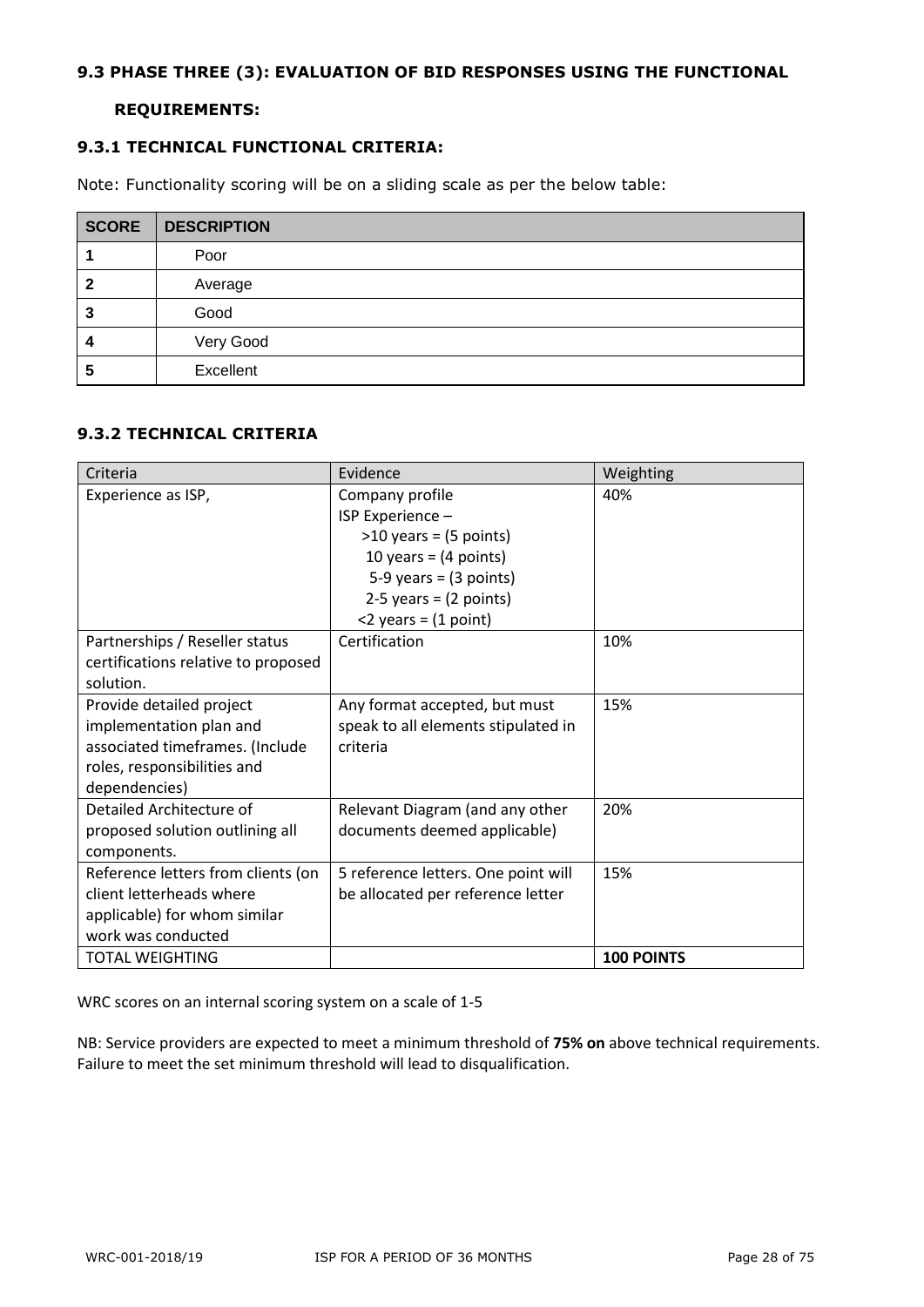### 9.3 PHASE THREE (3): EVALUATION OF BID RESPONSES USING THE FUNCTIONAL REQUIREMENTS:

#### 9.3.1 TECHNICAL FUNCTIONAL CRITERIA:

Note: Functionality scoring will be on a sliding scale as per the below table:

| SCORE | DESCRIPTION |
|---|---|
| 1 | Poor |
| 2 | Average |
| 3 | Good |
| 4 | Very Good |
| 5 | Excellent |

#### 9.3.2 TECHNICAL CRITERIA

| Criteria | Evidence | Weighting |
|---|---|---|
| Experience as ISP, | Company profile<br>ISP Experience –<br>>10 years = (5 points)<br>10 years = (4 points)<br>5-9 years = (3 points)<br>2-5 years = (2 points)<br><2 years = (1 point) | 40% |
| Partnerships / Reseller status certifications relative to proposed solution. | Certification | 10% |
| Provide detailed project implementation plan and associated timeframes. (Include roles, responsibilities and dependencies) | Any format accepted, but must speak to all elements stipulated in criteria | 15% |
| Detailed Architecture of proposed solution outlining all components. | Relevant Diagram (and any other documents deemed applicable) | 20% |
| Reference letters from clients (on client letterheads where applicable) for whom similar work was conducted | 5 reference letters. One point will be allocated per reference letter | 15% |
| TOTAL WEIGHTING | | **100 POINTS** |

WRC scores on an internal scoring system on a scale of 1-5

NB: Service providers are expected to meet a minimum threshold of **75% on** above technical requirements. Failure to meet the set minimum threshold will lead to disqualification.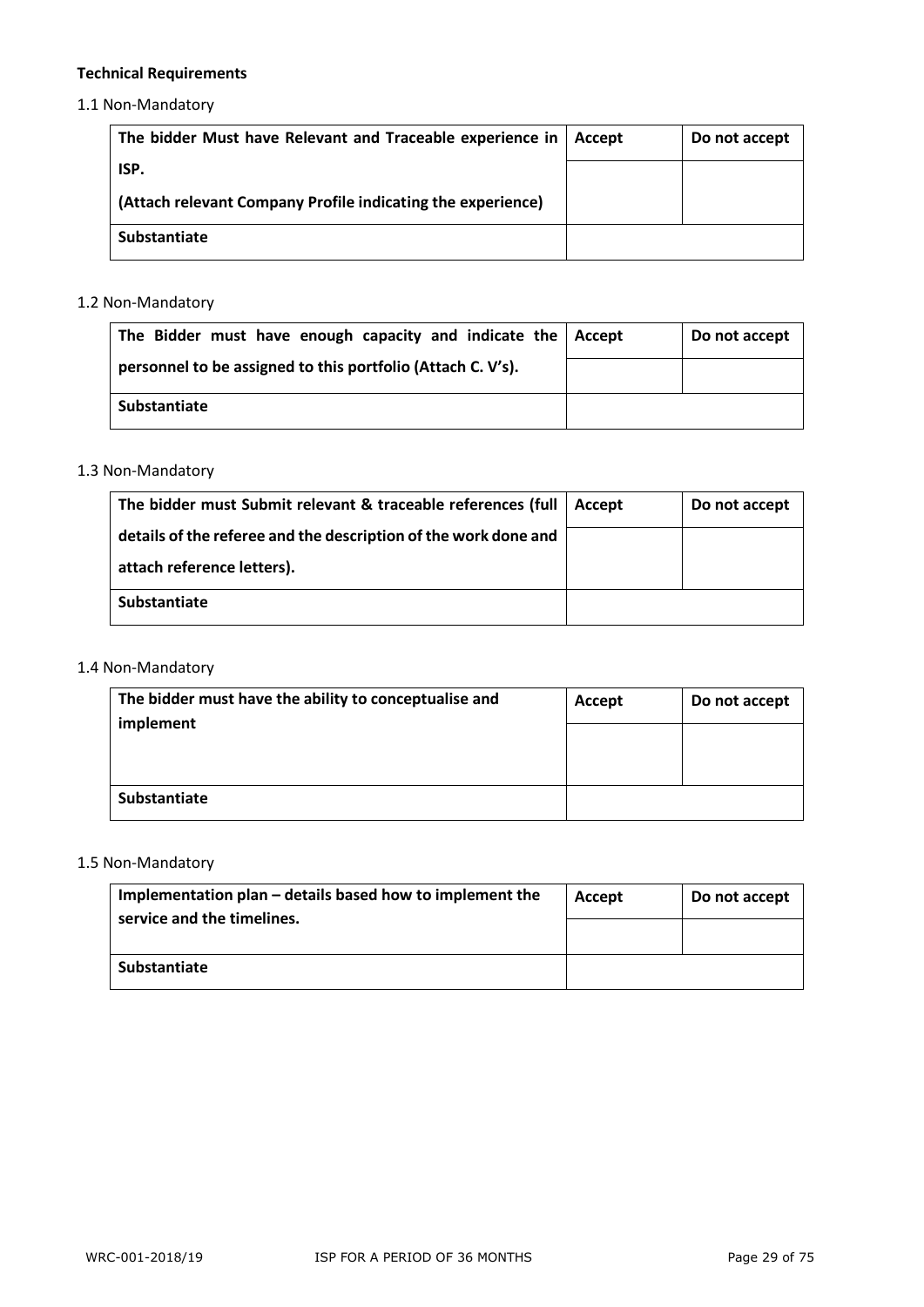**Technical Requirements**

1.1 Non-Mandatory

| The bidder Must have Relevant and Traceable experience in ISP. (Attach relevant Company Profile indicating the experience) | Accept | Do not accept |
|---|---|---|
| | | |
| **Substantiate** | | |

1.2 Non-Mandatory

| The Bidder must have enough capacity and indicate the personnel to be assigned to this portfolio (Attach C. V's). | Accept | Do not accept |
|---|---|---|
| | | |
| **Substantiate** | | |

1.3 Non-Mandatory

| The bidder must Submit relevant & traceable references (full details of the referee and the description of the work done and attach reference letters). | Accept | Do not accept |
|---|---|---|
| | | |
| **Substantiate** | | |

1.4 Non-Mandatory

| The bidder must have the ability to conceptualise and implement | Accept | Do not accept |
|---|---|---|
| | | |
| **Substantiate** | | |

1.5 Non-Mandatory

| Implementation plan – details based how to implement the service and the timelines. | Accept | Do not accept |
|---|---|---|
| | | |
| **Substantiate** | | |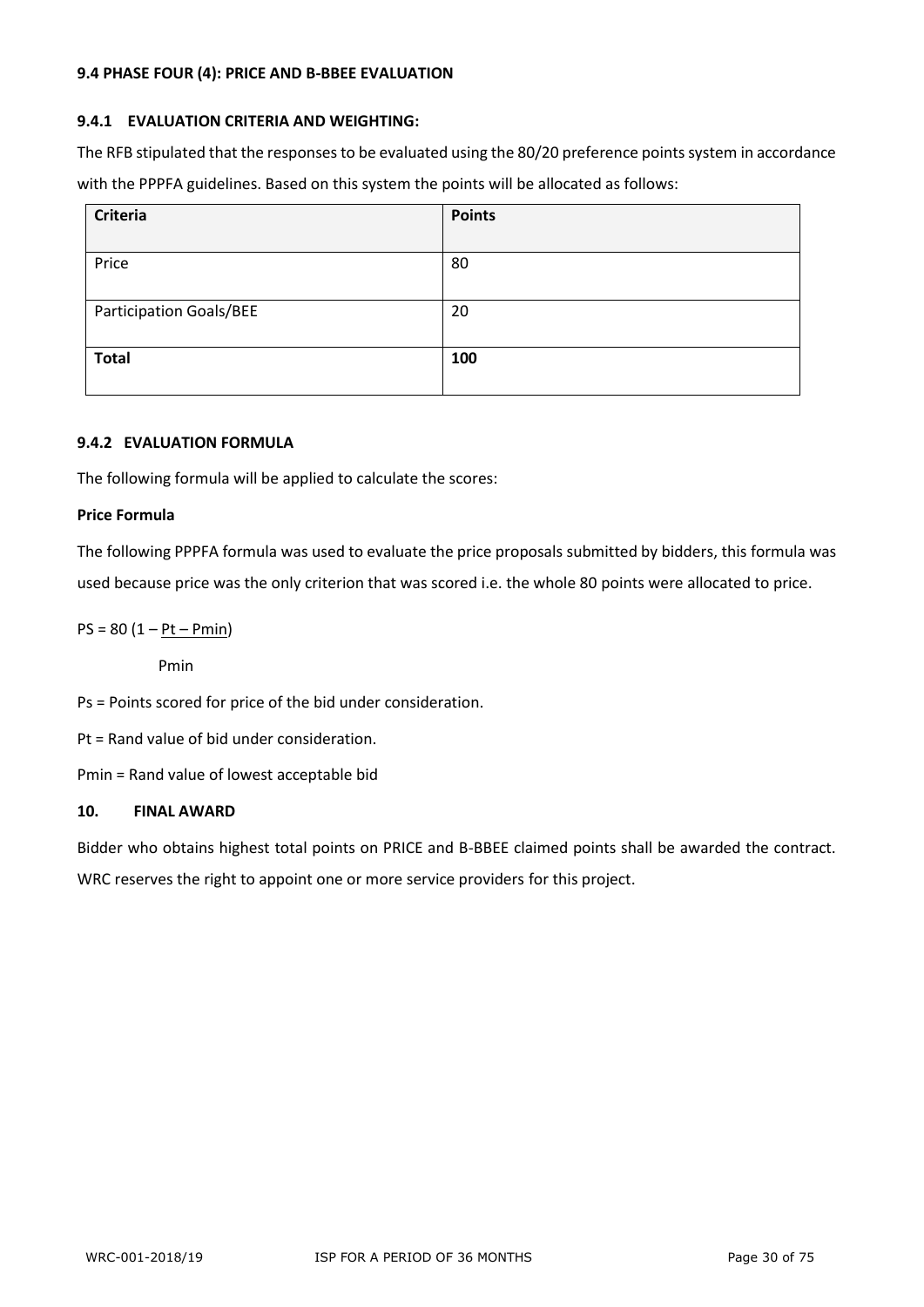#### 9.4 PHASE FOUR (4): PRICE AND B-BBEE EVALUATION

#### 9.4.1 EVALUATION CRITERIA AND WEIGHTING:

The RFB stipulated that the responses to be evaluated using the 80/20 preference points system in accordance with the PPPFA guidelines. Based on this system the points will be allocated as follows:

| Criteria | Points |
|---|---|
| Price | 80 |
| Participation Goals/BEE | 20 |
| **Total** | **100** |

#### 9.4.2 EVALUATION FORMULA

The following formula will be applied to calculate the scores:

**Price Formula**

The following PPPFA formula was used to evaluate the price proposals submitted by bidders, this formula was used because price was the only criterion that was scored i.e. the whole 80 points were allocated to price.

$$PS = 80\left(1 - \frac{Pt - Pmin}{Pmin}\right)$$

Ps = Points scored for price of the bid under consideration.

Pt = Rand value of bid under consideration.

Pmin = Rand value of lowest acceptable bid

#### 10. FINAL AWARD

Bidder who obtains highest total points on PRICE and B-BBEE claimed points shall be awarded the contract. WRC reserves the right to appoint one or more service providers for this project.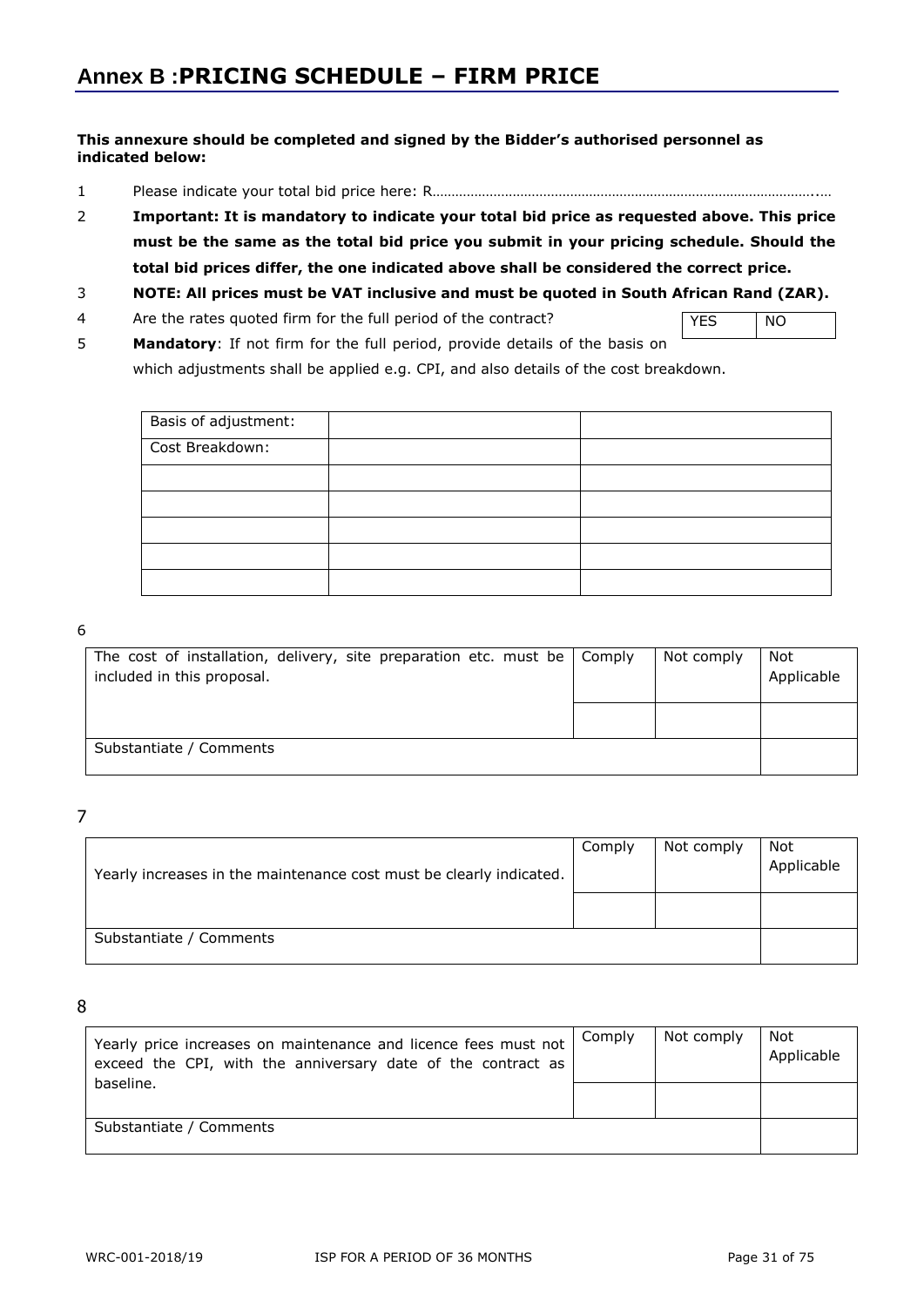# Annex B :PRICING SCHEDULE – FIRM PRICE

**This annexure should be completed and signed by the Bidder's authorised personnel as indicated below:**

1 Please indicate your total bid price here: R……………………………………………………………………………………..…

2 **Important: It is mandatory to indicate your total bid price as requested above. This price must be the same as the total bid price you submit in your pricing schedule. Should the total bid prices differ, the one indicated above shall be considered the correct price.**

3 **NOTE: All prices must be VAT inclusive and must be quoted in South African Rand (ZAR).**

4 Are the rates quoted firm for the full period of the contract?

| YES | NO |
|---|---|

5 **Mandatory**: If not firm for the full period, provide details of the basis on which adjustments shall be applied e.g. CPI, and also details of the cost breakdown.

| Basis of adjustment: | | |
|---|---|---|
| Cost Breakdown: | | |
| | | |
| | | |
| | | |
| | | |
| | | |

6

| The cost of installation, delivery, site preparation etc. must be included in this proposal. | Comply | Not comply | Not Applicable |
|---|---|---|---|
| | | | |
| Substantiate / Comments | | | |

7

| Yearly increases in the maintenance cost must be clearly indicated. | Comply | Not comply | Not Applicable |
|---|---|---|---|
| | | | |
| Substantiate / Comments | | | |

8

| Yearly price increases on maintenance and licence fees must not exceed the CPI, with the anniversary date of the contract as baseline. | Comply | Not comply | Not Applicable |
|---|---|---|---|
| | | | |
| Substantiate / Comments | | | |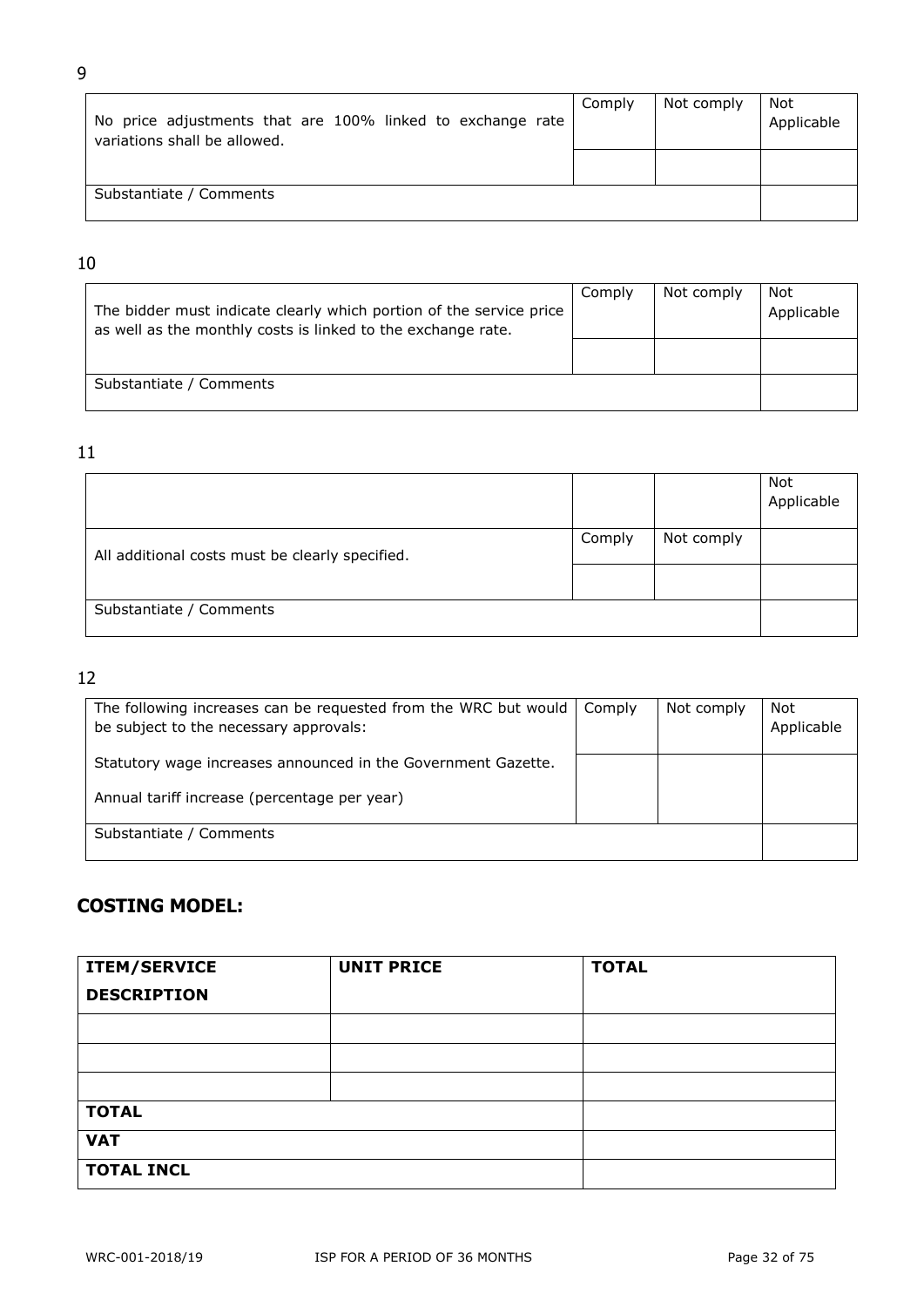9

| No price adjustments that are 100% linked to exchange rate variations shall be allowed. | Comply | Not comply | Not Applicable |
| --- | --- | --- | --- |
| | | | |
| Substantiate / Comments | | | |

10

| The bidder must indicate clearly which portion of the service price as well as the monthly costs is linked to the exchange rate. | Comply | Not comply | Not Applicable |
| --- | --- | --- | --- |
| | | | |
| Substantiate / Comments | | | |

11

| | | | Not Applicable |
| --- | --- | --- | --- |
| All additional costs must be clearly specified. | Comply | Not comply | |
| | | | |
| Substantiate / Comments | | | |

12

| The following increases can be requested from the WRC but would be subject to the necessary approvals: | Comply | Not comply | Not Applicable |
| --- | --- | --- | --- |
| Statutory wage increases announced in the Government Gazette.<br><br>Annual tariff increase (percentage per year) | | | |
| Substantiate / Comments | | | |

## COSTING MODEL:

| ITEM/SERVICE DESCRIPTION | UNIT PRICE | TOTAL |
| --- | --- | --- |
| | | |
| | | |
| | | |
| **TOTAL** | | |
| **VAT** | | |
| **TOTAL INCL** | | |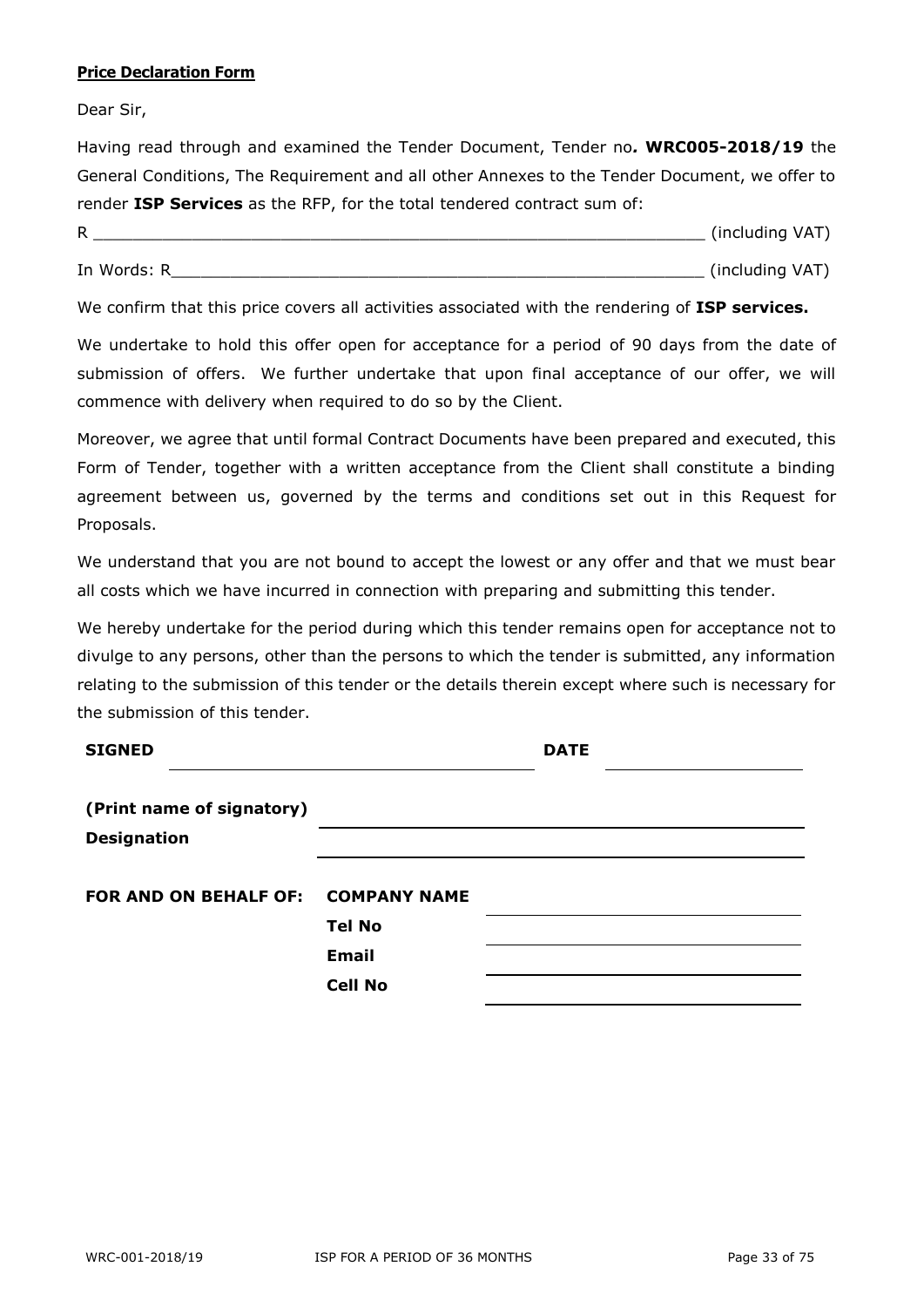**Price Declaration Form**

Dear Sir,

Having read through and examined the Tender Document, Tender no***.*** **WRC005-2018/19** the General Conditions, The Requirement and all other Annexes to the Tender Document, we offer to render **ISP Services** as the RFP, for the total tendered contract sum of:

R \_\_\_\_\_\_\_\_\_\_\_\_\_\_\_\_\_\_\_\_\_\_\_\_\_\_\_\_\_\_\_\_\_\_\_\_\_\_\_\_\_\_\_\_\_\_\_\_\_\_\_\_\_\_\_\_\_\_\_\_\_\_ (including VAT)

In Words: R\_\_\_\_\_\_\_\_\_\_\_\_\_\_\_\_\_\_\_\_\_\_\_\_\_\_\_\_\_\_\_\_\_\_\_\_\_\_\_\_\_\_\_\_\_\_\_\_\_\_\_\_\_\_\_\_ (including VAT)

We confirm that this price covers all activities associated with the rendering of **ISP services.**

We undertake to hold this offer open for acceptance for a period of 90 days from the date of submission of offers. We further undertake that upon final acceptance of our offer, we will commence with delivery when required to do so by the Client.

Moreover, we agree that until formal Contract Documents have been prepared and executed, this Form of Tender, together with a written acceptance from the Client shall constitute a binding agreement between us, governed by the terms and conditions set out in this Request for Proposals.

We understand that you are not bound to accept the lowest or any offer and that we must bear all costs which we have incurred in connection with preparing and submitting this tender.

We hereby undertake for the period during which this tender remains open for acceptance not to divulge to any persons, other than the persons to which the tender is submitted, any information relating to the submission of this tender or the details therein except where such is necessary for the submission of this tender.

**SIGNED** \_\_\_\_\_\_\_\_\_\_\_\_\_\_\_\_\_\_\_\_\_\_\_\_\_\_\_\_\_\_\_\_ **DATE** \_\_\_\_\_\_\_\_\_\_\_\_\_\_\_\_\_\_

**(Print name of signatory)** \_\_\_\_\_\_\_\_\_\_\_\_\_\_\_\_\_\_\_\_\_\_\_\_\_\_\_\_\_\_\_\_\_\_\_\_\_\_\_\_\_\_\_\_

**Designation** \_\_\_\_\_\_\_\_\_\_\_\_\_\_\_\_\_\_\_\_\_\_\_\_\_\_\_\_\_\_\_\_\_\_\_\_\_\_\_\_\_\_\_\_

**FOR AND ON BEHALF OF:** **COMPANY NAME** \_\_\_\_\_\_\_\_\_\_\_\_\_\_\_\_\_\_\_\_\_\_\_\_\_\_\_\_

**Tel No** \_\_\_\_\_\_\_\_\_\_\_\_\_\_\_\_\_\_\_\_\_\_\_\_\_\_\_\_

**Email** \_\_\_\_\_\_\_\_\_\_\_\_\_\_\_\_\_\_\_\_\_\_\_\_\_\_\_\_

**Cell No** \_\_\_\_\_\_\_\_\_\_\_\_\_\_\_\_\_\_\_\_\_\_\_\_\_\_\_\_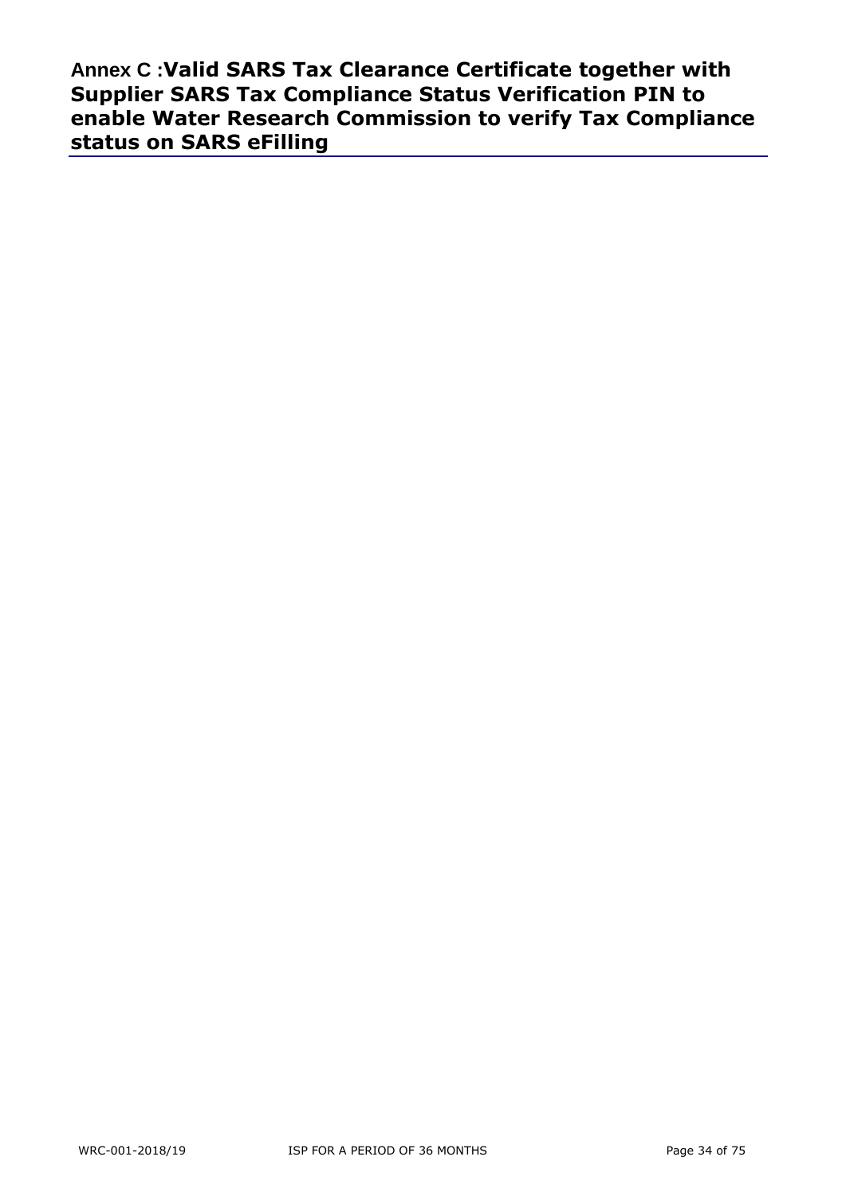## Annex C :Valid SARS Tax Clearance Certificate together with Supplier SARS Tax Compliance Status Verification PIN to enable Water Research Commission to verify Tax Compliance status on SARS eFilling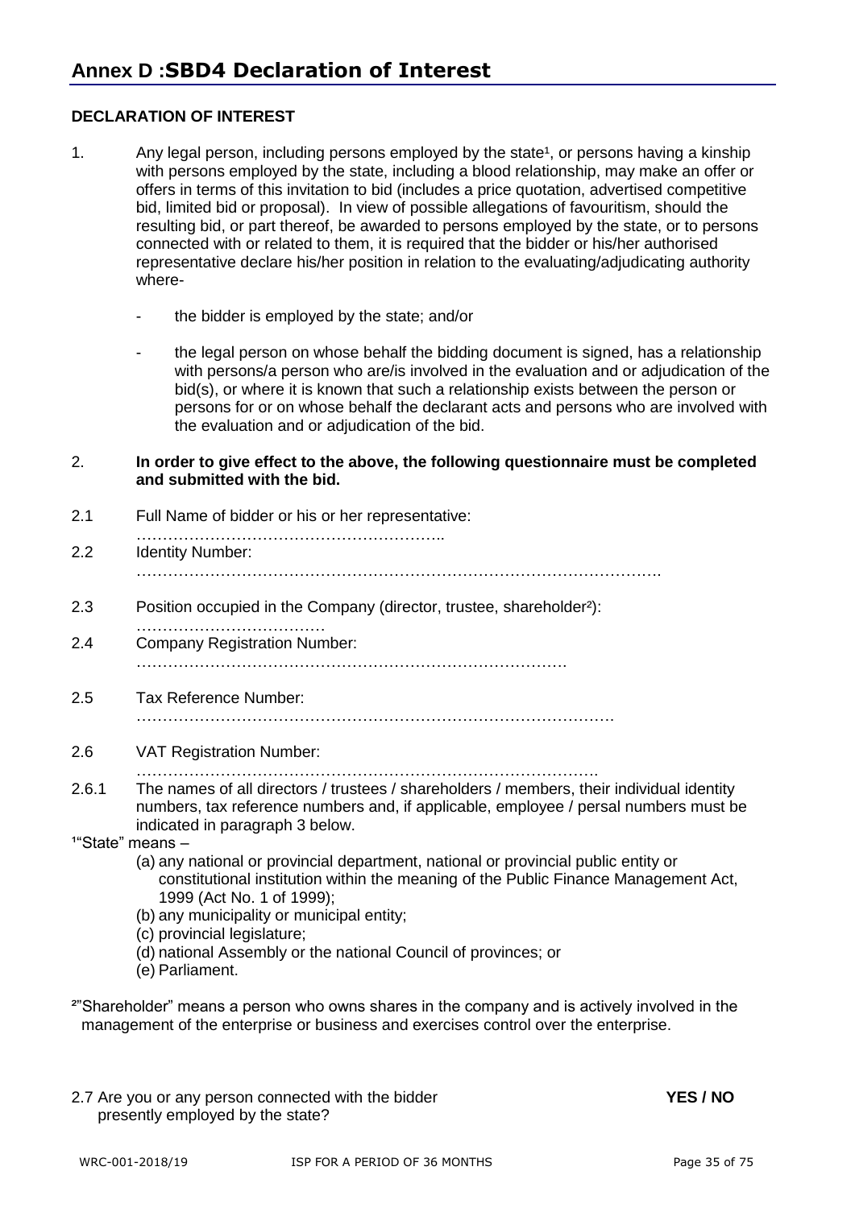# Annex D :SBD4 Declaration of Interest

**DECLARATION OF INTEREST**

1. Any legal person, including persons employed by the state[1], or persons having a kinship with persons employed by the state, including a blood relationship, may make an offer or offers in terms of this invitation to bid (includes a price quotation, advertised competitive bid, limited bid or proposal). In view of possible allegations of favouritism, should the resulting bid, or part thereof, be awarded to persons employed by the state, or to persons connected with or related to them, it is required that the bidder or his/her authorised representative declare his/her position in relation to the evaluating/adjudicating authority where-

   - the bidder is employed by the state; and/or

   - the legal person on whose behalf the bidding document is signed, has a relationship with persons/a person who are/is involved in the evaluation and or adjudication of the bid(s), or where it is known that such a relationship exists between the person or persons for or on whose behalf the declarant acts and persons who are involved with the evaluation and or adjudication of the bid.

2. **In order to give effect to the above, the following questionnaire must be completed and submitted with the bid.**

2.1 Full Name of bidder or his or her representative: …………………………………………………..

2.2 Identity Number: …………………………………………………………………………………….

2.3 Position occupied in the Company (director, trustee, shareholder[2]): ………………………………

2.4 Company Registration Number: ……………………………………………………………………….

2.5 Tax Reference Number: ………………………………………………………………………………

2.6 VAT Registration Number: ……………………………………………………………………………

2.6.1 The names of all directors / trustees / shareholders / members, their individual identity numbers, tax reference numbers and, if applicable, employee / persal numbers must be indicated in paragraph 3 below.

[1]"State" means –

(a) any national or provincial department, national or provincial public entity or constitutional institution within the meaning of the Public Finance Management Act, 1999 (Act No. 1 of 1999);
(b) any municipality or municipal entity;
(c) provincial legislature;
(d) national Assembly or the national Council of provinces; or
(e) Parliament.

[2]"Shareholder" means a person who owns shares in the company and is actively involved in the management of the enterprise or business and exercises control over the enterprise.

2.7 Are you or any person connected with the bidder presently employed by the state? **YES / NO**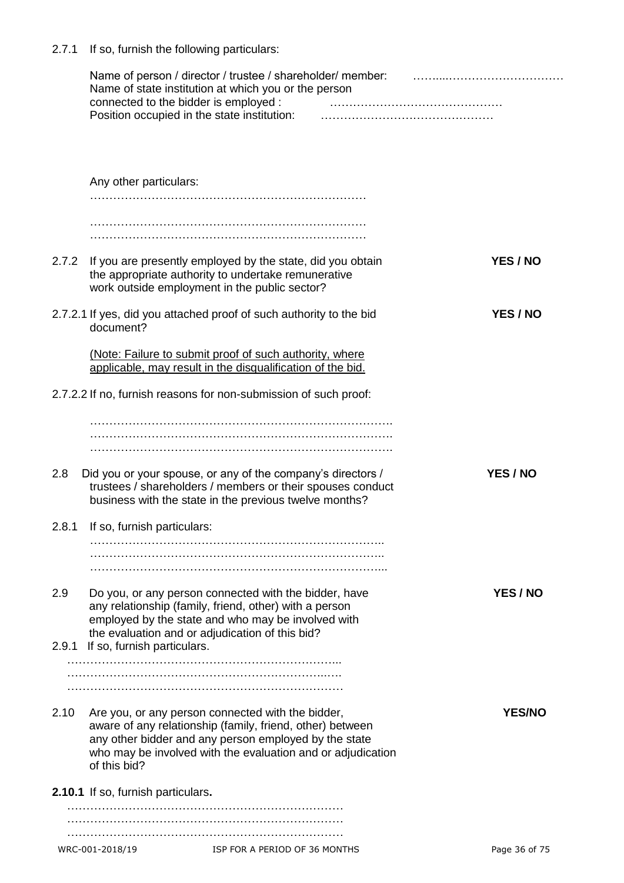2.7.1 If so, furnish the following particulars:

Name of person / director / trustee / shareholder/ member: ……...…………………………
Name of state institution at which you or the person connected to the bidder is employed : ………………………………………
Position occupied in the state institution: ………………………………………

Any other particulars:
………………………………………………………………
………………………………………………………………
………………………………………………………………

2.7.2 If you are presently employed by the state, did you obtain the appropriate authority to undertake remunerative work outside employment in the public sector? **YES / NO**

2.7.2.1 If yes, did you attached proof of such authority to the bid document? **YES / NO**

<u>(Note: Failure to submit proof of such authority, where applicable, may result in the disqualification of the bid.</u>

2.7.2.2 If no, furnish reasons for non-submission of such proof:

…………………………………………………………………….
…………………………………………………………………….
…………………………………………………………………….

2.8 Did you or your spouse, or any of the company's directors / trustees / shareholders / members or their spouses conduct business with the state in the previous twelve months? **YES / NO**

2.8.1 If so, furnish particulars:
…………………………………………………………………..
…………………………………………………………………..
…………………………………………………………………...

2.9 Do you, or any person connected with the bidder, have any relationship (family, friend, other) with a person employed by the state and who may be involved with the evaluation and or adjudication of this bid? **YES / NO**

2.9.1 If so, furnish particulars.
……………………………………………………………...
…………………………………………………………..….
………………………………………………………………

2.10 Are you, or any person connected with the bidder, aware of any relationship (family, friend, other) between any other bidder and any person employed by the state who may be involved with the evaluation and or adjudication of this bid? **YES/NO**

**2.10.1** If so, furnish particulars**.**
………………………………………………………………
………………………………………………………………
………………………………………………………………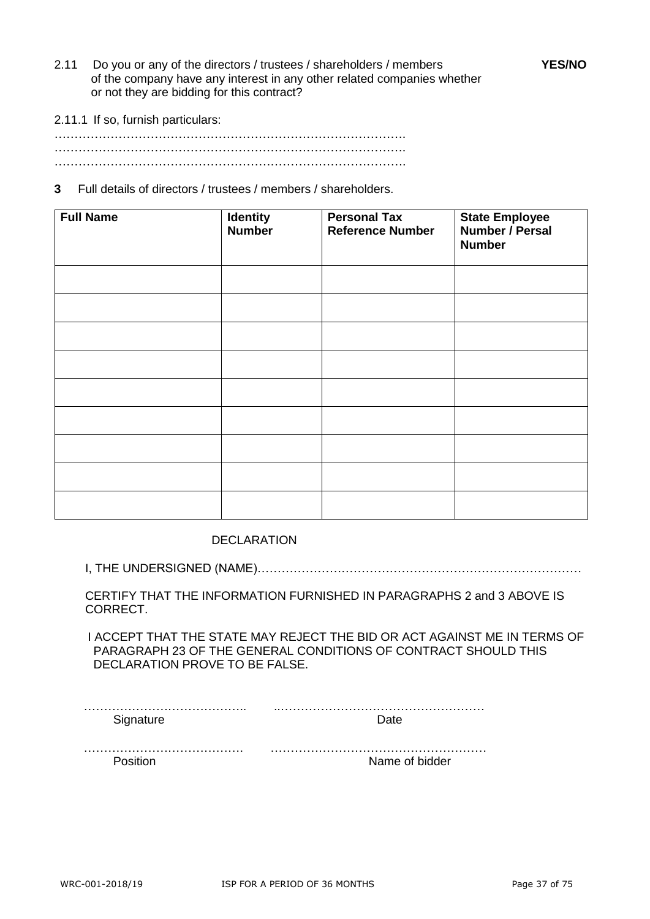2.11 Do you or any of the directors / trustees / shareholders / members of the company have any interest in any other related companies whether or not they are bidding for this contract? **YES/NO**

2.11.1 If so, furnish particulars:

…………………………………………………………………………….
…………………………………………………………………………….
…………………………………………………………………………….

**3** Full details of directors / trustees / members / shareholders.

| **Full Name** | **Identity Number** | **Personal Tax Reference Number** | **State Employee Number / Persal Number** |
|---|---|---|---|
| | | | |
| | | | |
| | | | |
| | | | |
| | | | |
| | | | |
| | | | |
| | | | |
| | | | |

DECLARATION

I, THE UNDERSIGNED (NAME)………………………………………………………………………

CERTIFY THAT THE INFORMATION FURNISHED IN PARAGRAPHS 2 and 3 ABOVE IS CORRECT.

I ACCEPT THAT THE STATE MAY REJECT THE BID OR ACT AGAINST ME IN TERMS OF PARAGRAPH 23 OF THE GENERAL CONDITIONS OF CONTRACT SHOULD THIS DECLARATION PROVE TO BE FALSE.

………………………………….. ..……………………………………………
Signature Date

…………………………………. ………………………………………………
Position Name of bidder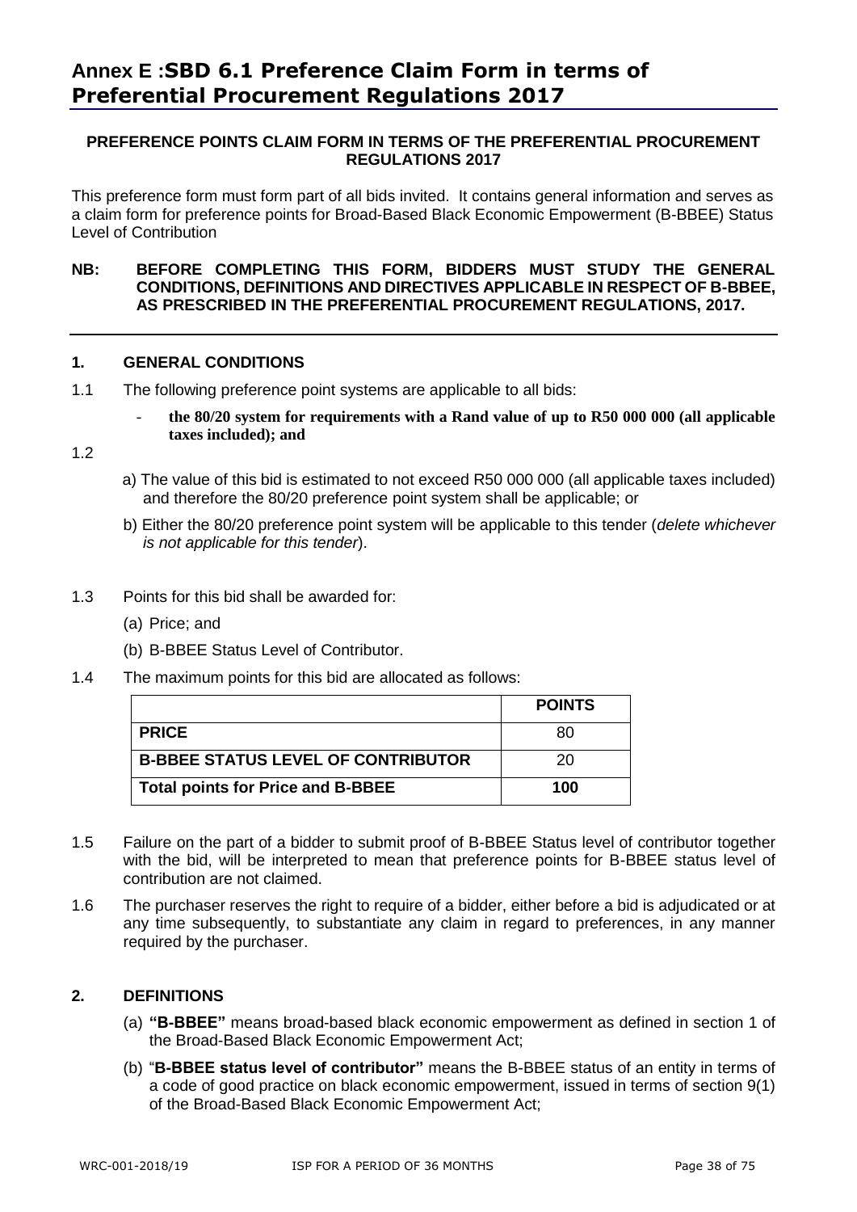# Annex E :SBD 6.1 Preference Claim Form in terms of Preferential Procurement Regulations 2017

**PREFERENCE POINTS CLAIM FORM IN TERMS OF THE PREFERENTIAL PROCUREMENT REGULATIONS 2017**

This preference form must form part of all bids invited. It contains general information and serves as a claim form for preference points for Broad-Based Black Economic Empowerment (B-BBEE) Status Level of Contribution

**NB: BEFORE COMPLETING THIS FORM, BIDDERS MUST STUDY THE GENERAL CONDITIONS, DEFINITIONS AND DIRECTIVES APPLICABLE IN RESPECT OF B-BBEE, AS PRESCRIBED IN THE PREFERENTIAL PROCUREMENT REGULATIONS, 2017.**

---

## 1. GENERAL CONDITIONS

1.1 The following preference point systems are applicable to all bids:

- **the 80/20 system for requirements with a Rand value of up to R50 000 000 (all applicable taxes included); and**

1.2

a) The value of this bid is estimated to not exceed R50 000 000 (all applicable taxes included) and therefore the 80/20 preference point system shall be applicable; or

b) Either the 80/20 preference point system will be applicable to this tender (*delete whichever is not applicable for this tender*).

1.3 Points for this bid shall be awarded for:

(a) Price; and

(b) B-BBEE Status Level of Contributor.

1.4 The maximum points for this bid are allocated as follows:

| | **POINTS** |
|---|---|
| **PRICE** | 80 |
| **B-BBEE STATUS LEVEL OF CONTRIBUTOR** | 20 |
| **Total points for Price and B-BBEE** | **100** |

1.5 Failure on the part of a bidder to submit proof of B-BBEE Status level of contributor together with the bid, will be interpreted to mean that preference points for B-BBEE status level of contribution are not claimed.

1.6 The purchaser reserves the right to require of a bidder, either before a bid is adjudicated or at any time subsequently, to substantiate any claim in regard to preferences, in any manner required by the purchaser.

## 2. DEFINITIONS

(a) **"B-BBEE"** means broad-based black economic empowerment as defined in section 1 of the Broad-Based Black Economic Empowerment Act;

(b) "**B-BBEE status level of contributor"** means the B-BBEE status of an entity in terms of a code of good practice on black economic empowerment, issued in terms of section 9(1) of the Broad-Based Black Economic Empowerment Act;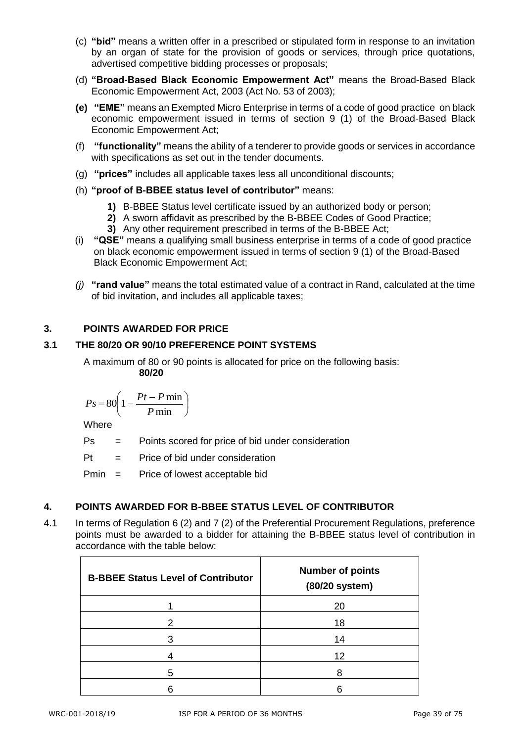(c) **"bid"** means a written offer in a prescribed or stipulated form in response to an invitation by an organ of state for the provision of goods or services, through price quotations, advertised competitive bidding processes or proposals;

(d) **"Broad-Based Black Economic Empowerment Act"** means the Broad-Based Black Economic Empowerment Act, 2003 (Act No. 53 of 2003);

**(e)** **"EME"** means an Exempted Micro Enterprise in terms of a code of good practice on black economic empowerment issued in terms of section 9 (1) of the Broad-Based Black Economic Empowerment Act;

(f) **"functionality"** means the ability of a tenderer to provide goods or services in accordance with specifications as set out in the tender documents.

(g) **"prices"** includes all applicable taxes less all unconditional discounts;

(h) **"proof of B-BBEE status level of contributor"** means:

**1)** B-BBEE Status level certificate issued by an authorized body or person;
**2)** A sworn affidavit as prescribed by the B-BBEE Codes of Good Practice;
**3)** Any other requirement prescribed in terms of the B-BBEE Act;

(i) **"QSE"** means a qualifying small business enterprise in terms of a code of good practice on black economic empowerment issued in terms of section 9 (1) of the Broad-Based Black Economic Empowerment Act;

*(j)* **"rand value"** means the total estimated value of a contract in Rand, calculated at the time of bid invitation, and includes all applicable taxes;

## 3. POINTS AWARDED FOR PRICE

### 3.1 THE 80/20 OR 90/10 PREFERENCE POINT SYSTEMS

A maximum of 80 or 90 points is allocated for price on the following basis:

**80/20**

$$Ps = 80\left(1 - \frac{Pt - P\min}{P\min}\right)$$

Where

Ps = Points scored for price of bid under consideration

Pt = Price of bid under consideration

Pmin = Price of lowest acceptable bid

## 4. POINTS AWARDED FOR B-BBEE STATUS LEVEL OF CONTRIBUTOR

4.1 In terms of Regulation 6 (2) and 7 (2) of the Preferential Procurement Regulations, preference points must be awarded to a bidder for attaining the B-BBEE status level of contribution in accordance with the table below:

| B-BBEE Status Level of Contributor | Number of points (80/20 system) |
|---|---|
| 1 | 20 |
| 2 | 18 |
| 3 | 14 |
| 4 | 12 |
| 5 | 8 |
| 6 | 6 |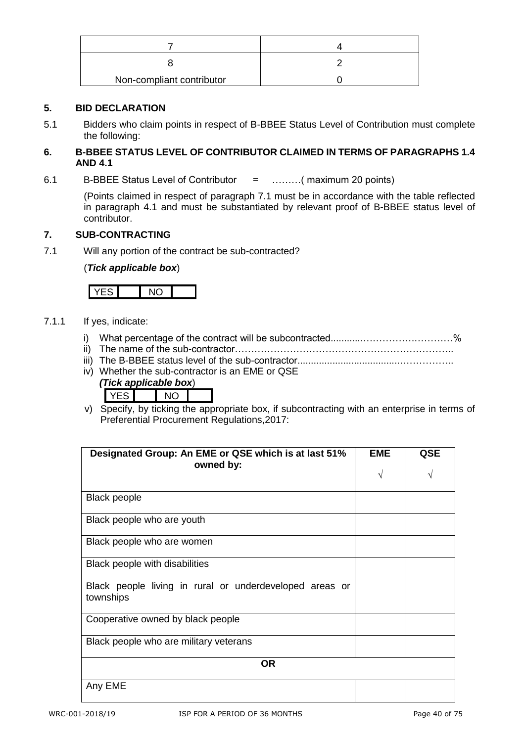| 7 | 4 |
|---|---|
| 8 | 2 |
| Non-compliant contributor | 0 |

## 5. BID DECLARATION

5.1 Bidders who claim points in respect of B-BBEE Status Level of Contribution must complete the following:

## 6. B-BBEE STATUS LEVEL OF CONTRIBUTOR CLAIMED IN TERMS OF PARAGRAPHS 1.4 AND 4.1

6.1 B-BBEE Status Level of Contributor = ………( maximum 20 points)

(Points claimed in respect of paragraph 7.1 must be in accordance with the table reflected in paragraph 4.1 and must be substantiated by relevant proof of B-BBEE status level of contributor.

## 7. SUB-CONTRACTING

7.1 Will any portion of the contract be sub-contracted?

(***Tick applicable box***)

| YES | | NO | |
|---|---|---|---|

7.1.1 If yes, indicate:

i) What percentage of the contract will be subcontracted............…………….…………%
ii) The name of the sub-contractor…………………………………………………………..
iii) The B-BBEE status level of the sub-contractor......................................……………..
iv) Whether the sub-contractor is an EME or QSE
***(Tick applicable box***)

| YES | | NO | |
|---|---|---|---|

v) Specify, by ticking the appropriate box, if subcontracting with an enterprise in terms of Preferential Procurement Regulations,2017:

| Designated Group: An EME or QSE which is at last 51% owned by: | EME √ | QSE √ |
|---|---|---|
| Black people | | |
| Black people who are youth | | |
| Black people who are women | | |
| Black people with disabilities | | |
| Black people living in rural or underdeveloped areas or townships | | |
| Cooperative owned by black people | | |
| Black people who are military veterans | | |
| **OR** | | |
| Any EME | | |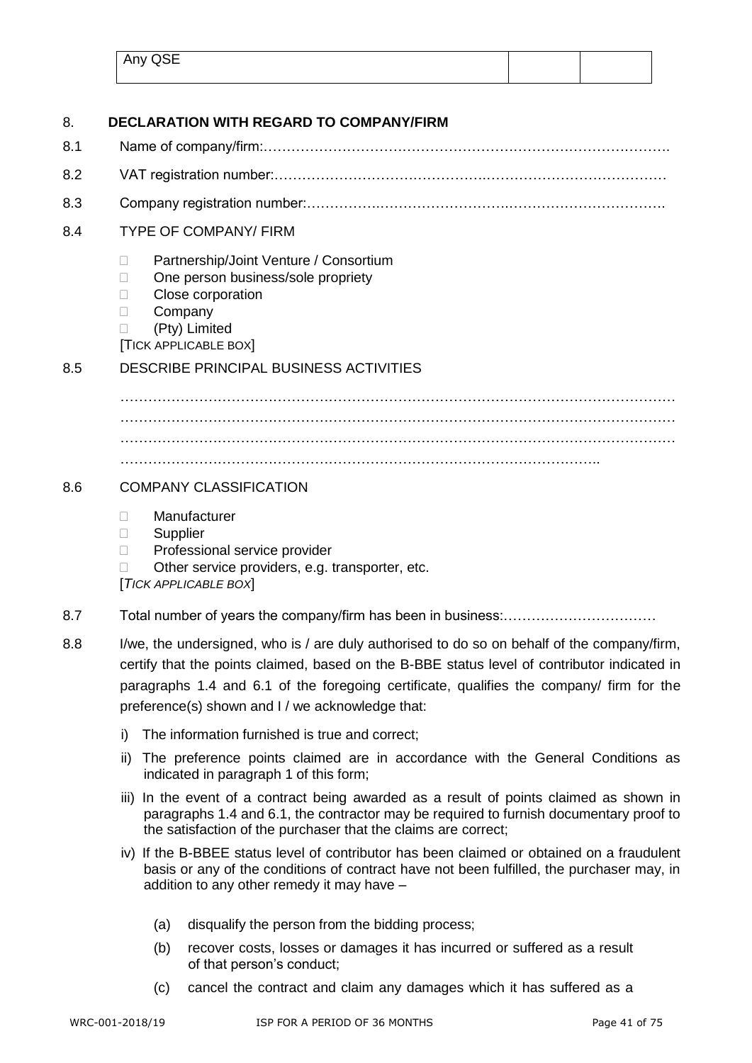| Any QSE | | |
|---|---|---|

## 8. DECLARATION WITH REGARD TO COMPANY/FIRM

8.1 Name of company/firm:…………………………………………………………………………….

8.2 VAT registration number:……………………………………….…………………………………

8.3 Company registration number:…………….……………………….…………………………….

8.4 TYPE OF COMPANY/ FIRM

- Partnership/Joint Venture / Consortium
- One person business/sole propriety
- Close corporation
- Company
- (Pty) Limited

[TICK APPLICABLE BOX]

8.5 DESCRIBE PRINCIPAL BUSINESS ACTIVITIES

…………………………………………………………………………………………………………
…………………………………………………………………………………………………………
…………………………………………………………………………………………………………
………………………………………………………………………………………………..

8.6 COMPANY CLASSIFICATION

- Manufacturer
- Supplier
- Professional service provider
- Other service providers, e.g. transporter, etc.

[*TICK APPLICABLE BOX*]

8.7 Total number of years the company/firm has been in business:……………………………

8.8 I/we, the undersigned, who is / are duly authorised to do so on behalf of the company/firm, certify that the points claimed, based on the B-BBE status level of contributor indicated in paragraphs 1.4 and 6.1 of the foregoing certificate, qualifies the company/ firm for the preference(s) shown and I / we acknowledge that:

i) The information furnished is true and correct;

ii) The preference points claimed are in accordance with the General Conditions as indicated in paragraph 1 of this form;

iii) In the event of a contract being awarded as a result of points claimed as shown in paragraphs 1.4 and 6.1, the contractor may be required to furnish documentary proof to the satisfaction of the purchaser that the claims are correct;

iv) If the B-BBEE status level of contributor has been claimed or obtained on a fraudulent basis or any of the conditions of contract have not been fulfilled, the purchaser may, in addition to any other remedy it may have –

(a) disqualify the person from the bidding process;

(b) recover costs, losses or damages it has incurred or suffered as a result of that person's conduct;

(c) cancel the contract and claim any damages which it has suffered as a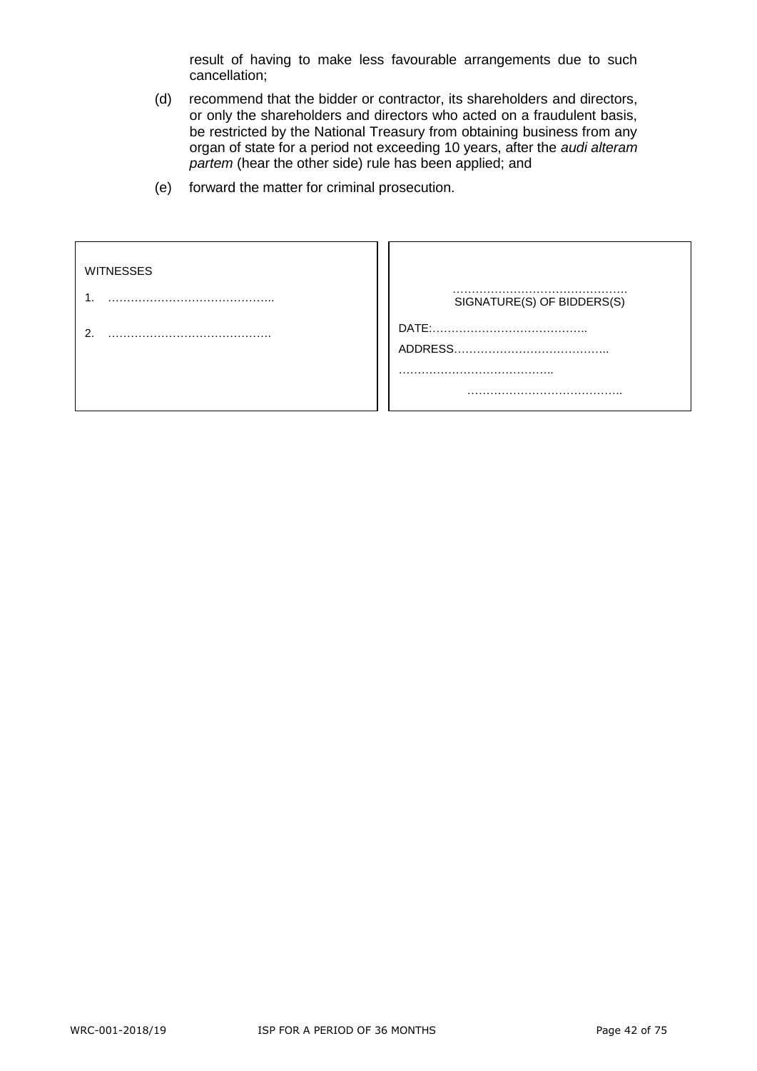result of having to make less favourable arrangements due to such cancellation;

(d) recommend that the bidder or contractor, its shareholders and directors, or only the shareholders and directors who acted on a fraudulent basis, be restricted by the National Treasury from obtaining business from any organ of state for a period not exceeding 10 years, after the *audi alteram partem* (hear the other side) rule has been applied; and

(e) forward the matter for criminal prosecution.

| WITNESSES | |
|---|---|
| 1. …………………………………….. | ………………………………………. SIGNATURE(S) OF BIDDERS(S) |
| 2. ……………………………………. | DATE:………………………………….. |
| | ADDRESS………………………………….. |
| | ………………………………….. |
| | ………………………………….. |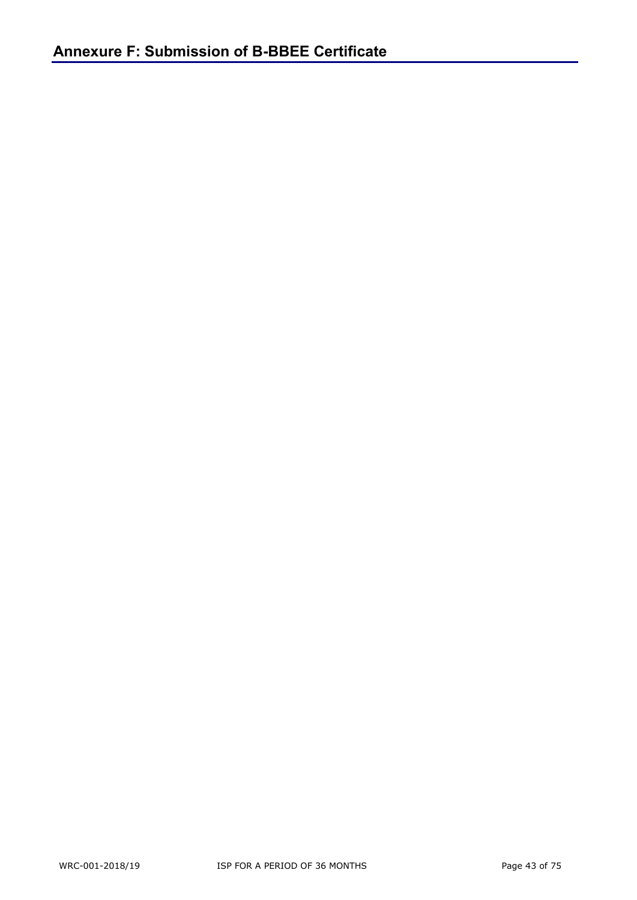## Annexure F: Submission of B-BBEE Certificate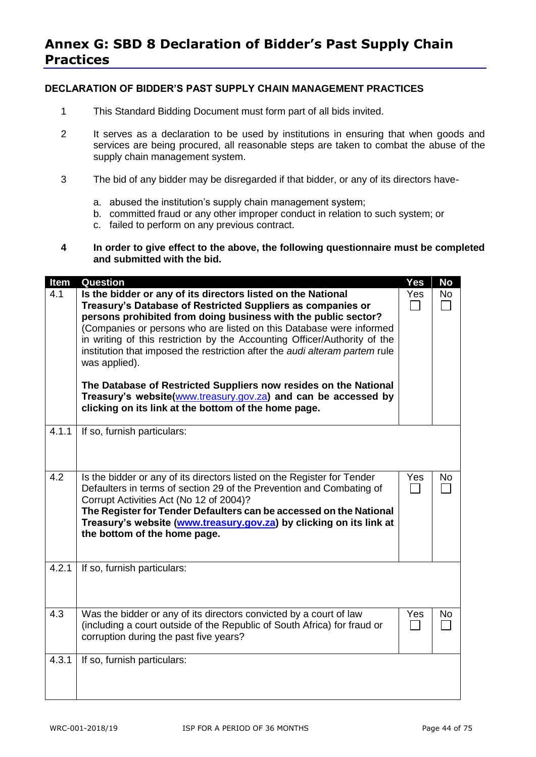# Annex G: SBD 8 Declaration of Bidder's Past Supply Chain Practices

**DECLARATION OF BIDDER'S PAST SUPPLY CHAIN MANAGEMENT PRACTICES**

1. This Standard Bidding Document must form part of all bids invited.

2. It serves as a declaration to be used by institutions in ensuring that when goods and services are being procured, all reasonable steps are taken to combat the abuse of the supply chain management system.

3. The bid of any bidder may be disregarded if that bidder, or any of its directors have-

   a. abused the institution's supply chain management system;
   b. committed fraud or any other improper conduct in relation to such system; or
   c. failed to perform on any previous contract.

4. **In order to give effect to the above, the following questionnaire must be completed and submitted with the bid.**

| Item | Question | Yes | No |
|---|---|---|---|
| 4.1 | **Is the bidder or any of its directors listed on the National Treasury's Database of Restricted Suppliers as companies or persons prohibited from doing business with the public sector?** (Companies or persons who are listed on this Database were informed in writing of this restriction by the Accounting Officer/Authority of the institution that imposed the restriction after the *audi alteram partem* rule was applied).<br><br>**The Database of Restricted Suppliers now resides on the National Treasury's website(**www.treasury.gov.za**) and can be accessed by clicking on its link at the bottom of the home page.** | Yes ☐ | No ☐ |
| 4.1.1 | If so, furnish particulars: | | |
| 4.2 | Is the bidder or any of its directors listed on the Register for Tender Defaulters in terms of section 29 of the Prevention and Combating of Corrupt Activities Act (No 12 of 2004)?<br>**The Register for Tender Defaulters can be accessed on the National Treasury's website (www.treasury.gov.za) by clicking on its link at the bottom of the home page.** | Yes ☐ | No ☐ |
| 4.2.1 | If so, furnish particulars: | | |
| 4.3 | Was the bidder or any of its directors convicted by a court of law (including a court outside of the Republic of South Africa) for fraud or corruption during the past five years? | Yes ☐ | No ☐ |
| 4.3.1 | If so, furnish particulars: | | |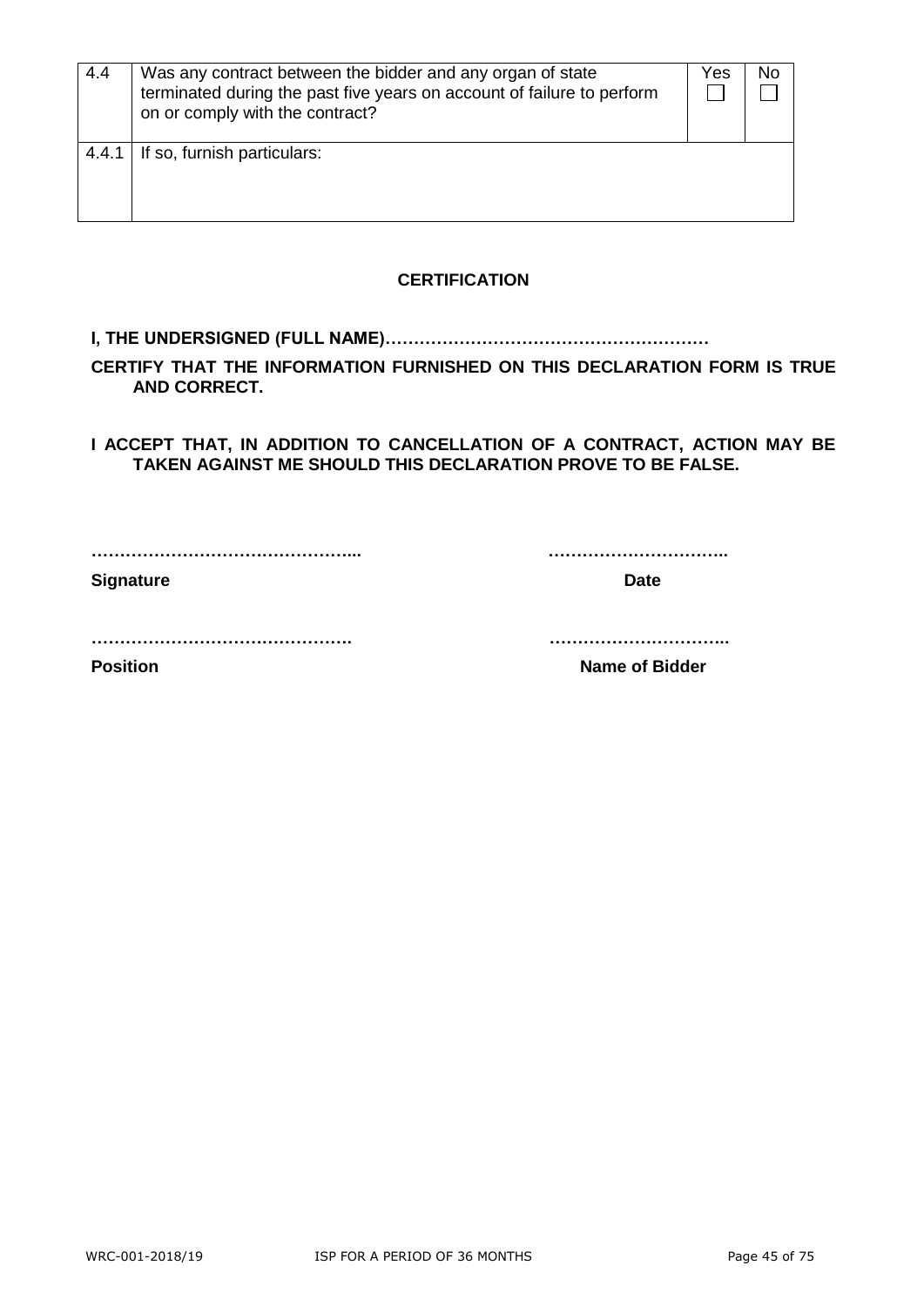| 4.4 | Was any contract between the bidder and any organ of state terminated during the past five years on account of failure to perform on or comply with the contract? | Yes ☐ | No ☐ |
|---|---|---|---|
| 4.4.1 | If so, furnish particulars: | | |

**CERTIFICATION**

**I, THE UNDERSIGNED (FULL NAME)…………………………………………………**

**CERTIFY THAT THE INFORMATION FURNISHED ON THIS DECLARATION FORM IS TRUE AND CORRECT.**

**I ACCEPT THAT, IN ADDITION TO CANCELLATION OF A CONTRACT, ACTION MAY BE TAKEN AGAINST ME SHOULD THIS DECLARATION PROVE TO BE FALSE.**

**………………………………………...** **…………………………..**

**Signature** **Date**

**……………………………………….** **…………………………..**

**Position** **Name of Bidder**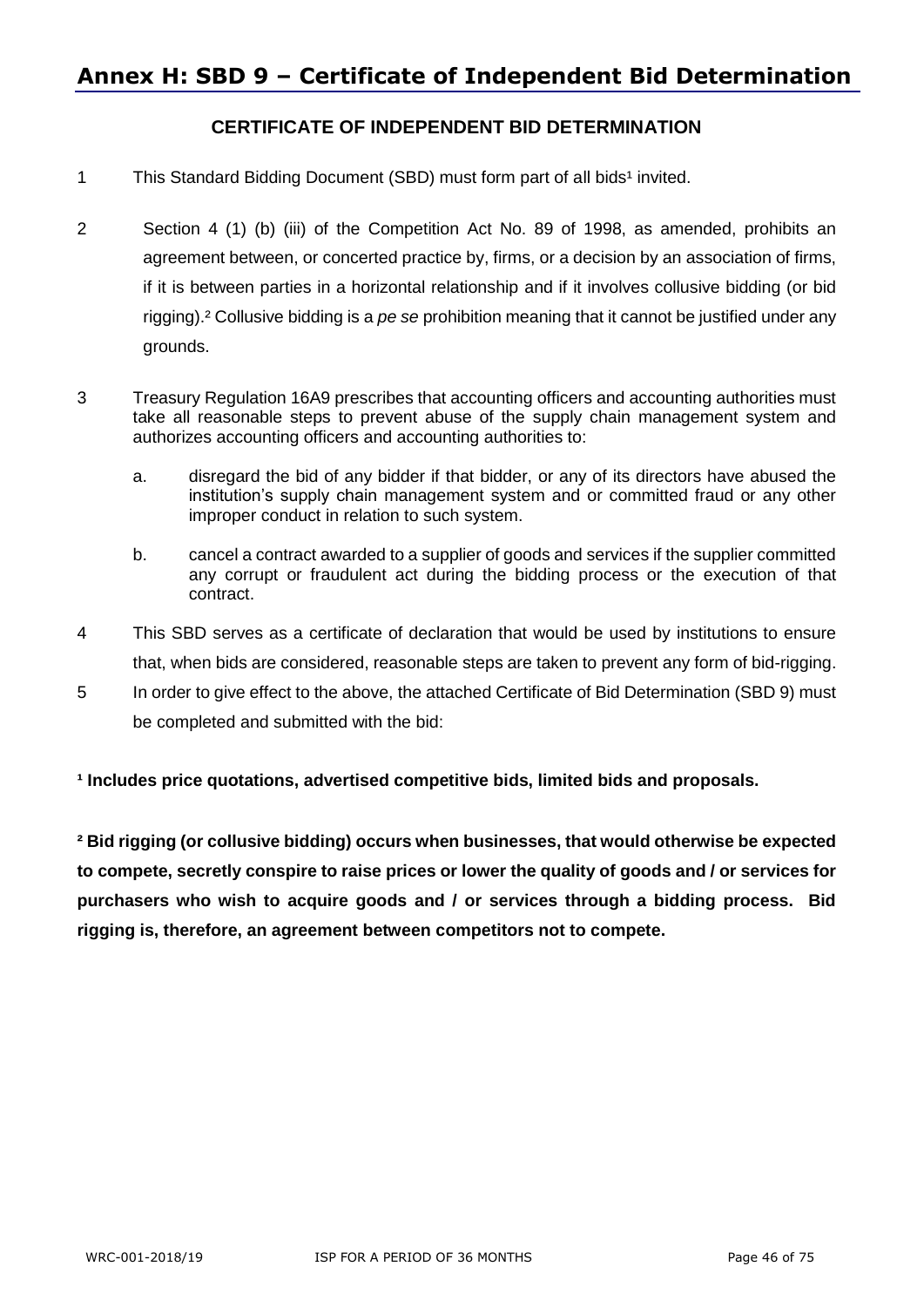# Annex H: SBD 9 – Certificate of Independent Bid Determination

## CERTIFICATE OF INDEPENDENT BID DETERMINATION

1 This Standard Bidding Document (SBD) must form part of all bids[1] invited.

2 Section 4 (1) (b) (iii) of the Competition Act No. 89 of 1998, as amended, prohibits an agreement between, or concerted practice by, firms, or a decision by an association of firms, if it is between parties in a horizontal relationship and if it involves collusive bidding (or bid rigging).[2] Collusive bidding is a *pe se* prohibition meaning that it cannot be justified under any grounds.

3 Treasury Regulation 16A9 prescribes that accounting officers and accounting authorities must take all reasonable steps to prevent abuse of the supply chain management system and authorizes accounting officers and accounting authorities to:

a. disregard the bid of any bidder if that bidder, or any of its directors have abused the institution's supply chain management system and or committed fraud or any other improper conduct in relation to such system.

b. cancel a contract awarded to a supplier of goods and services if the supplier committed any corrupt or fraudulent act during the bidding process or the execution of that contract.

4 This SBD serves as a certificate of declaration that would be used by institutions to ensure that, when bids are considered, reasonable steps are taken to prevent any form of bid-rigging.

5 In order to give effect to the above, the attached Certificate of Bid Determination (SBD 9) must be completed and submitted with the bid:

**[1] Includes price quotations, advertised competitive bids, limited bids and proposals.**

**[2] Bid rigging (or collusive bidding) occurs when businesses, that would otherwise be expected to compete, secretly conspire to raise prices or lower the quality of goods and / or services for purchasers who wish to acquire goods and / or services through a bidding process. Bid rigging is, therefore, an agreement between competitors not to compete.**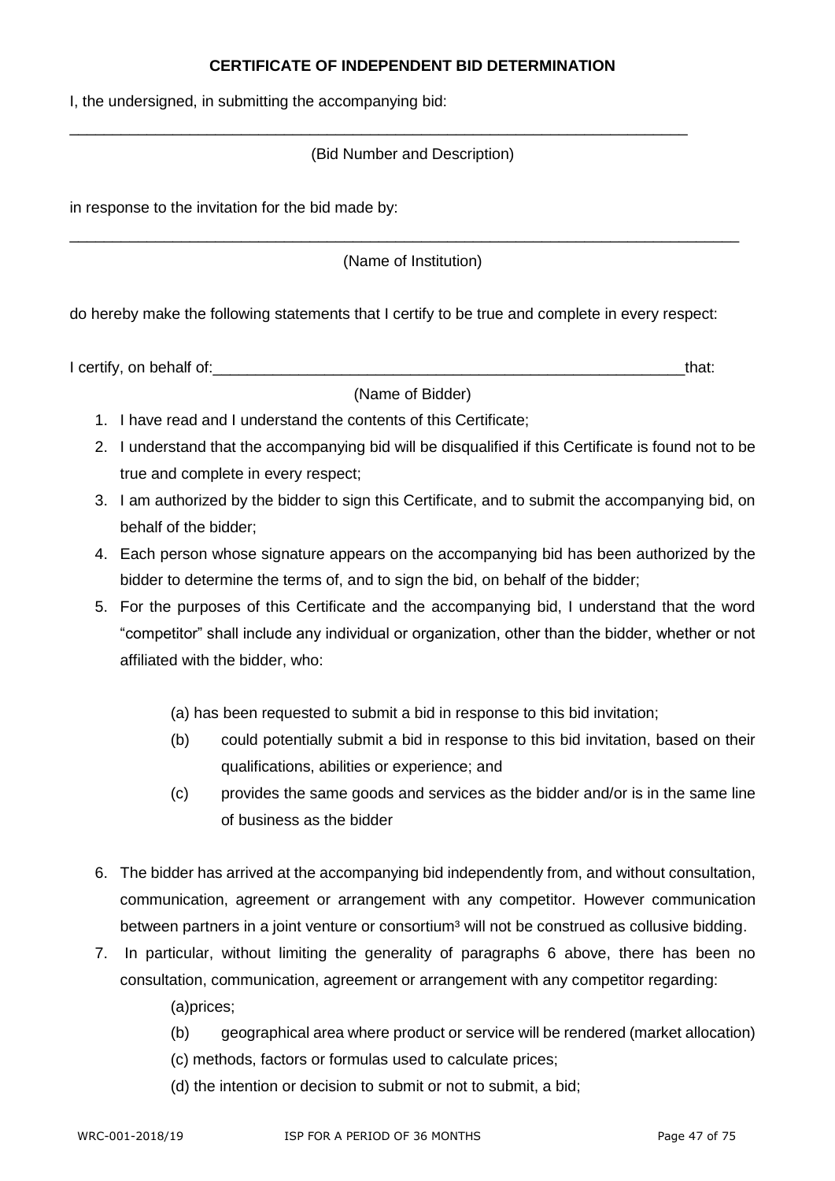**CERTIFICATE OF INDEPENDENT BID DETERMINATION**

I, the undersigned, in submitting the accompanying bid:

\_\_\_\_\_\_\_\_\_\_\_\_\_\_\_\_\_\_\_\_\_\_\_\_\_\_\_\_\_\_\_\_\_\_\_\_\_\_\_\_\_\_\_\_\_\_\_\_\_\_\_\_\_\_\_\_\_\_\_\_\_\_\_\_\_\_\_\_\_\_\_\_\_

(Bid Number and Description)

in response to the invitation for the bid made by:

\_\_\_\_\_\_\_\_\_\_\_\_\_\_\_\_\_\_\_\_\_\_\_\_\_\_\_\_\_\_\_\_\_\_\_\_\_\_\_\_\_\_\_\_\_\_\_\_\_\_\_\_\_\_\_\_\_\_\_\_\_\_\_\_\_\_\_\_\_\_\_\_\_\_\_\_\_\_\_

(Name of Institution)

do hereby make the following statements that I certify to be true and complete in every respect:

I certify, on behalf of:\_\_\_\_\_\_\_\_\_\_\_\_\_\_\_\_\_\_\_\_\_\_\_\_\_\_\_\_\_\_\_\_\_\_\_\_\_\_\_\_\_\_\_\_\_\_\_\_\_\_\_\_\_\_\_\_\_that:

(Name of Bidder)

1. I have read and I understand the contents of this Certificate;
2. I understand that the accompanying bid will be disqualified if this Certificate is found not to be true and complete in every respect;
3. I am authorized by the bidder to sign this Certificate, and to submit the accompanying bid, on behalf of the bidder;
4. Each person whose signature appears on the accompanying bid has been authorized by the bidder to determine the terms of, and to sign the bid, on behalf of the bidder;
5. For the purposes of this Certificate and the accompanying bid, I understand that the word "competitor" shall include any individual or organization, other than the bidder, whether or not affiliated with the bidder, who:

   (a) has been requested to submit a bid in response to this bid invitation;

   (b) could potentially submit a bid in response to this bid invitation, based on their qualifications, abilities or experience; and

   (c) provides the same goods and services as the bidder and/or is in the same line of business as the bidder

6. The bidder has arrived at the accompanying bid independently from, and without consultation, communication, agreement or arrangement with any competitor. However communication between partners in a joint venture or consortium[3] will not be construed as collusive bidding.
7. In particular, without limiting the generality of paragraphs 6 above, there has been no consultation, communication, agreement or arrangement with any competitor regarding:

   (a)prices;

   (b) geographical area where product or service will be rendered (market allocation)

   (c) methods, factors or formulas used to calculate prices;

   (d) the intention or decision to submit or not to submit, a bid;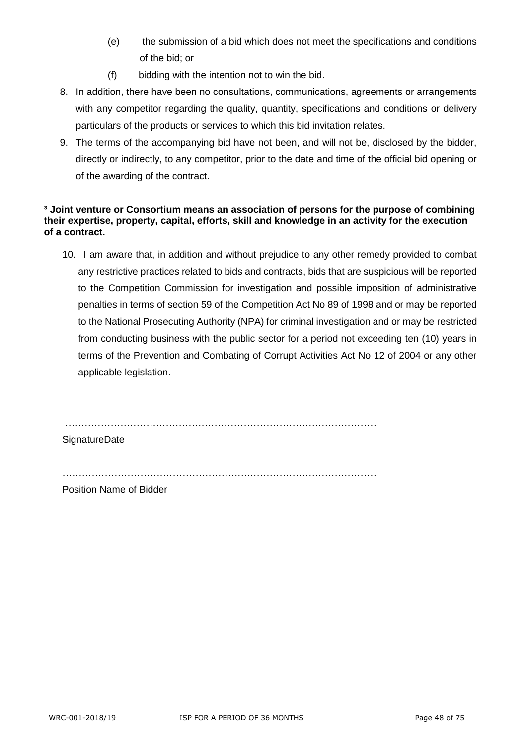(e) the submission of a bid which does not meet the specifications and conditions of the bid; or

(f) bidding with the intention not to win the bid.

8. In addition, there have been no consultations, communications, agreements or arrangements with any competitor regarding the quality, quantity, specifications and conditions or delivery particulars of the products or services to which this bid invitation relates.
9. The terms of the accompanying bid have not been, and will not be, disclosed by the bidder, directly or indirectly, to any competitor, prior to the date and time of the official bid opening or of the awarding of the contract.

**[3] Joint venture or Consortium means an association of persons for the purpose of combining their expertise, property, capital, efforts, skill and knowledge in an activity for the execution of a contract.**

10. I am aware that, in addition and without prejudice to any other remedy provided to combat any restrictive practices related to bids and contracts, bids that are suspicious will be reported to the Competition Commission for investigation and possible imposition of administrative penalties in terms of section 59 of the Competition Act No 89 of 1998 and or may be reported to the National Prosecuting Authority (NPA) for criminal investigation and or may be restricted from conducting business with the public sector for a period not exceeding ten (10) years in terms of the Prevention and Combating of Corrupt Activities Act No 12 of 2004 or any other applicable legislation.

…………………………………………………………………………………

SignatureDate

…………………………………………………………………………………

Position Name of Bidder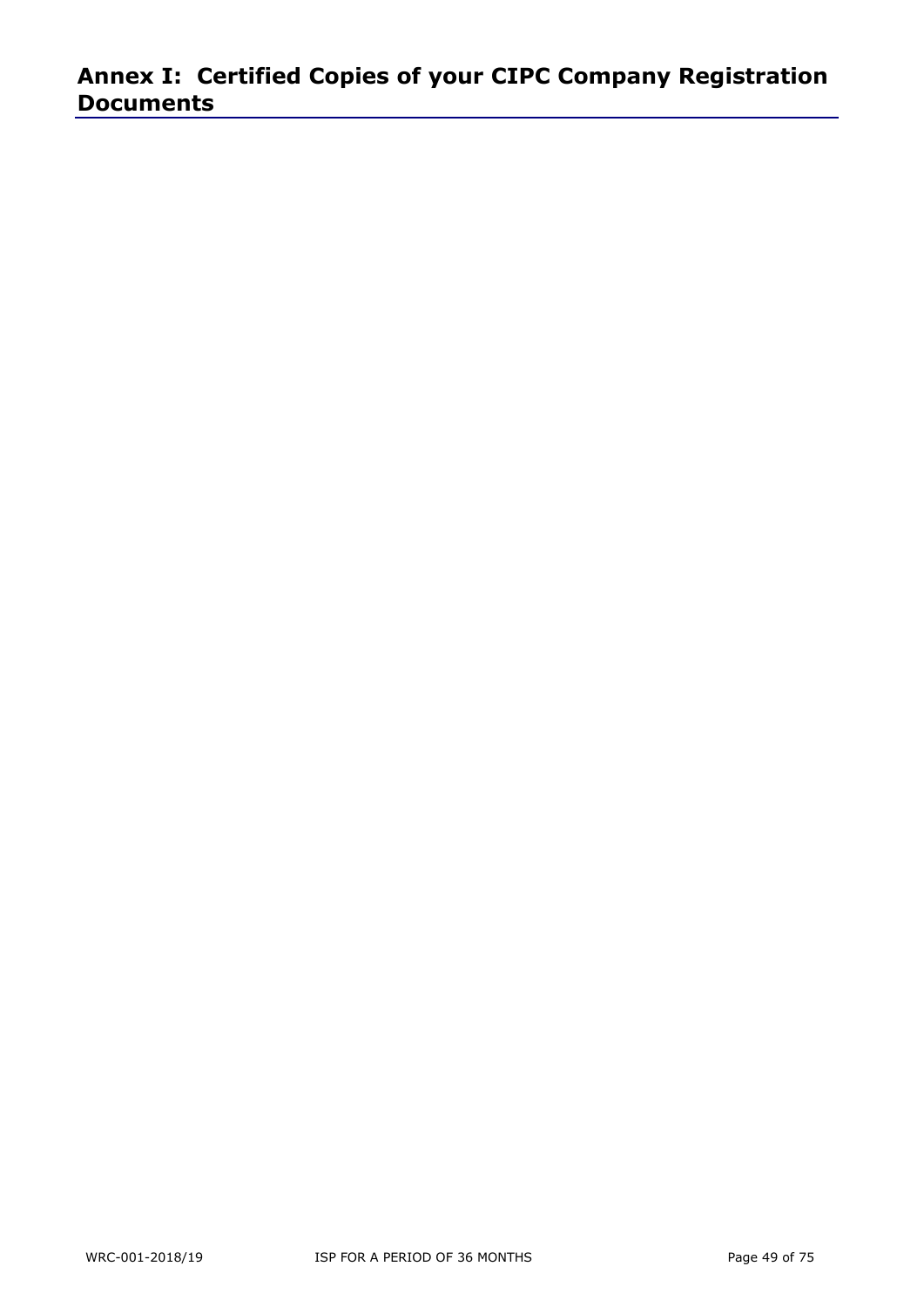# Annex I: Certified Copies of your CIPC Company Registration Documents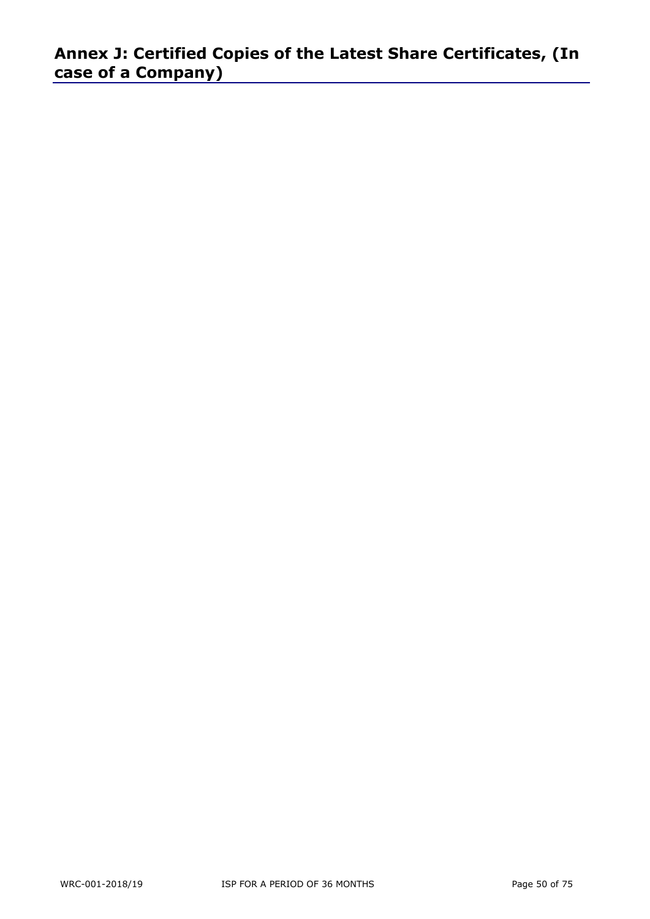## Annex J: Certified Copies of the Latest Share Certificates, (In case of a Company)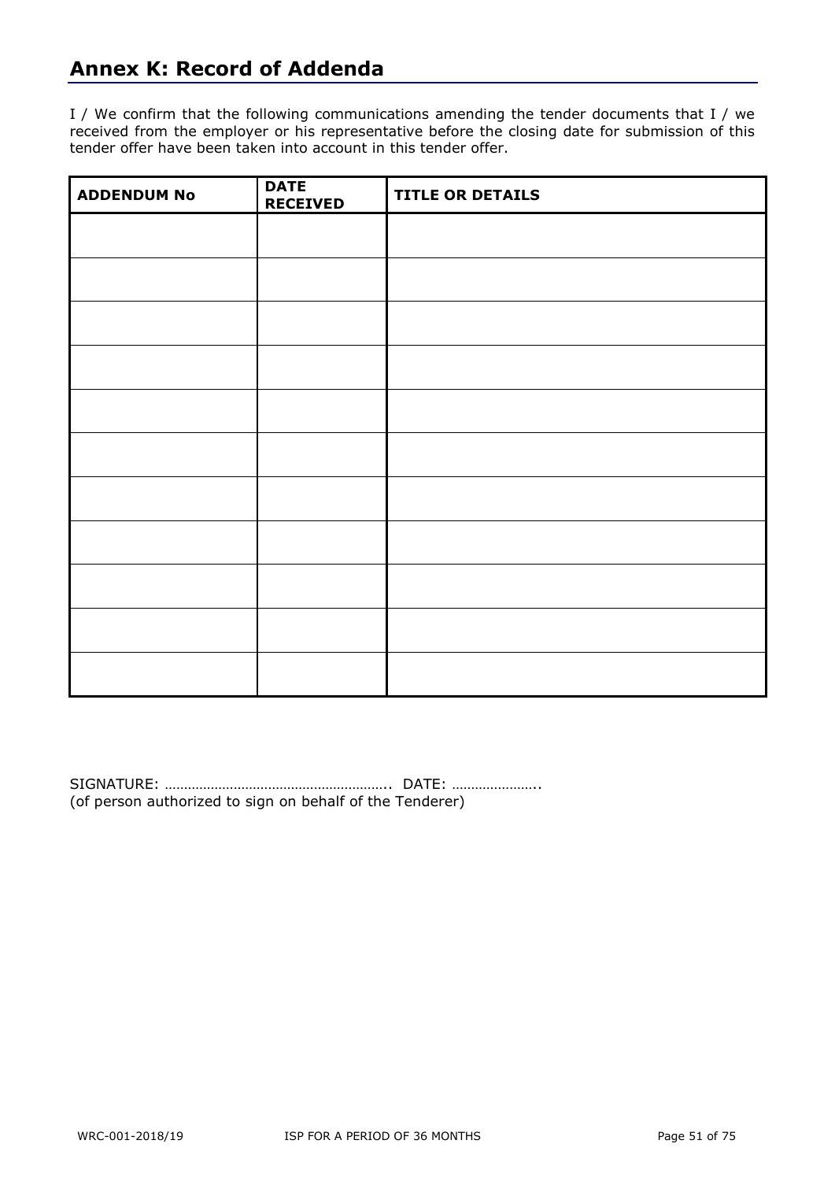## Annex K: Record of Addenda

I / We confirm that the following communications amending the tender documents that I / we received from the employer or his representative before the closing date for submission of this tender offer have been taken into account in this tender offer.

| ADDENDUM No | DATE RECEIVED | TITLE OR DETAILS |
|---|---|---|
| | | |
| | | |
| | | |
| | | |
| | | |
| | | |
| | | |
| | | |
| | | |
| | | |
| | | |

SIGNATURE: ………………………………………………….. DATE: …………………..
(of person authorized to sign on behalf of the Tenderer)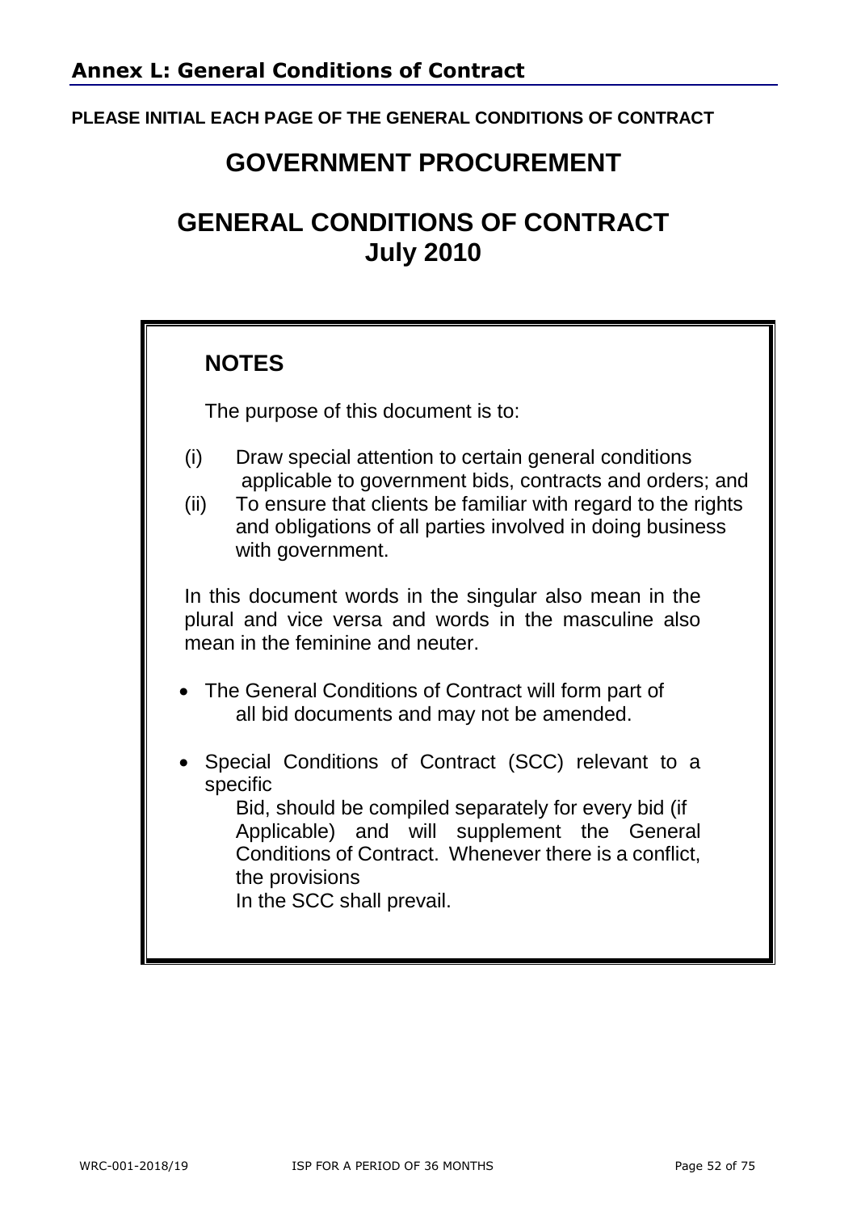## Annex L: General Conditions of Contract

**PLEASE INITIAL EACH PAGE OF THE GENERAL CONDITIONS OF CONTRACT**

# GOVERNMENT PROCUREMENT

# GENERAL CONDITIONS OF CONTRACT
# July 2010

### NOTES

The purpose of this document is to:

(i) Draw special attention to certain general conditions applicable to government bids, contracts and orders; and
(ii) To ensure that clients be familiar with regard to the rights and obligations of all parties involved in doing business with government.

In this document words in the singular also mean in the plural and vice versa and words in the masculine also mean in the feminine and neuter.

- The General Conditions of Contract will form part of all bid documents and may not be amended.

- Special Conditions of Contract (SCC) relevant to a specific Bid, should be compiled separately for every bid (if Applicable) and will supplement the General Conditions of Contract. Whenever there is a conflict, the provisions In the SCC shall prevail.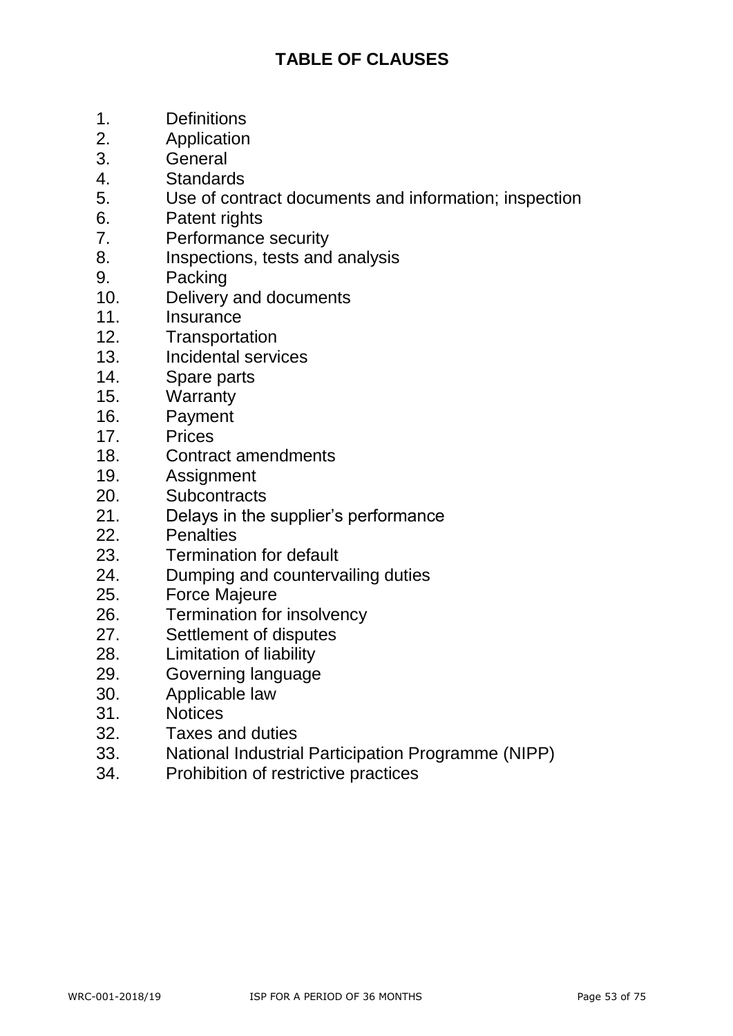# TABLE OF CLAUSES

1. Definitions
2. Application
3. General
4. Standards
5. Use of contract documents and information; inspection
6. Patent rights
7. Performance security
8. Inspections, tests and analysis
9. Packing
10. Delivery and documents
11. Insurance
12. Transportation
13. Incidental services
14. Spare parts
15. Warranty
16. Payment
17. Prices
18. Contract amendments
19. Assignment
20. Subcontracts
21. Delays in the supplier's performance
22. Penalties
23. Termination for default
24. Dumping and countervailing duties
25. Force Majeure
26. Termination for insolvency
27. Settlement of disputes
28. Limitation of liability
29. Governing language
30. Applicable law
31. Notices
32. Taxes and duties
33. National Industrial Participation Programme (NIPP)
34. Prohibition of restrictive practices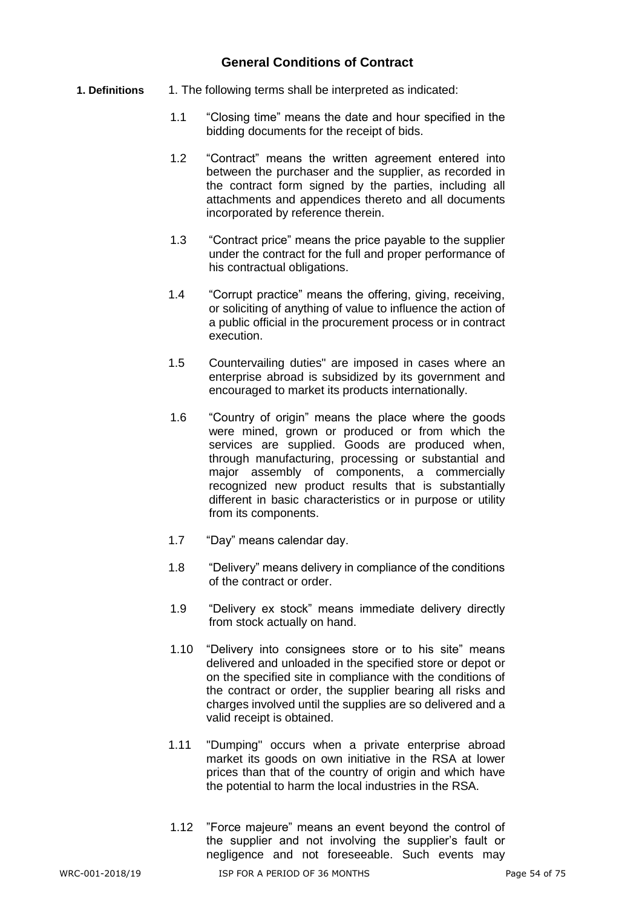## General Conditions of Contract

**1. Definitions**

1. The following terms shall be interpreted as indicated:

1.1 "Closing time" means the date and hour specified in the bidding documents for the receipt of bids.

1.2 "Contract" means the written agreement entered into between the purchaser and the supplier, as recorded in the contract form signed by the parties, including all attachments and appendices thereto and all documents incorporated by reference therein.

1.3 "Contract price" means the price payable to the supplier under the contract for the full and proper performance of his contractual obligations.

1.4 "Corrupt practice" means the offering, giving, receiving, or soliciting of anything of value to influence the action of a public official in the procurement process or in contract execution.

1.5 Countervailing duties" are imposed in cases where an enterprise abroad is subsidized by its government and encouraged to market its products internationally.

1.6 "Country of origin" means the place where the goods were mined, grown or produced or from which the services are supplied. Goods are produced when, through manufacturing, processing or substantial and major assembly of components, a commercially recognized new product results that is substantially different in basic characteristics or in purpose or utility from its components.

1.7 "Day" means calendar day.

1.8 "Delivery" means delivery in compliance of the conditions of the contract or order.

1.9 "Delivery ex stock" means immediate delivery directly from stock actually on hand.

1.10 "Delivery into consignees store or to his site" means delivered and unloaded in the specified store or depot or on the specified site in compliance with the conditions of the contract or order, the supplier bearing all risks and charges involved until the supplies are so delivered and a valid receipt is obtained.

1.11 "Dumping" occurs when a private enterprise abroad market its goods on own initiative in the RSA at lower prices than that of the country of origin and which have the potential to harm the local industries in the RSA.

1.12 "Force majeure" means an event beyond the control of the supplier and not involving the supplier's fault or negligence and not foreseeable. Such events may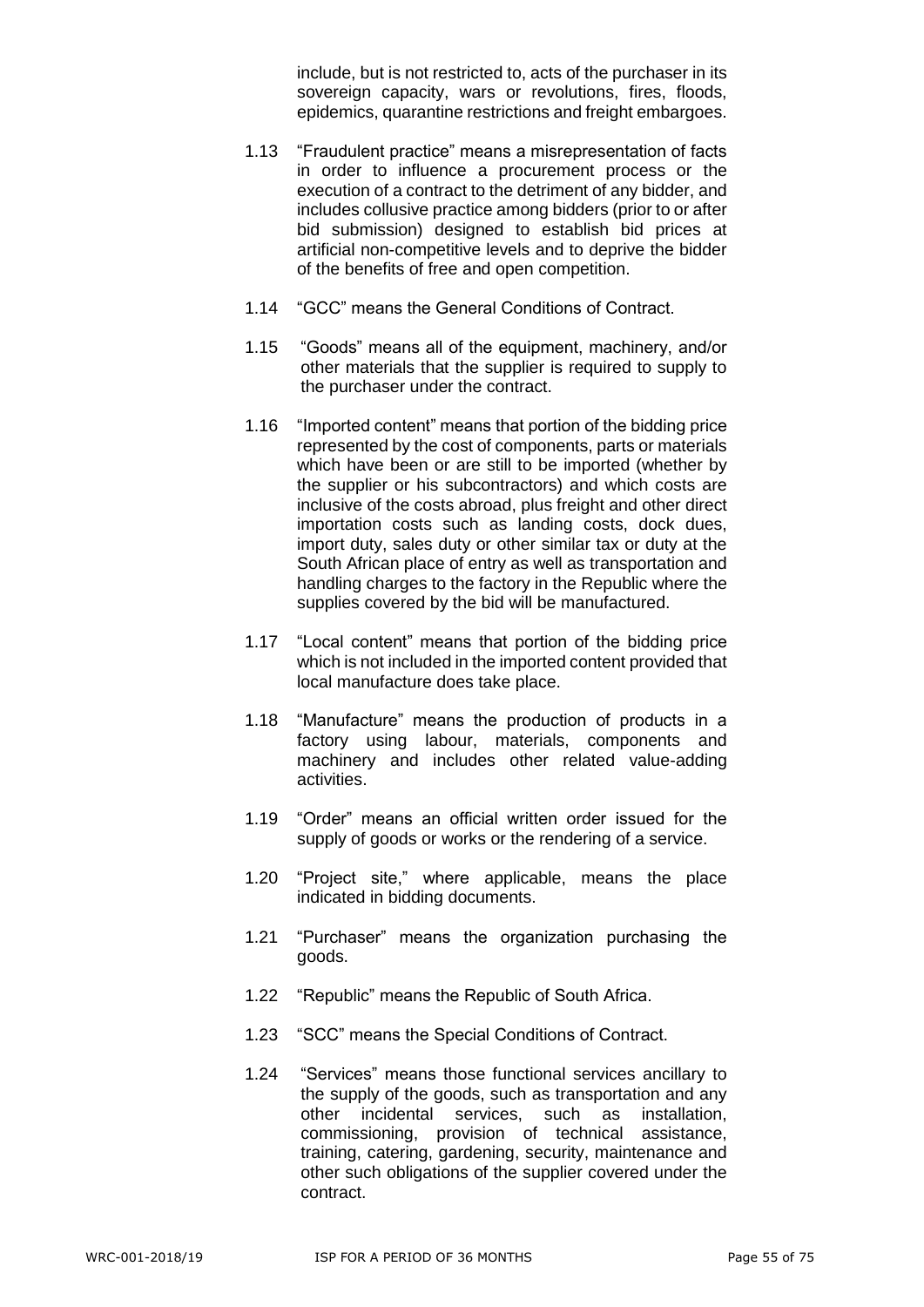include, but is not restricted to, acts of the purchaser in its sovereign capacity, wars or revolutions, fires, floods, epidemics, quarantine restrictions and freight embargoes.

1.13 "Fraudulent practice" means a misrepresentation of facts in order to influence a procurement process or the execution of a contract to the detriment of any bidder, and includes collusive practice among bidders (prior to or after bid submission) designed to establish bid prices at artificial non-competitive levels and to deprive the bidder of the benefits of free and open competition.

1.14 "GCC" means the General Conditions of Contract.

1.15 "Goods" means all of the equipment, machinery, and/or other materials that the supplier is required to supply to the purchaser under the contract.

1.16 "Imported content" means that portion of the bidding price represented by the cost of components, parts or materials which have been or are still to be imported (whether by the supplier or his subcontractors) and which costs are inclusive of the costs abroad, plus freight and other direct importation costs such as landing costs, dock dues, import duty, sales duty or other similar tax or duty at the South African place of entry as well as transportation and handling charges to the factory in the Republic where the supplies covered by the bid will be manufactured.

1.17 "Local content" means that portion of the bidding price which is not included in the imported content provided that local manufacture does take place.

1.18 "Manufacture" means the production of products in a factory using labour, materials, components and machinery and includes other related value-adding activities.

1.19 "Order" means an official written order issued for the supply of goods or works or the rendering of a service.

1.20 "Project site," where applicable, means the place indicated in bidding documents.

1.21 "Purchaser" means the organization purchasing the goods.

1.22 "Republic" means the Republic of South Africa.

1.23 "SCC" means the Special Conditions of Contract.

1.24 "Services" means those functional services ancillary to the supply of the goods, such as transportation and any other incidental services, such as installation, commissioning, provision of technical assistance, training, catering, gardening, security, maintenance and other such obligations of the supplier covered under the contract.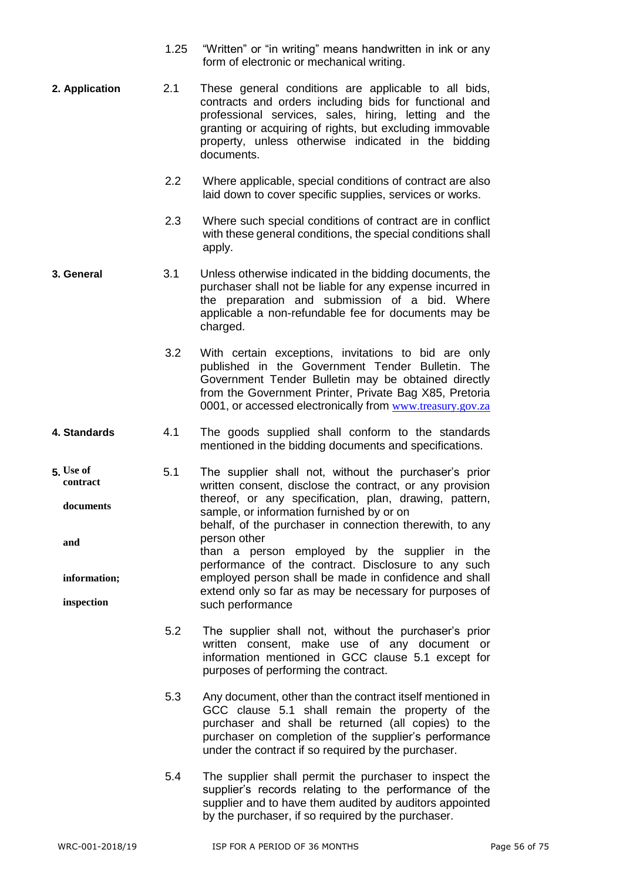1.25 "Written" or "in writing" means handwritten in ink or any form of electronic or mechanical writing.

**2. Application**

2.1 These general conditions are applicable to all bids, contracts and orders including bids for functional and professional services, sales, hiring, letting and the granting or acquiring of rights, but excluding immovable property, unless otherwise indicated in the bidding documents.

2.2 Where applicable, special conditions of contract are also laid down to cover specific supplies, services or works.

2.3 Where such special conditions of contract are in conflict with these general conditions, the special conditions shall apply.

**3. General**

3.1 Unless otherwise indicated in the bidding documents, the purchaser shall not be liable for any expense incurred in the preparation and submission of a bid. Where applicable a non-refundable fee for documents may be charged.

3.2 With certain exceptions, invitations to bid are only published in the Government Tender Bulletin. The Government Tender Bulletin may be obtained directly from the Government Printer, Private Bag X85, Pretoria 0001, or accessed electronically from www.treasury.gov.za

**4. Standards**

4.1 The goods supplied shall conform to the standards mentioned in the bidding documents and specifications.

**5. Use of contract documents and information; inspection**

5.1 The supplier shall not, without the purchaser's prior written consent, disclose the contract, or any provision thereof, or any specification, plan, drawing, pattern, sample, or information furnished by or on behalf, of the purchaser in connection therewith, to any person other than a person employed by the supplier in the performance of the contract. Disclosure to any such employed person shall be made in confidence and shall extend only so far as may be necessary for purposes of such performance

5.2 The supplier shall not, without the purchaser's prior written consent, make use of any document or information mentioned in GCC clause 5.1 except for purposes of performing the contract.

5.3 Any document, other than the contract itself mentioned in GCC clause 5.1 shall remain the property of the purchaser and shall be returned (all copies) to the purchaser on completion of the supplier's performance under the contract if so required by the purchaser.

5.4 The supplier shall permit the purchaser to inspect the supplier's records relating to the performance of the supplier and to have them audited by auditors appointed by the purchaser, if so required by the purchaser.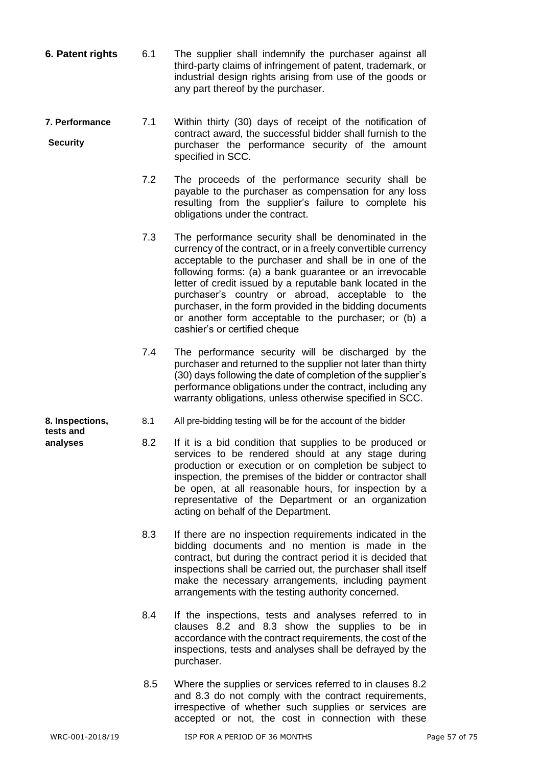**6. Patent rights**

6.1 The supplier shall indemnify the purchaser against all third-party claims of infringement of patent, trademark, or industrial design rights arising from use of the goods or any part thereof by the purchaser.

**7. Performance Security**

7.1 Within thirty (30) days of receipt of the notification of contract award, the successful bidder shall furnish to the purchaser the performance security of the amount specified in SCC.

7.2 The proceeds of the performance security shall be payable to the purchaser as compensation for any loss resulting from the supplier's failure to complete his obligations under the contract.

7.3 The performance security shall be denominated in the currency of the contract, or in a freely convertible currency acceptable to the purchaser and shall be in one of the following forms: (a) a bank guarantee or an irrevocable letter of credit issued by a reputable bank located in the purchaser's country or abroad, acceptable to the purchaser, in the form provided in the bidding documents or another form acceptable to the purchaser; or (b) a cashier's or certified cheque

7.4 The performance security will be discharged by the purchaser and returned to the supplier not later than thirty (30) days following the date of completion of the supplier's performance obligations under the contract, including any warranty obligations, unless otherwise specified in SCC.

**8. Inspections, tests and analyses**

8.1 All pre-bidding testing will be for the account of the bidder

8.2 If it is a bid condition that supplies to be produced or services to be rendered should at any stage during production or execution or on completion be subject to inspection, the premises of the bidder or contractor shall be open, at all reasonable hours, for inspection by a representative of the Department or an organization acting on behalf of the Department.

8.3 If there are no inspection requirements indicated in the bidding documents and no mention is made in the contract, but during the contract period it is decided that inspections shall be carried out, the purchaser shall itself make the necessary arrangements, including payment arrangements with the testing authority concerned.

8.4 If the inspections, tests and analyses referred to in clauses 8.2 and 8.3 show the supplies to be in accordance with the contract requirements, the cost of the inspections, tests and analyses shall be defrayed by the purchaser.

8.5 Where the supplies or services referred to in clauses 8.2 and 8.3 do not comply with the contract requirements, irrespective of whether such supplies or services are accepted or not, the cost in connection with these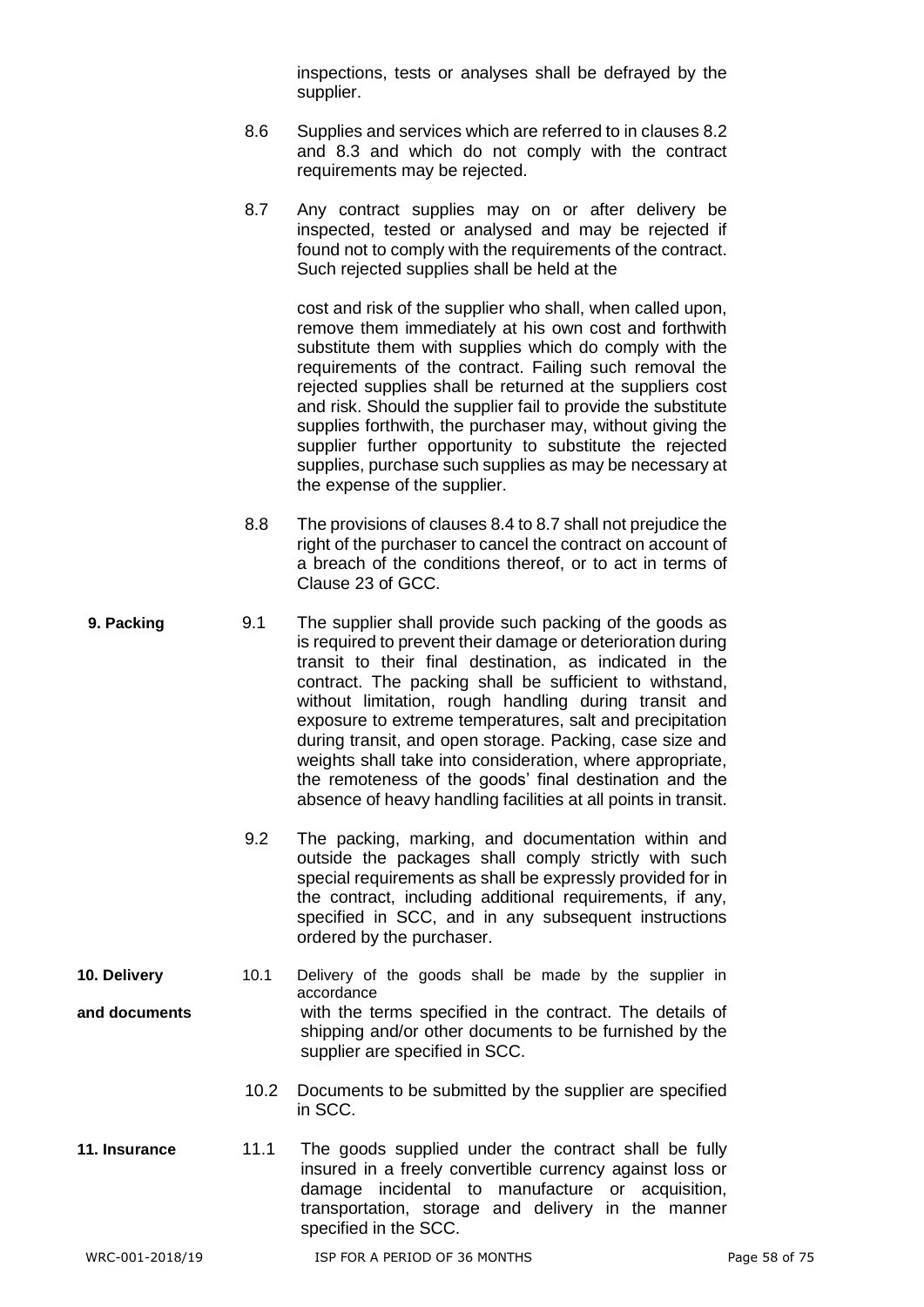inspections, tests or analyses shall be defrayed by the supplier.

8.6 Supplies and services which are referred to in clauses 8.2 and 8.3 and which do not comply with the contract requirements may be rejected.

8.7 Any contract supplies may on or after delivery be inspected, tested or analysed and may be rejected if found not to comply with the requirements of the contract. Such rejected supplies shall be held at the

cost and risk of the supplier who shall, when called upon, remove them immediately at his own cost and forthwith substitute them with supplies which do comply with the requirements of the contract. Failing such removal the rejected supplies shall be returned at the suppliers cost and risk. Should the supplier fail to provide the substitute supplies forthwith, the purchaser may, without giving the supplier further opportunity to substitute the rejected supplies, purchase such supplies as may be necessary at the expense of the supplier.

8.8 The provisions of clauses 8.4 to 8.7 shall not prejudice the right of the purchaser to cancel the contract on account of a breach of the conditions thereof, or to act in terms of Clause 23 of GCC.

**9. Packing**

9.1 The supplier shall provide such packing of the goods as is required to prevent their damage or deterioration during transit to their final destination, as indicated in the contract. The packing shall be sufficient to withstand, without limitation, rough handling during transit and exposure to extreme temperatures, salt and precipitation during transit, and open storage. Packing, case size and weights shall take into consideration, where appropriate, the remoteness of the goods' final destination and the absence of heavy handling facilities at all points in transit.

9.2 The packing, marking, and documentation within and outside the packages shall comply strictly with such special requirements as shall be expressly provided for in the contract, including additional requirements, if any, specified in SCC, and in any subsequent instructions ordered by the purchaser.

**10. Delivery and documents**

10.1 Delivery of the goods shall be made by the supplier in accordance with the terms specified in the contract. The details of shipping and/or other documents to be furnished by the supplier are specified in SCC.

10.2 Documents to be submitted by the supplier are specified in SCC.

**11. Insurance**

11.1 The goods supplied under the contract shall be fully insured in a freely convertible currency against loss or damage incidental to manufacture or acquisition, transportation, storage and delivery in the manner specified in the SCC.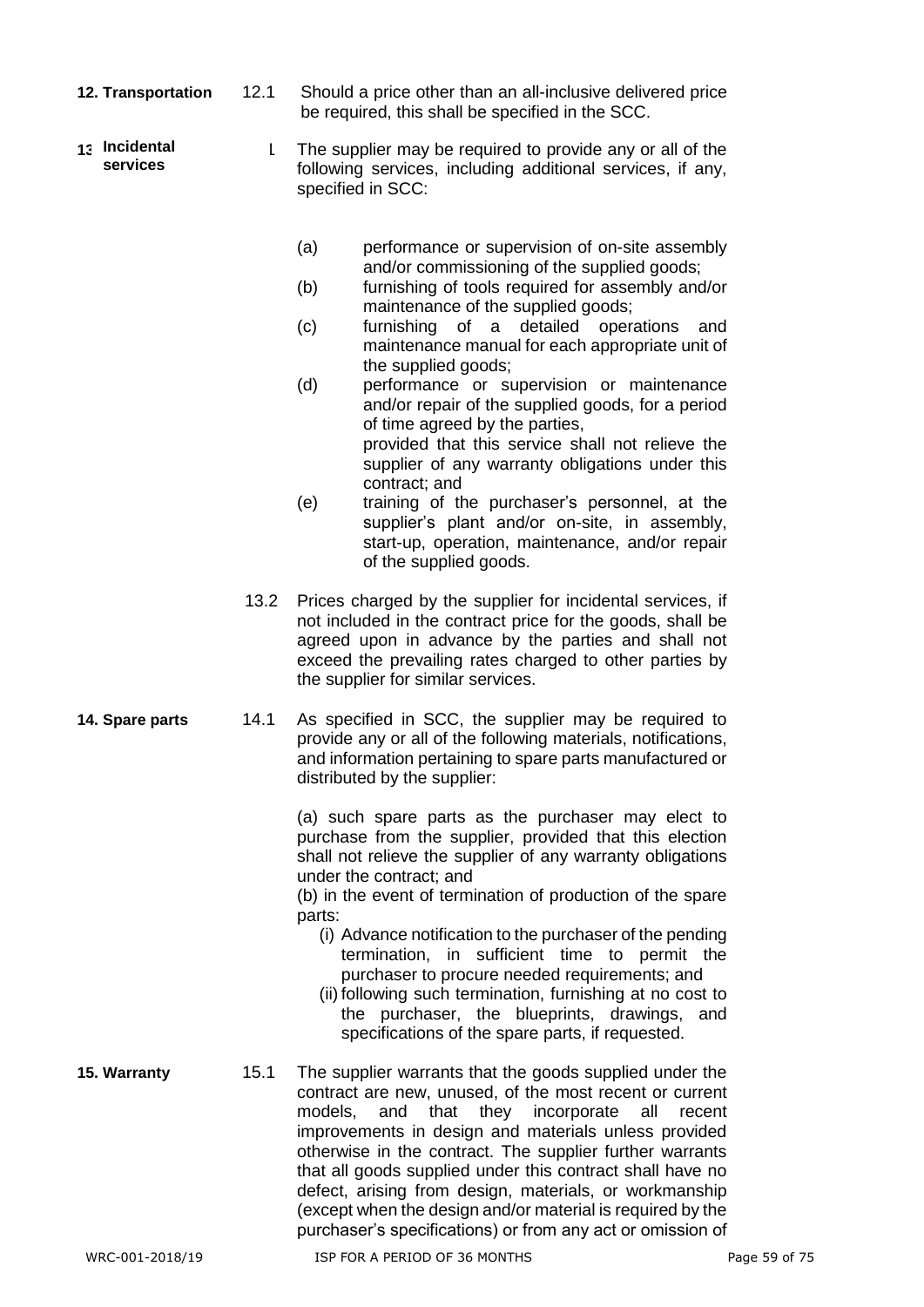**12. Transportation**

12.1 Should a price other than an all-inclusive delivered price be required, this shall be specified in the SCC.

**13. Incidental services**

13.1 The supplier may be required to provide any or all of the following services, including additional services, if any, specified in SCC:

(a) performance or supervision of on-site assembly and/or commissioning of the supplied goods;

(b) furnishing of tools required for assembly and/or maintenance of the supplied goods;

(c) furnishing of a detailed operations and maintenance manual for each appropriate unit of the supplied goods;

(d) performance or supervision or maintenance and/or repair of the supplied goods, for a period of time agreed by the parties, provided that this service shall not relieve the supplier of any warranty obligations under this contract; and

(e) training of the purchaser's personnel, at the supplier's plant and/or on-site, in assembly, start-up, operation, maintenance, and/or repair of the supplied goods.

13.2 Prices charged by the supplier for incidental services, if not included in the contract price for the goods, shall be agreed upon in advance by the parties and shall not exceed the prevailing rates charged to other parties by the supplier for similar services.

**14. Spare parts**

14.1 As specified in SCC, the supplier may be required to provide any or all of the following materials, notifications, and information pertaining to spare parts manufactured or distributed by the supplier:

(a) such spare parts as the purchaser may elect to purchase from the supplier, provided that this election shall not relieve the supplier of any warranty obligations under the contract; and

(b) in the event of termination of production of the spare parts:

(i) Advance notification to the purchaser of the pending termination, in sufficient time to permit the purchaser to procure needed requirements; and

(ii) following such termination, furnishing at no cost to the purchaser, the blueprints, drawings, and specifications of the spare parts, if requested.

**15. Warranty**

15.1 The supplier warrants that the goods supplied under the contract are new, unused, of the most recent or current models, and that they incorporate all recent improvements in design and materials unless provided otherwise in the contract. The supplier further warrants that all goods supplied under this contract shall have no defect, arising from design, materials, or workmanship (except when the design and/or material is required by the purchaser's specifications) or from any act or omission of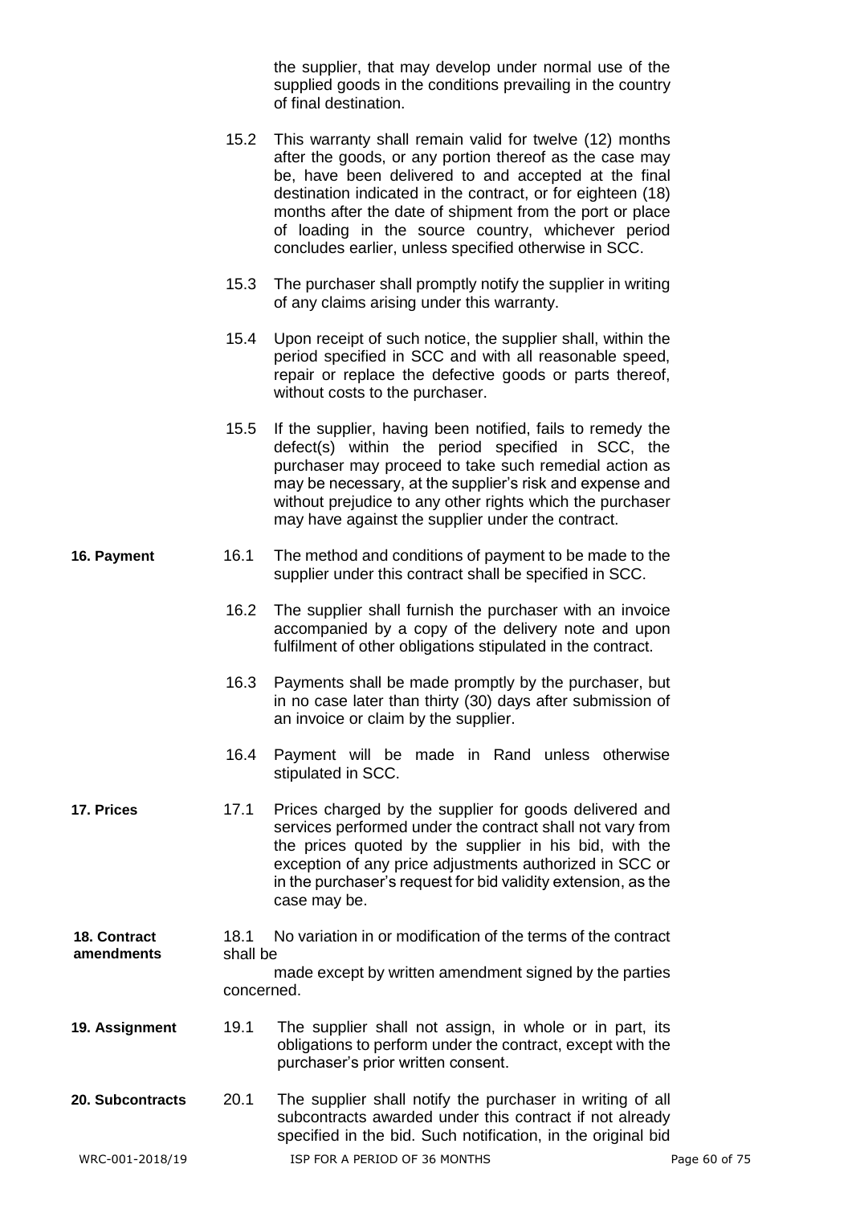the supplier, that may develop under normal use of the supplied goods in the conditions prevailing in the country of final destination.

15.2 This warranty shall remain valid for twelve (12) months after the goods, or any portion thereof as the case may be, have been delivered to and accepted at the final destination indicated in the contract, or for eighteen (18) months after the date of shipment from the port or place of loading in the source country, whichever period concludes earlier, unless specified otherwise in SCC.

15.3 The purchaser shall promptly notify the supplier in writing of any claims arising under this warranty.

15.4 Upon receipt of such notice, the supplier shall, within the period specified in SCC and with all reasonable speed, repair or replace the defective goods or parts thereof, without costs to the purchaser.

15.5 If the supplier, having been notified, fails to remedy the defect(s) within the period specified in SCC, the purchaser may proceed to take such remedial action as may be necessary, at the supplier's risk and expense and without prejudice to any other rights which the purchaser may have against the supplier under the contract.

**16. Payment**

16.1 The method and conditions of payment to be made to the supplier under this contract shall be specified in SCC.

16.2 The supplier shall furnish the purchaser with an invoice accompanied by a copy of the delivery note and upon fulfilment of other obligations stipulated in the contract.

16.3 Payments shall be made promptly by the purchaser, but in no case later than thirty (30) days after submission of an invoice or claim by the supplier.

16.4 Payment will be made in Rand unless otherwise stipulated in SCC.

**17. Prices**

17.1 Prices charged by the supplier for goods delivered and services performed under the contract shall not vary from the prices quoted by the supplier in his bid, with the exception of any price adjustments authorized in SCC or in the purchaser's request for bid validity extension, as the case may be.

**18. Contract amendments**

18.1 No variation in or modification of the terms of the contract shall be made except by written amendment signed by the parties concerned.

**19. Assignment**

19.1 The supplier shall not assign, in whole or in part, its obligations to perform under the contract, except with the purchaser's prior written consent.

**20. Subcontracts**

20.1 The supplier shall notify the purchaser in writing of all subcontracts awarded under this contract if not already specified in the bid. Such notification, in the original bid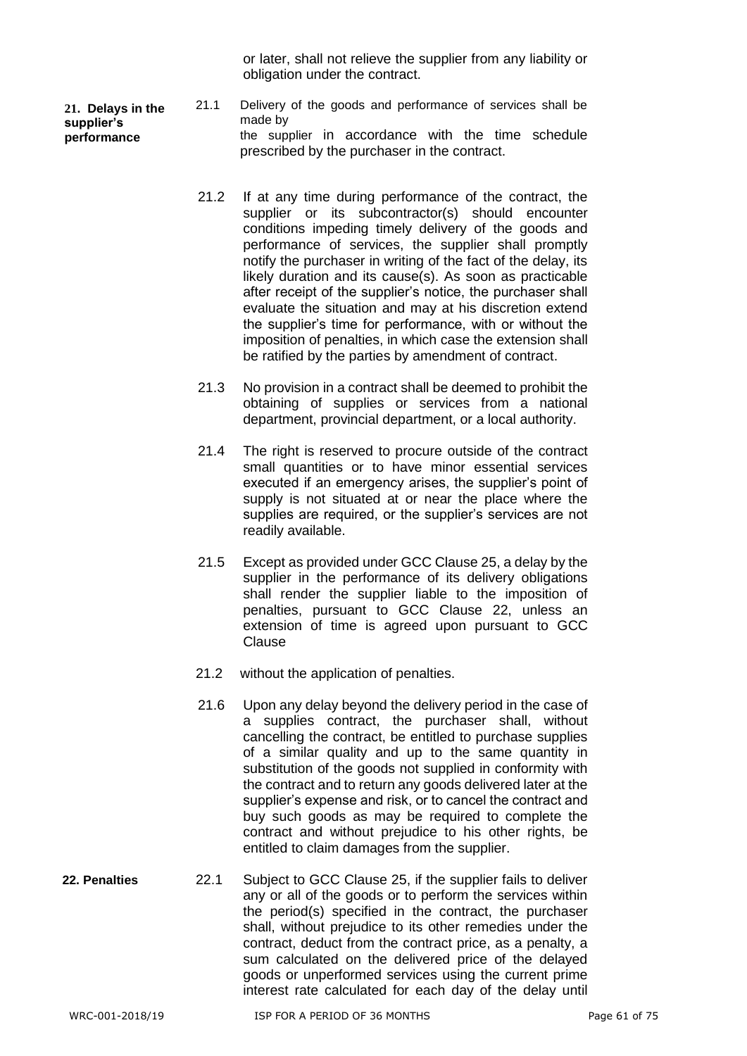or later, shall not relieve the supplier from any liability or obligation under the contract.

**21. Delays in the supplier's performance**

21.1 Delivery of the goods and performance of services shall be made by the supplier in accordance with the time schedule prescribed by the purchaser in the contract.

21.2 If at any time during performance of the contract, the supplier or its subcontractor(s) should encounter conditions impeding timely delivery of the goods and performance of services, the supplier shall promptly notify the purchaser in writing of the fact of the delay, its likely duration and its cause(s). As soon as practicable after receipt of the supplier's notice, the purchaser shall evaluate the situation and may at his discretion extend the supplier's time for performance, with or without the imposition of penalties, in which case the extension shall be ratified by the parties by amendment of contract.

21.3 No provision in a contract shall be deemed to prohibit the obtaining of supplies or services from a national department, provincial department, or a local authority.

21.4 The right is reserved to procure outside of the contract small quantities or to have minor essential services executed if an emergency arises, the supplier's point of supply is not situated at or near the place where the supplies are required, or the supplier's services are not readily available.

21.5 Except as provided under GCC Clause 25, a delay by the supplier in the performance of its delivery obligations shall render the supplier liable to the imposition of penalties, pursuant to GCC Clause 22, unless an extension of time is agreed upon pursuant to GCC Clause

21.2 without the application of penalties.

21.6 Upon any delay beyond the delivery period in the case of a supplies contract, the purchaser shall, without cancelling the contract, be entitled to purchase supplies of a similar quality and up to the same quantity in substitution of the goods not supplied in conformity with the contract and to return any goods delivered later at the supplier's expense and risk, or to cancel the contract and buy such goods as may be required to complete the contract and without prejudice to his other rights, be entitled to claim damages from the supplier.

**22. Penalties**

22.1 Subject to GCC Clause 25, if the supplier fails to deliver any or all of the goods or to perform the services within the period(s) specified in the contract, the purchaser shall, without prejudice to its other remedies under the contract, deduct from the contract price, as a penalty, a sum calculated on the delivered price of the delayed goods or unperformed services using the current prime interest rate calculated for each day of the delay until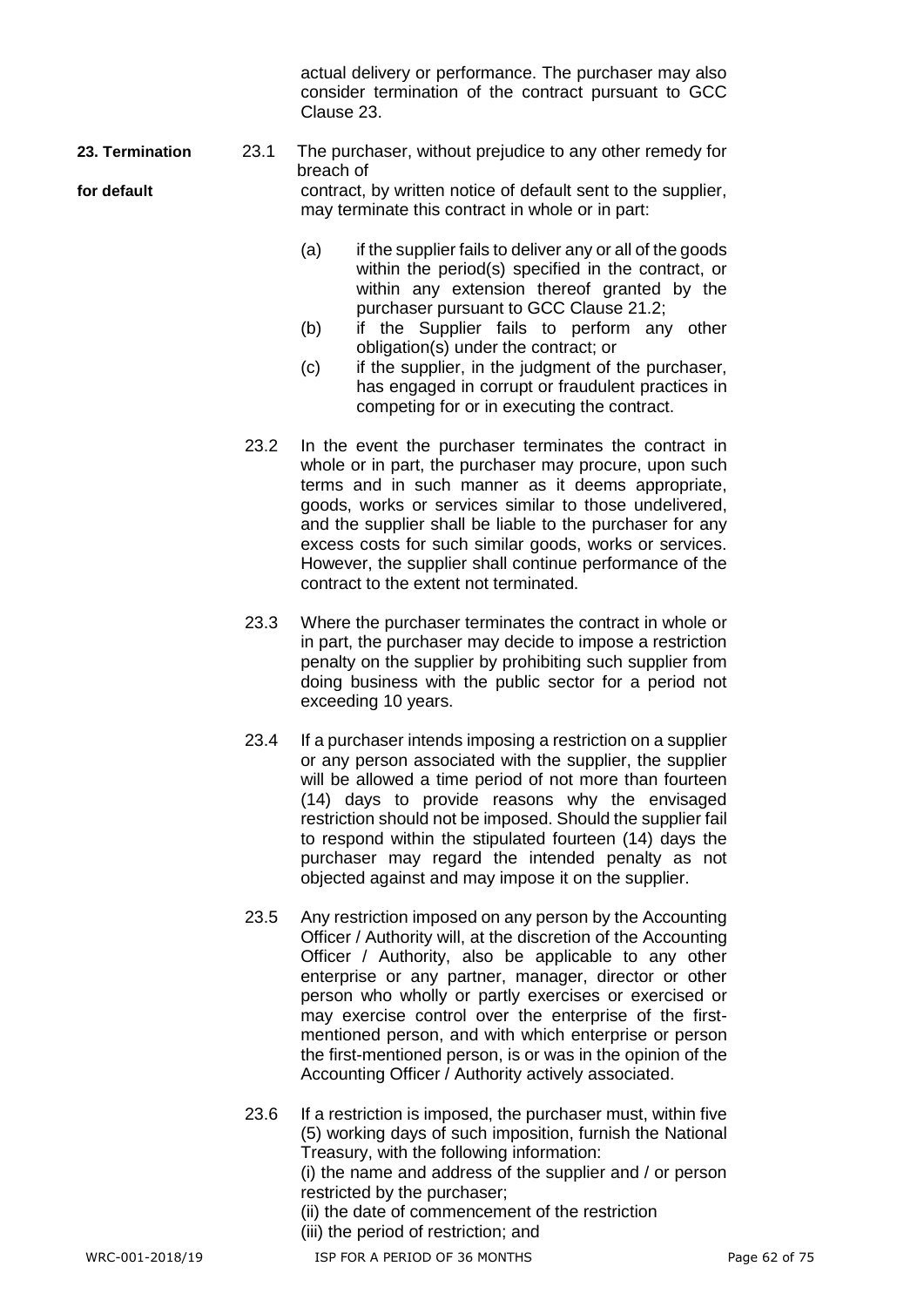actual delivery or performance. The purchaser may also consider termination of the contract pursuant to GCC Clause 23.

**23. Termination for default**

23.1 The purchaser, without prejudice to any other remedy for breach of contract, by written notice of default sent to the supplier, may terminate this contract in whole or in part:

(a) if the supplier fails to deliver any or all of the goods within the period(s) specified in the contract, or within any extension thereof granted by the purchaser pursuant to GCC Clause 21.2;

(b) if the Supplier fails to perform any other obligation(s) under the contract; or

(c) if the supplier, in the judgment of the purchaser, has engaged in corrupt or fraudulent practices in competing for or in executing the contract.

23.2 In the event the purchaser terminates the contract in whole or in part, the purchaser may procure, upon such terms and in such manner as it deems appropriate, goods, works or services similar to those undelivered, and the supplier shall be liable to the purchaser for any excess costs for such similar goods, works or services. However, the supplier shall continue performance of the contract to the extent not terminated.

23.3 Where the purchaser terminates the contract in whole or in part, the purchaser may decide to impose a restriction penalty on the supplier by prohibiting such supplier from doing business with the public sector for a period not exceeding 10 years.

23.4 If a purchaser intends imposing a restriction on a supplier or any person associated with the supplier, the supplier will be allowed a time period of not more than fourteen (14) days to provide reasons why the envisaged restriction should not be imposed. Should the supplier fail to respond within the stipulated fourteen (14) days the purchaser may regard the intended penalty as not objected against and may impose it on the supplier.

23.5 Any restriction imposed on any person by the Accounting Officer / Authority will, at the discretion of the Accounting Officer / Authority, also be applicable to any other enterprise or any partner, manager, director or other person who wholly or partly exercises or exercised or may exercise control over the enterprise of the first-mentioned person, and with which enterprise or person the first-mentioned person, is or was in the opinion of the Accounting Officer / Authority actively associated.

23.6 If a restriction is imposed, the purchaser must, within five (5) working days of such imposition, furnish the National Treasury, with the following information:

(i) the name and address of the supplier and / or person restricted by the purchaser;

(ii) the date of commencement of the restriction

(iii) the period of restriction; and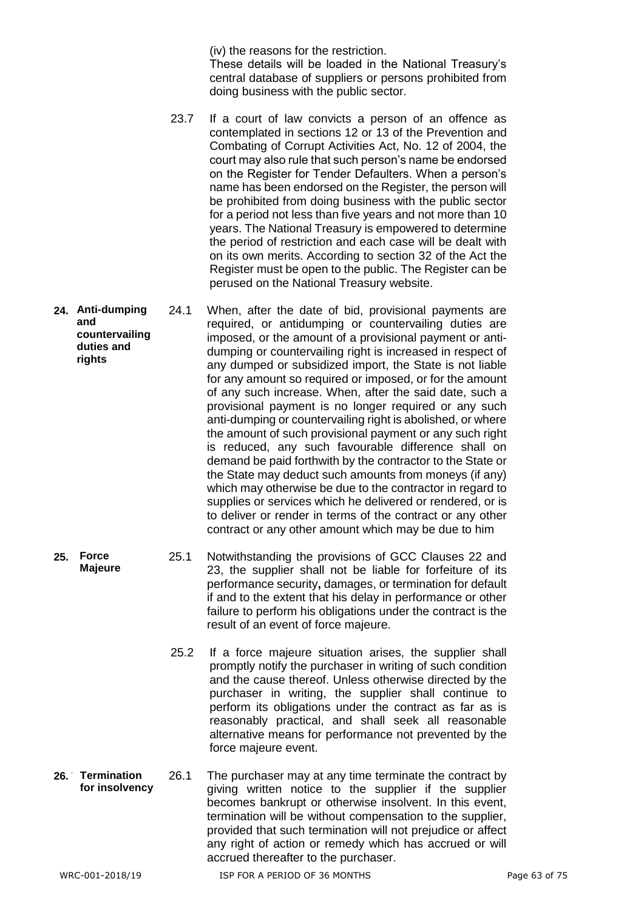(iv) the reasons for the restriction.
These details will be loaded in the National Treasury's central database of suppliers or persons prohibited from doing business with the public sector.

23.7 If a court of law convicts a person of an offence as contemplated in sections 12 or 13 of the Prevention and Combating of Corrupt Activities Act, No. 12 of 2004, the court may also rule that such person's name be endorsed on the Register for Tender Defaulters. When a person's name has been endorsed on the Register, the person will be prohibited from doing business with the public sector for a period not less than five years and not more than 10 years. The National Treasury is empowered to determine the period of restriction and each case will be dealt with on its own merits. According to section 32 of the Act the Register must be open to the public. The Register can be perused on the National Treasury website.

**24. Anti-dumping and countervailing duties and rights**

24.1 When, after the date of bid, provisional payments are required, or antidumping or countervailing duties are imposed, or the amount of a provisional payment or anti-dumping or countervailing right is increased in respect of any dumped or subsidized import, the State is not liable for any amount so required or imposed, or for the amount of any such increase. When, after the said date, such a provisional payment is no longer required or any such anti-dumping or countervailing right is abolished, or where the amount of such provisional payment or any such right is reduced, any such favourable difference shall on demand be paid forthwith by the contractor to the State or the State may deduct such amounts from moneys (if any) which may otherwise be due to the contractor in regard to supplies or services which he delivered or rendered, or is to deliver or render in terms of the contract or any other contract or any other amount which may be due to him

**25. Force Majeure**

25.1 Notwithstanding the provisions of GCC Clauses 22 and 23, the supplier shall not be liable for forfeiture of its performance security**,** damages, or termination for default if and to the extent that his delay in performance or other failure to perform his obligations under the contract is the result of an event of force majeure.

25.2 If a force majeure situation arises, the supplier shall promptly notify the purchaser in writing of such condition and the cause thereof. Unless otherwise directed by the purchaser in writing, the supplier shall continue to perform its obligations under the contract as far as is reasonably practical, and shall seek all reasonable alternative means for performance not prevented by the force majeure event.

**26. Termination for insolvency**

26.1 The purchaser may at any time terminate the contract by giving written notice to the supplier if the supplier becomes bankrupt or otherwise insolvent. In this event, termination will be without compensation to the supplier, provided that such termination will not prejudice or affect any right of action or remedy which has accrued or will accrued thereafter to the purchaser.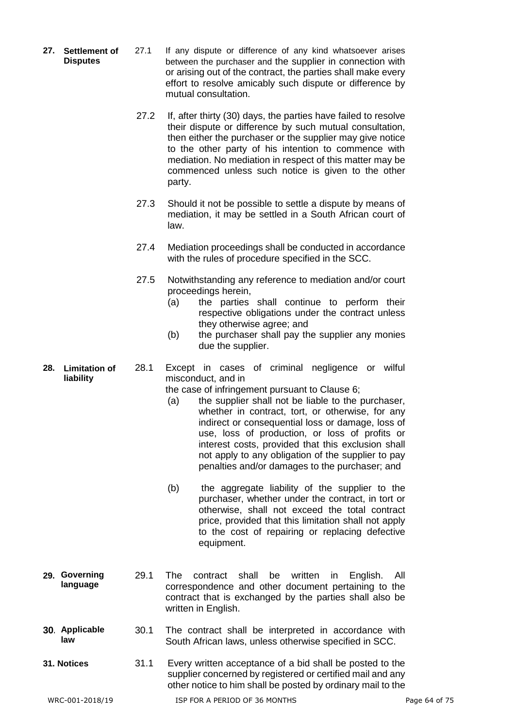**27. Settlement of Disputes**

27.1 If any dispute or difference of any kind whatsoever arises between the purchaser and the supplier in connection with or arising out of the contract, the parties shall make every effort to resolve amicably such dispute or difference by mutual consultation.

27.2 If, after thirty (30) days, the parties have failed to resolve their dispute or difference by such mutual consultation, then either the purchaser or the supplier may give notice to the other party of his intention to commence with mediation. No mediation in respect of this matter may be commenced unless such notice is given to the other party.

27.3 Should it not be possible to settle a dispute by means of mediation, it may be settled in a South African court of law.

27.4 Mediation proceedings shall be conducted in accordance with the rules of procedure specified in the SCC.

27.5 Notwithstanding any reference to mediation and/or court proceedings herein,

(a) the parties shall continue to perform their respective obligations under the contract unless they otherwise agree; and

(b) the purchaser shall pay the supplier any monies due the supplier.

**28. Limitation of liability**

28.1 Except in cases of criminal negligence or wilful misconduct, and in the case of infringement pursuant to Clause 6;

(a) the supplier shall not be liable to the purchaser, whether in contract, tort, or otherwise, for any indirect or consequential loss or damage, loss of use, loss of production, or loss of profits or interest costs, provided that this exclusion shall not apply to any obligation of the supplier to pay penalties and/or damages to the purchaser; and

(b) the aggregate liability of the supplier to the purchaser, whether under the contract, in tort or otherwise, shall not exceed the total contract price, provided that this limitation shall not apply to the cost of repairing or replacing defective equipment.

**29. Governing language**

29.1 The contract shall be written in English. All correspondence and other document pertaining to the contract that is exchanged by the parties shall also be written in English.

**30. Applicable law**

30.1 The contract shall be interpreted in accordance with South African laws, unless otherwise specified in SCC.

**31. Notices**

31.1 Every written acceptance of a bid shall be posted to the supplier concerned by registered or certified mail and any other notice to him shall be posted by ordinary mail to the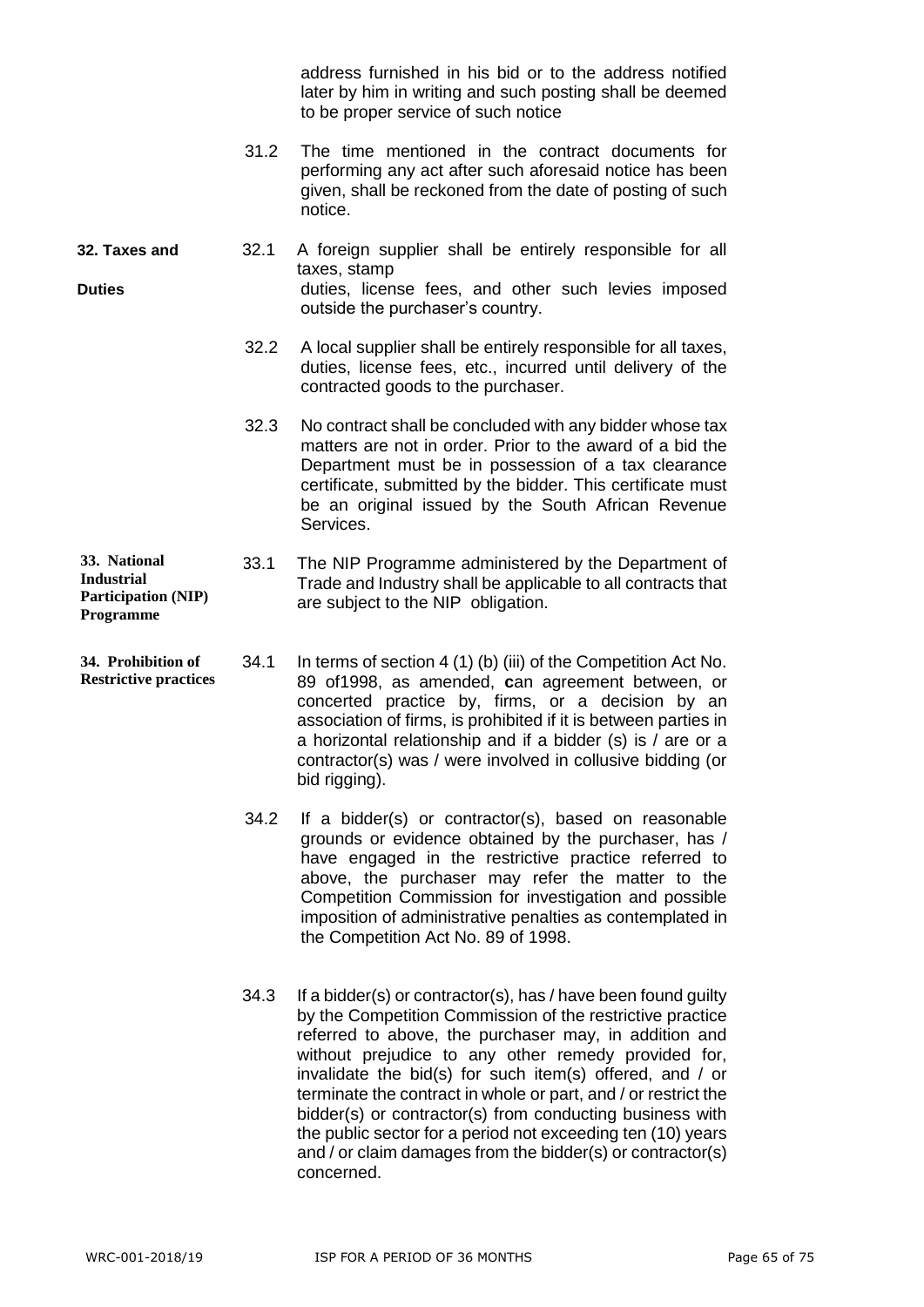address furnished in his bid or to the address notified later by him in writing and such posting shall be deemed to be proper service of such notice

31.2 The time mentioned in the contract documents for performing any act after such aforesaid notice has been given, shall be reckoned from the date of posting of such notice.

**32. Taxes and Duties**

32.1 A foreign supplier shall be entirely responsible for all taxes, stamp duties, license fees, and other such levies imposed outside the purchaser's country.

32.2 A local supplier shall be entirely responsible for all taxes, duties, license fees, etc., incurred until delivery of the contracted goods to the purchaser.

32.3 No contract shall be concluded with any bidder whose tax matters are not in order. Prior to the award of a bid the Department must be in possession of a tax clearance certificate, submitted by the bidder. This certificate must be an original issued by the South African Revenue Services.

**33. National Industrial Participation (NIP) Programme**

33.1 The NIP Programme administered by the Department of Trade and Industry shall be applicable to all contracts that are subject to the NIP obligation.

**34. Prohibition of Restrictive practices**

34.1 In terms of section 4 (1) (b) (iii) of the Competition Act No. 89 of1998, as amended, **c**an agreement between, or concerted practice by, firms, or a decision by an association of firms, is prohibited if it is between parties in a horizontal relationship and if a bidder (s) is / are or a contractor(s) was / were involved in collusive bidding (or bid rigging).

34.2 If a bidder(s) or contractor(s), based on reasonable grounds or evidence obtained by the purchaser, has / have engaged in the restrictive practice referred to above, the purchaser may refer the matter to the Competition Commission for investigation and possible imposition of administrative penalties as contemplated in the Competition Act No. 89 of 1998.

34.3 If a bidder(s) or contractor(s), has / have been found guilty by the Competition Commission of the restrictive practice referred to above, the purchaser may, in addition and without prejudice to any other remedy provided for, invalidate the bid(s) for such item(s) offered, and / or terminate the contract in whole or part, and / or restrict the bidder(s) or contractor(s) from conducting business with the public sector for a period not exceeding ten (10) years and / or claim damages from the bidder(s) or contractor(s) concerned.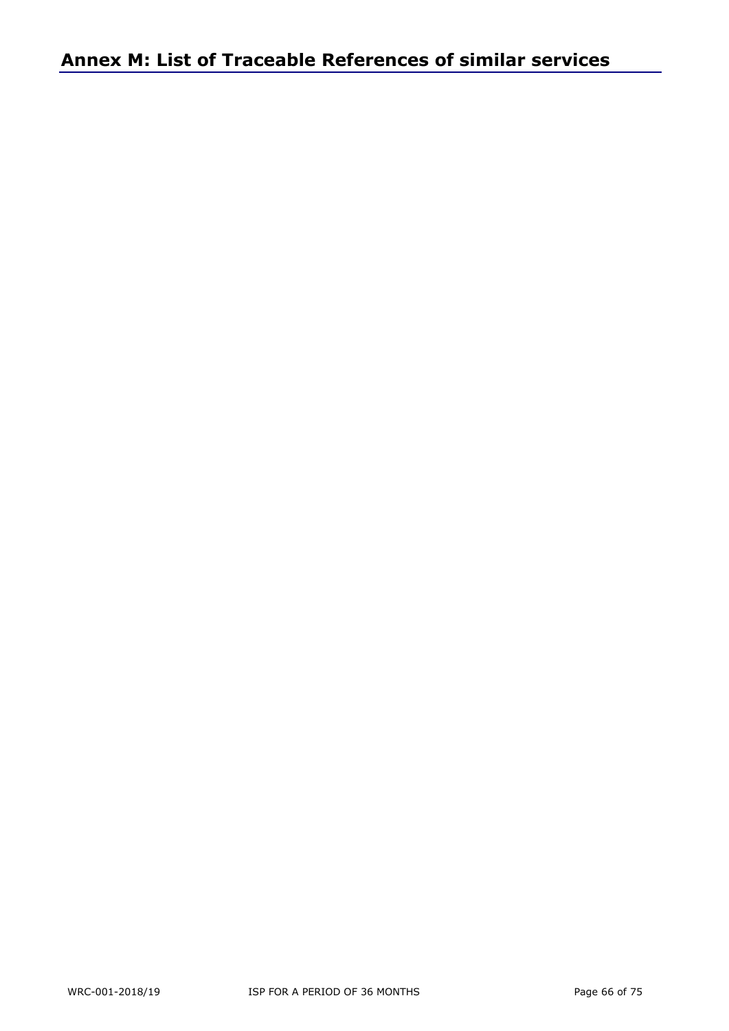# Annex M: List of Traceable References of similar services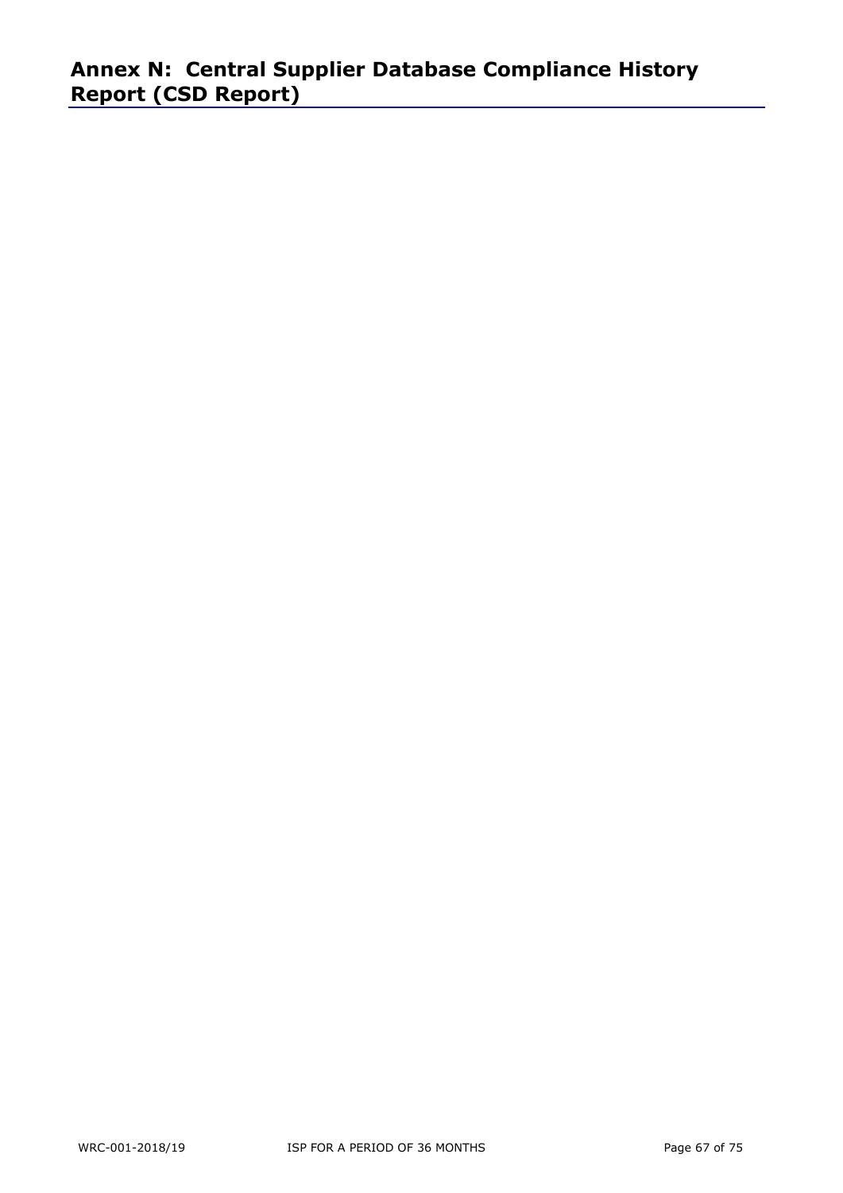# Annex N: Central Supplier Database Compliance History Report (CSD Report)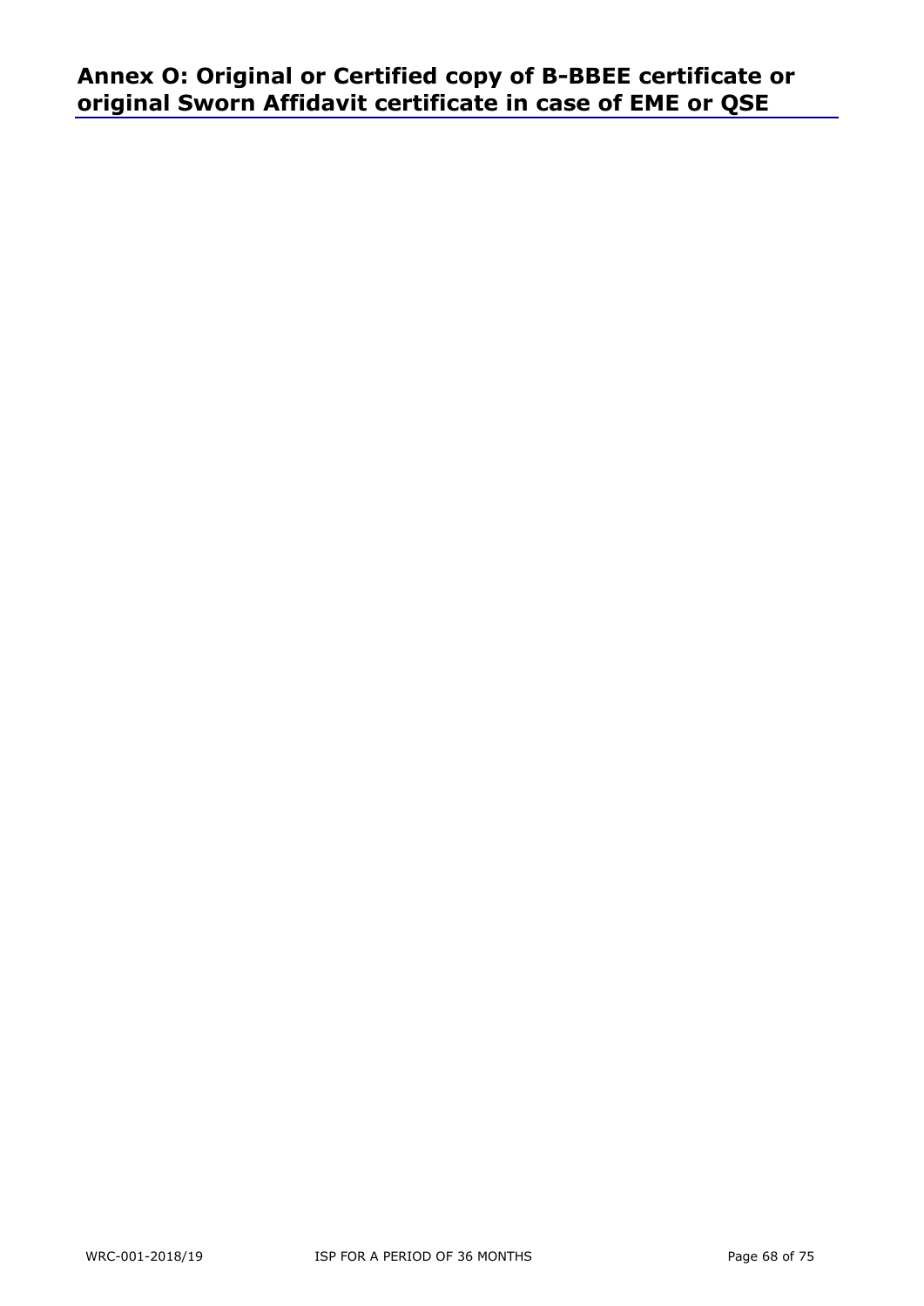## Annex O: Original or Certified copy of B-BBEE certificate or original Sworn Affidavit certificate in case of EME or QSE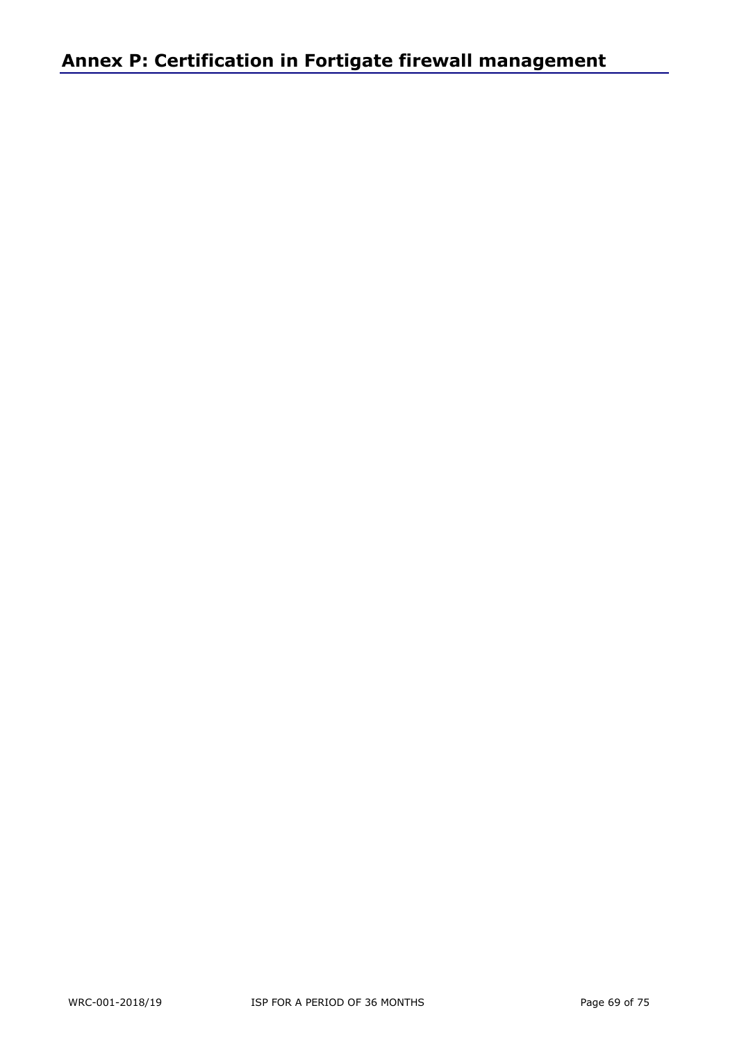# Annex P: Certification in Fortigate firewall management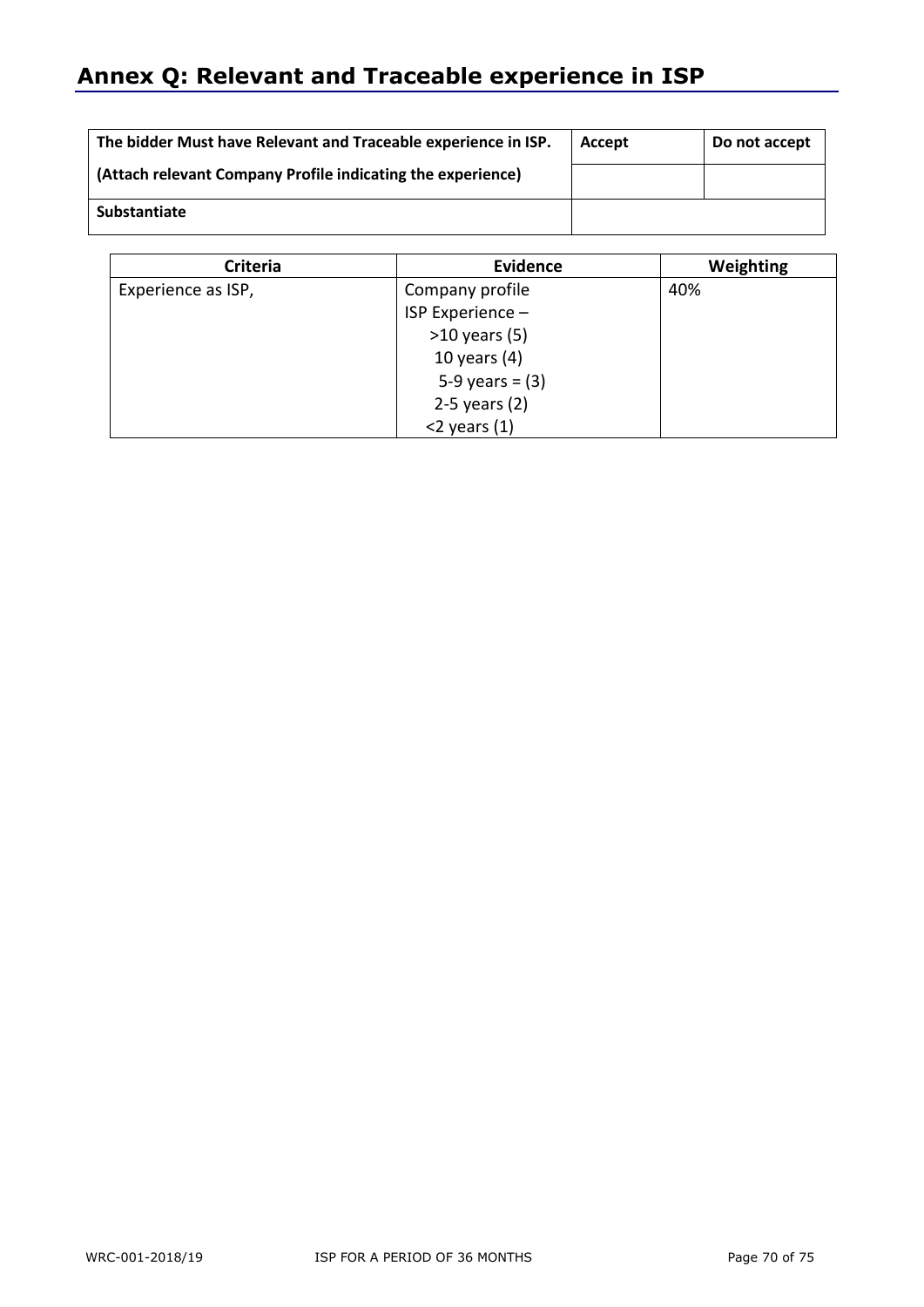## Annex Q: Relevant and Traceable experience in ISP

| The bidder Must have Relevant and Traceable experience in ISP. | Accept | Do not accept |
|---|---|---|
| (Attach relevant Company Profile indicating the experience) | | |
| **Substantiate** | | |

| Criteria | Evidence | Weighting |
|---|---|---|
| Experience as ISP, | Company profile<br>ISP Experience –<br>>10 years (5)<br>10 years (4)<br>5-9 years = (3)<br>2-5 years (2)<br><2 years (1) | 40% |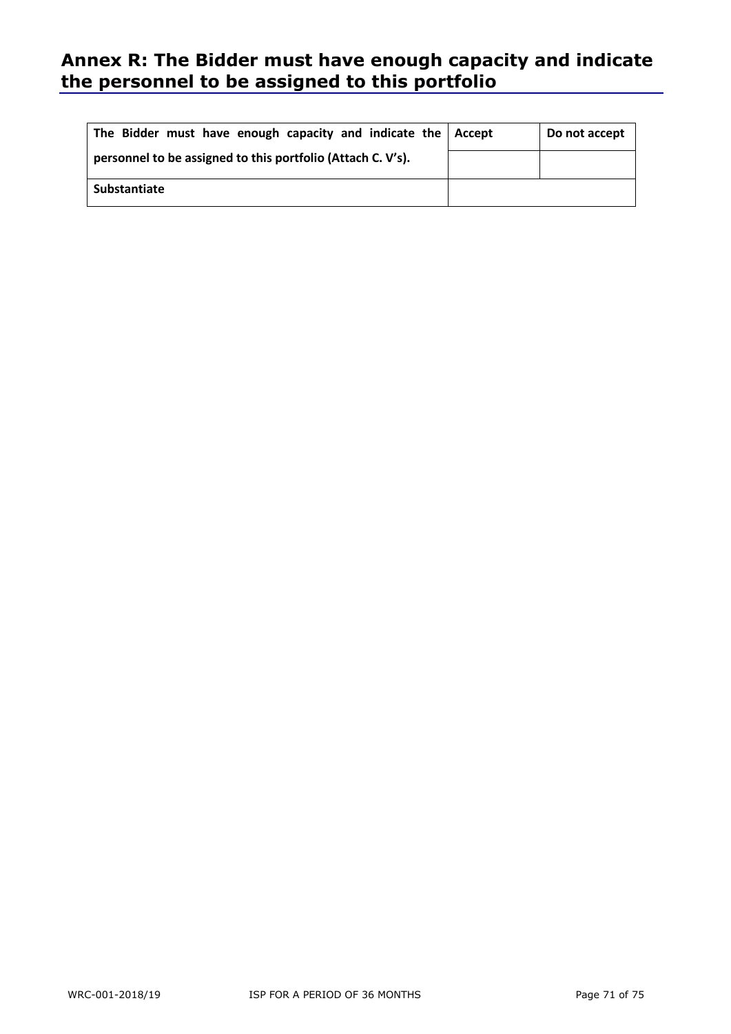## Annex R: The Bidder must have enough capacity and indicate the personnel to be assigned to this portfolio

| The Bidder must have enough capacity and indicate the personnel to be assigned to this portfolio (Attach C. V's). | Accept | Do not accept |
|---|---|---|
| | | |
| **Substantiate** | | |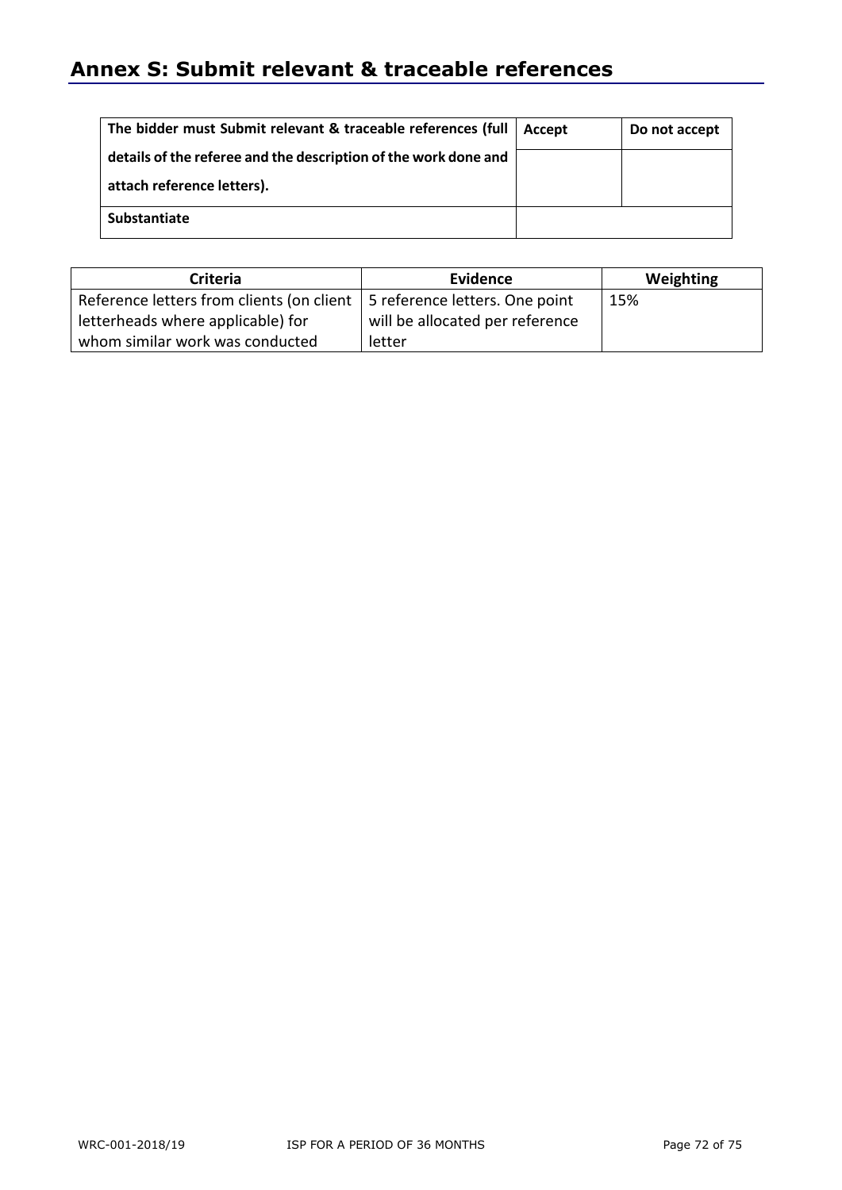# Annex S: Submit relevant & traceable references

| **The bidder must Submit relevant & traceable references (full details of the referee and the description of the work done and attach reference letters).** | **Accept** | **Do not accept** |
|---|---|---|
| | | |
| **Substantiate** | | |

| Criteria | Evidence | Weighting |
|---|---|---|
| Reference letters from clients (on client letterheads where applicable) for whom similar work was conducted | 5 reference letters. One point will be allocated per reference letter | 15% |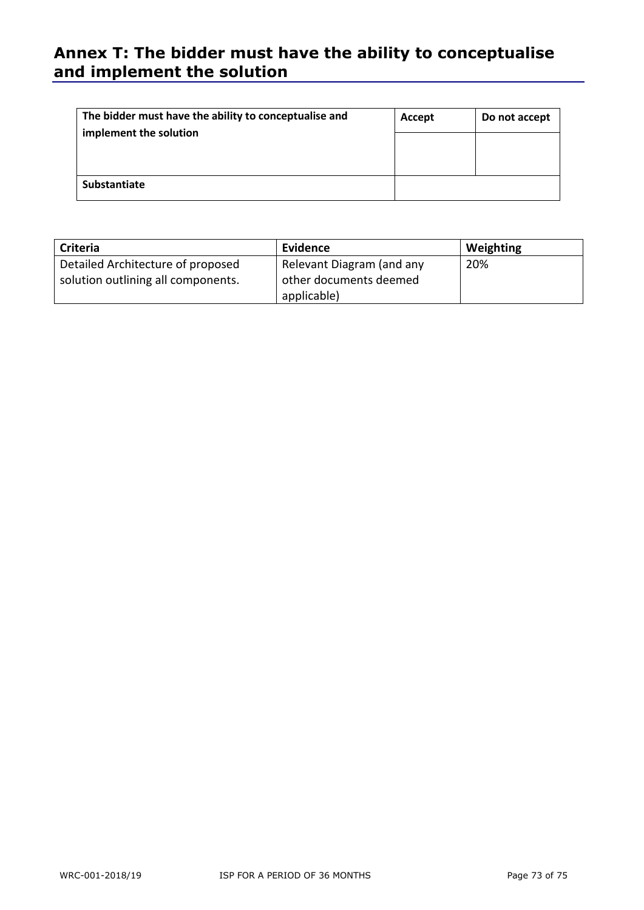## Annex T: The bidder must have the ability to conceptualise and implement the solution

| **The bidder must have the ability to conceptualise and implement the solution** | **Accept** | **Do not accept** |
|---|---|---|
| | | |
| **Substantiate** | | |

| **Criteria** | **Evidence** | **Weighting** |
|---|---|---|
| Detailed Architecture of proposed solution outlining all components. | Relevant Diagram (and any other documents deemed applicable) | 20% |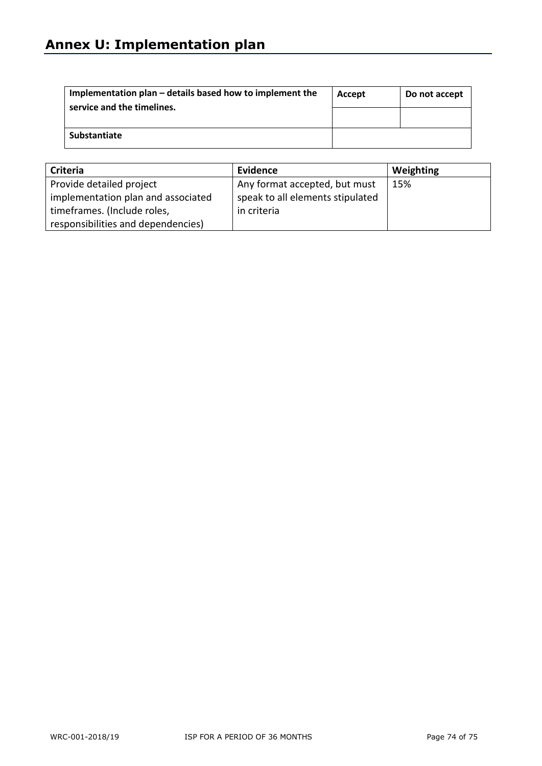# Annex U: Implementation plan

| **Implementation plan – details based how to implement the service and the timelines.** | **Accept** | **Do not accept** |
|---|---|---|
| | | |
| **Substantiate** | | |

| **Criteria** | **Evidence** | **Weighting** |
|---|---|---|
| Provide detailed project implementation plan and associated timeframes. (Include roles, responsibilities and dependencies) | Any format accepted, but must speak to all elements stipulated in criteria | 15% |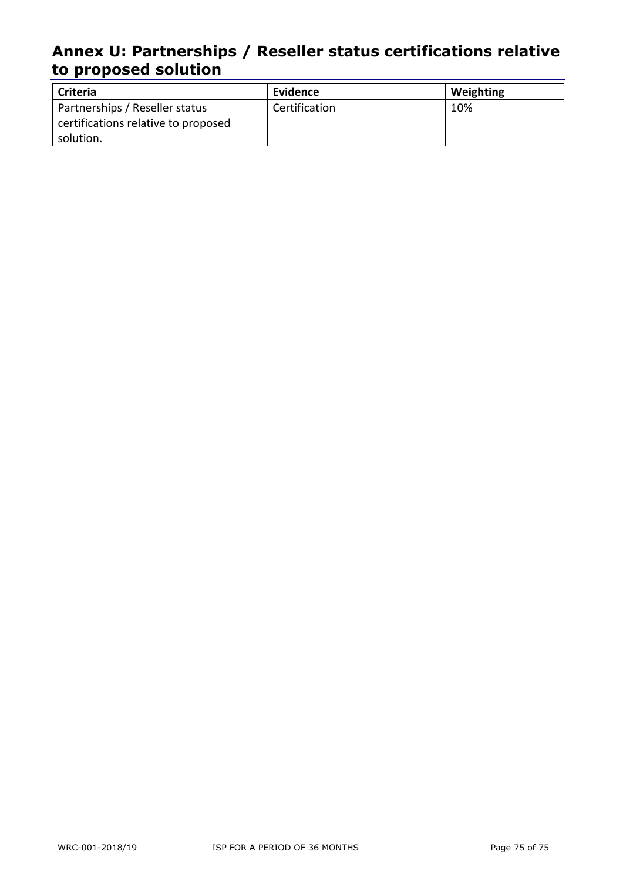## Annex U: Partnerships / Reseller status certifications relative to proposed solution

| Criteria | Evidence | Weighting |
| --- | --- | --- |
| Partnerships / Reseller status certifications relative to proposed solution. | Certification | 10% |